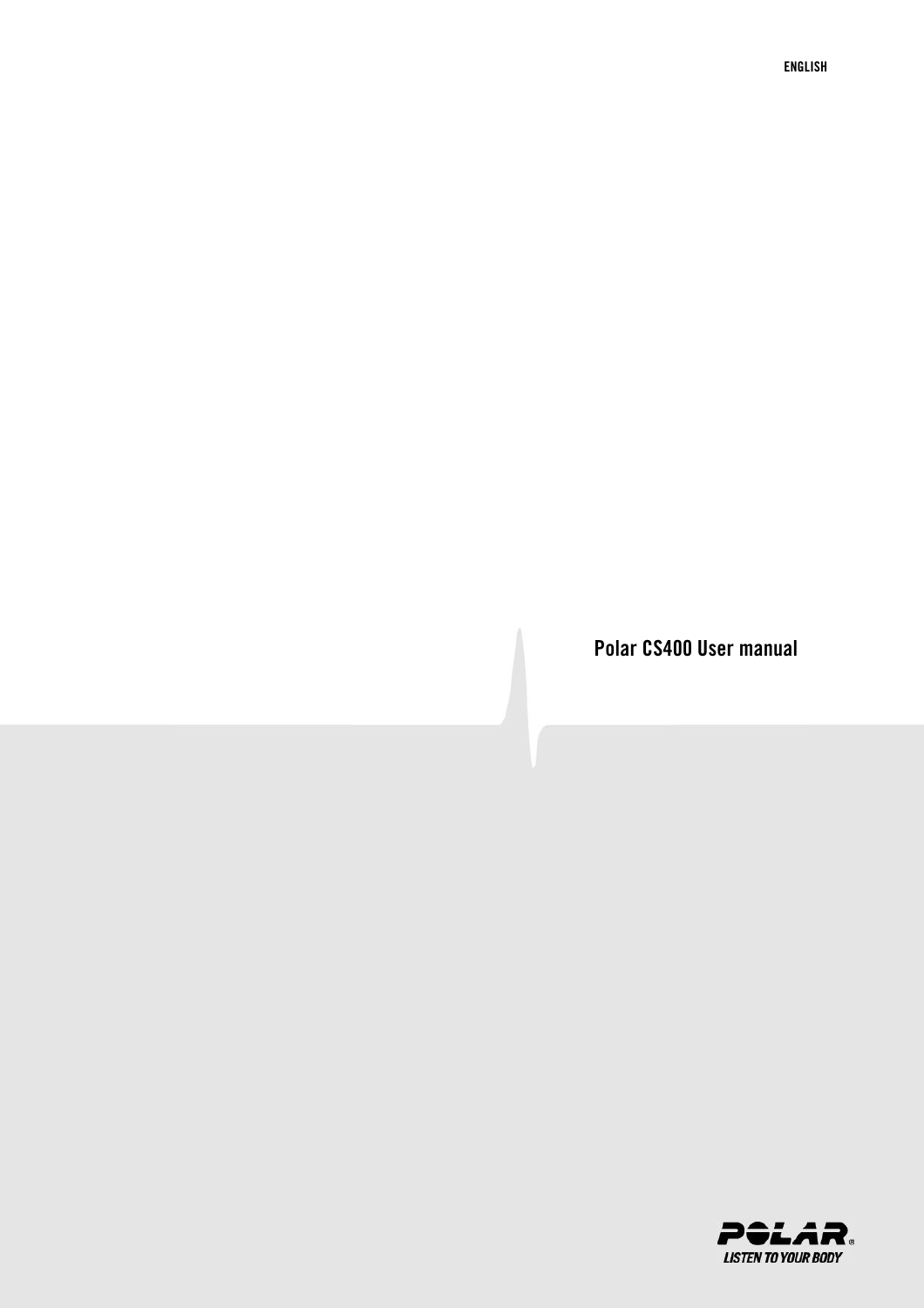ENGLISH

# Polar CS400 User manual

POLAR
LISTEN TO YOUR BODY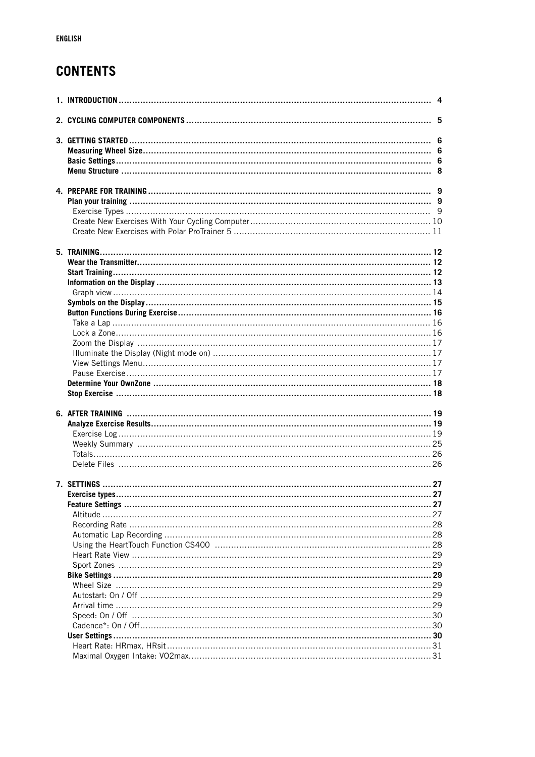ENGLISH

# CONTENTS

1. **INTRODUCTION** .................................... 4

2. **CYCLING COMPUTER COMPONENTS** .................................... 5

3. **GETTING STARTED** .................................... 6
   - **Measuring Wheel Size** .................................... 6
   - **Basic Settings** .................................... 6
   - **Menu Structure** .................................... 8

4. **PREPARE FOR TRAINING** .................................... 9
   - **Plan your training** .................................... 9
     - Exercise Types .................................... 9
     - Create New Exercises With Your Cycling Computer .................................... 10
     - Create New Exercises with Polar ProTrainer 5 .................................... 11

5. **TRAINING** .................................... 12
   - **Wear the Transmitter** .................................... 12
   - **Start Training** .................................... 12
   - **Information on the Display** .................................... 13
     - Graph view .................................... 14
   - **Symbols on the Display** .................................... 15
   - **Button Functions During Exercise** .................................... 16
     - Take a Lap .................................... 16
     - Lock a Zone .................................... 16
     - Zoom the Display .................................... 17
     - Illuminate the Display (Night mode on) .................................... 17
     - View Settings Menu .................................... 17
     - Pause Exercise .................................... 17
   - **Determine Your OwnZone** .................................... 18
   - **Stop Exercise** .................................... 18

6. **AFTER TRAINING** .................................... 19
   - **Analyze Exercise Results** .................................... 19
     - Exercise Log .................................... 19
     - Weekly Summary .................................... 25
     - Totals .................................... 26
     - Delete Files .................................... 26

7. **SETTINGS** .................................... 27
   - **Exercise types** .................................... 27
   - **Feature Settings** .................................... 27
     - Altitude .................................... 27
     - Recording Rate .................................... 28
     - Automatic Lap Recording .................................... 28
     - Using the HeartTouch Function CS400 .................................... 28
     - Heart Rate View .................................... 29
     - Sport Zones .................................... 29
   - **Bike Settings** .................................... 29
     - Wheel Size .................................... 29
     - Autostart: On / Off .................................... 29
     - Arrival time .................................... 29
     - Speed: On / Off .................................... 30
     - Cadence*: On / Off .................................... 30
   - **User Settings** .................................... 30
     - Heart Rate: HRmax, HRsit .................................... 31
     - Maximal Oxygen Intake: VO2max .................................... 31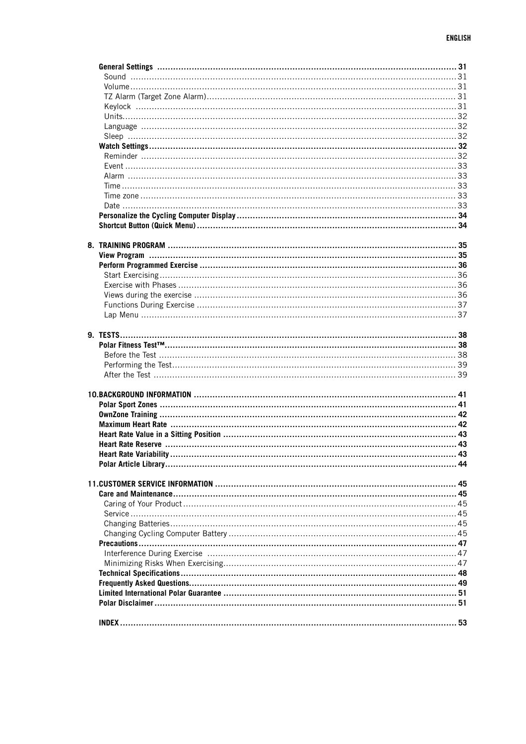**General Settings** ..................................................................... 31
- Sound ..................................................................... 31
- Volume ..................................................................... 31
- TZ Alarm (Target Zone Alarm) ..................................................................... 31
- Keylock ..................................................................... 31
- Units ..................................................................... 32
- Language ..................................................................... 32
- Sleep ..................................................................... 32

**Watch Settings** ..................................................................... 32
- Reminder ..................................................................... 32
- Event ..................................................................... 33
- Alarm ..................................................................... 33
- Time ..................................................................... 33
- Time zone ..................................................................... 33
- Date ..................................................................... 33

**Personalize the Cycling Computer Display** ..................................................................... 34

**Shortcut Button (Quick Menu)** ..................................................................... 34

**8. TRAINING PROGRAM** ..................................................................... 35

**View Program** ..................................................................... 35

**Perform Programmed Exercise** ..................................................................... 36
- Start Exercising ..................................................................... 36
- Exercise with Phases ..................................................................... 36
- Views during the exercise ..................................................................... 36
- Functions During Exercise ..................................................................... 37
- Lap Menu ..................................................................... 37

**9. TESTS** ..................................................................... 38

**Polar Fitness Test™** ..................................................................... 38
- Before the Test ..................................................................... 38
- Performing the Test ..................................................................... 39
- After the Test ..................................................................... 39

**10. BACKGROUND INFORMATION** ..................................................................... 41

**Polar Sport Zones** ..................................................................... 41

**OwnZone Training** ..................................................................... 42

**Maximum Heart Rate** ..................................................................... 42

**Heart Rate Value in a Sitting Position** ..................................................................... 43

**Heart Rate Reserve** ..................................................................... 43

**Heart Rate Variability** ..................................................................... 43

**Polar Article Library** ..................................................................... 44

**11. CUSTOMER SERVICE INFORMATION** ..................................................................... 45

**Care and Maintenance** ..................................................................... 45
- Caring of Your Product ..................................................................... 45
- Service ..................................................................... 45
- Changing Batteries ..................................................................... 45
- Changing Cycling Computer Battery ..................................................................... 45

**Precautions** ..................................................................... 47
- Interference During Exercise ..................................................................... 47
- Minimizing Risks When Exercising ..................................................................... 47

**Technical Specifications** ..................................................................... 48

**Frequently Asked Questions** ..................................................................... 49

**Limited International Polar Guarantee** ..................................................................... 51

**Polar Disclaimer** ..................................................................... 51

**INDEX** ..................................................................... 53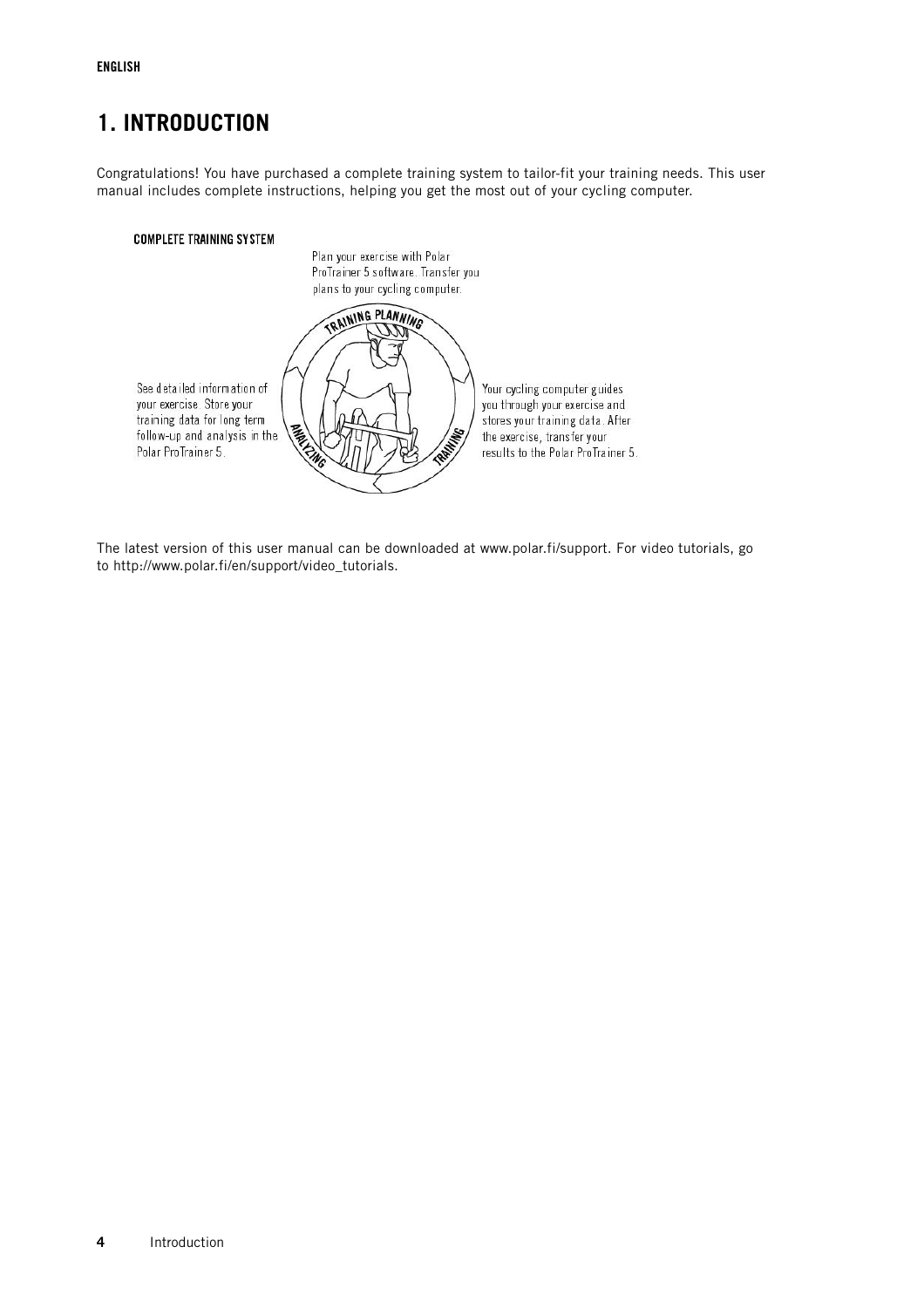# 1. INTRODUCTION

Congratulations! You have purchased a complete training system to tailor-fit your training needs. This user manual includes complete instructions, helping you get the most out of your cycling computer.

**COMPLETE TRAINING SYSTEM**

Plan your exercise with Polar ProTrainer 5 software. Transfer you plans to your cycling computer.

TRAINING PLANNING

Your cycling computer guides you through your exercise and stores your training data. After the exercise, transfer your results to the Polar ProTrainer 5.

TRAINING

See detailed information of your exercise. Store your training data for long term follow-up and analysis in the Polar ProTrainer 5.

ANALYZING

The latest version of this user manual can be downloaded at www.polar.fi/support. For video tutorials, go to http://www.polar.fi/en/support/video_tutorials.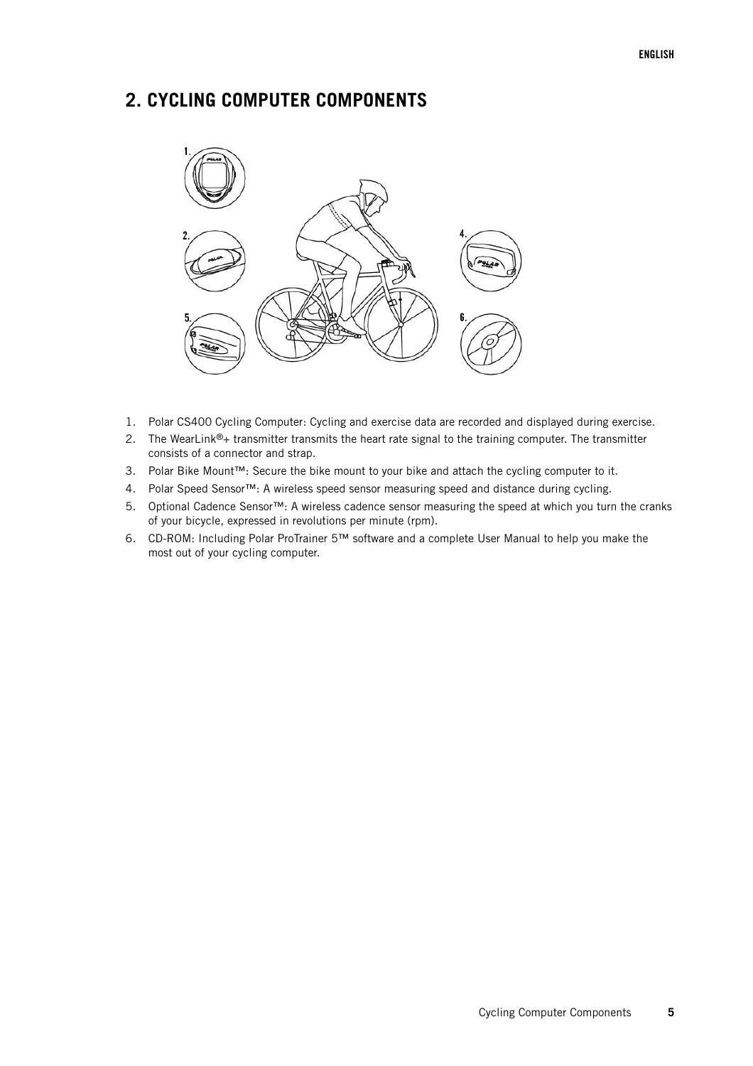## 2. CYCLING COMPUTER COMPONENTS

1. Polar CS400 Cycling Computer: Cycling and exercise data are recorded and displayed during exercise.
2. The WearLink®+ transmitter transmits the heart rate signal to the training computer. The transmitter consists of a connector and strap.
3. Polar Bike Mount™: Secure the bike mount to your bike and attach the cycling computer to it.
4. Polar Speed Sensor™: A wireless speed sensor measuring speed and distance during cycling.
5. Optional Cadence Sensor™: A wireless cadence sensor measuring the speed at which you turn the cranks of your bicycle, expressed in revolutions per minute (rpm).
6. CD-ROM: Including Polar ProTrainer 5™ software and a complete User Manual to help you make the most out of your cycling computer.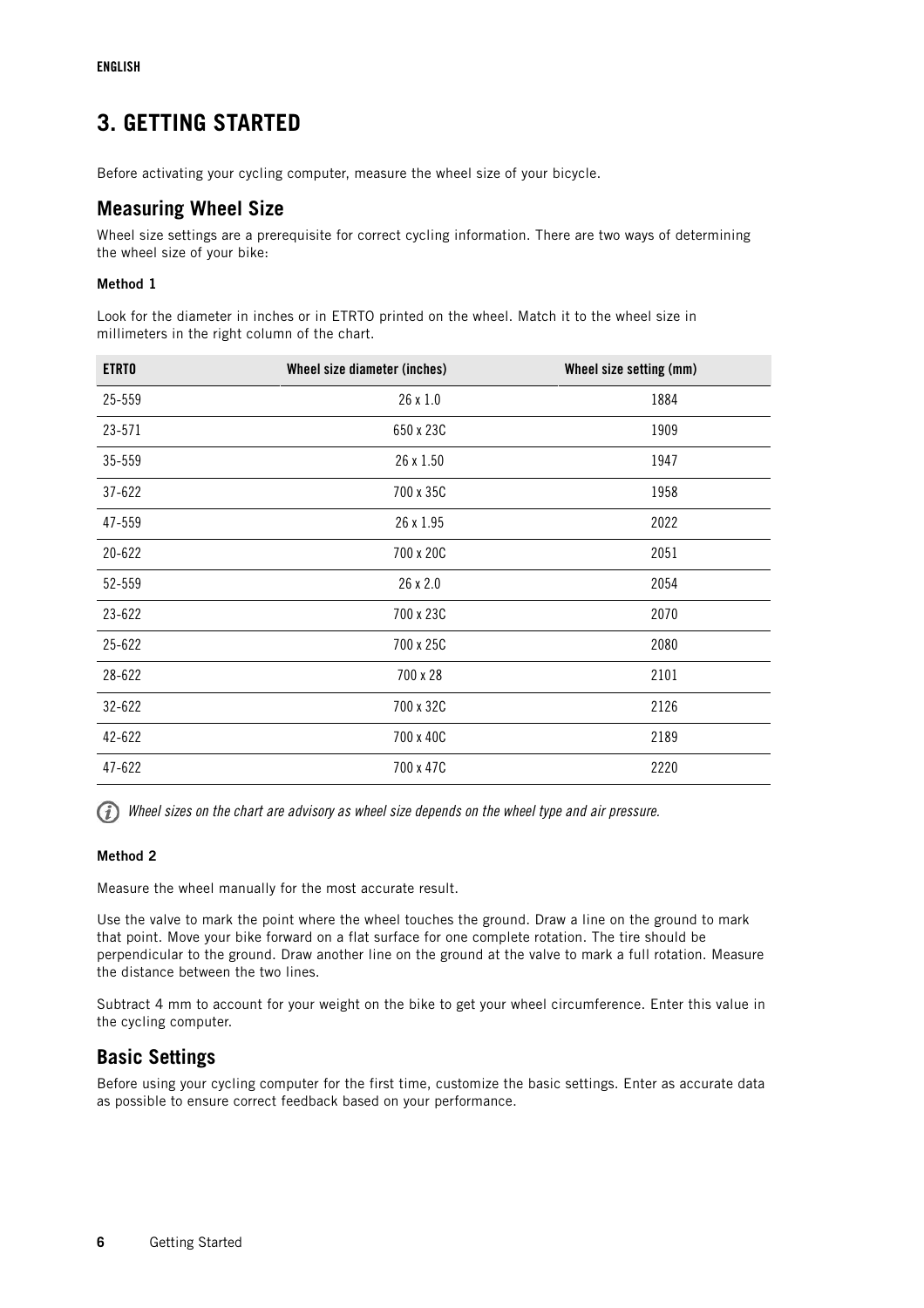ENGLISH

# 3. GETTING STARTED

Before activating your cycling computer, measure the wheel size of your bicycle.

## Measuring Wheel Size

Wheel size settings are a prerequisite for correct cycling information. There are two ways of determining the wheel size of your bike:

**Method 1**

Look for the diameter in inches or in ETRTO printed on the wheel. Match it to the wheel size in millimeters in the right column of the chart.

| ETRTO | Wheel size diameter (inches) | Wheel size setting (mm) |
|---|---|---|
| 25-559 | 26 x 1.0 | 1884 |
| 23-571 | 650 x 23C | 1909 |
| 35-559 | 26 x 1.50 | 1947 |
| 37-622 | 700 x 35C | 1958 |
| 47-559 | 26 x 1.95 | 2022 |
| 20-622 | 700 x 20C | 2051 |
| 52-559 | 26 x 2.0 | 2054 |
| 23-622 | 700 x 23C | 2070 |
| 25-622 | 700 x 25C | 2080 |
| 28-622 | 700 x 28 | 2101 |
| 32-622 | 700 x 32C | 2126 |
| 42-622 | 700 x 40C | 2189 |
| 47-622 | 700 x 47C | 2220 |

*Wheel sizes on the chart are advisory as wheel size depends on the wheel type and air pressure.*

**Method 2**

Measure the wheel manually for the most accurate result.

Use the valve to mark the point where the wheel touches the ground. Draw a line on the ground to mark that point. Move your bike forward on a flat surface for one complete rotation. The tire should be perpendicular to the ground. Draw another line on the ground at the valve to mark a full rotation. Measure the distance between the two lines.

Subtract 4 mm to account for your weight on the bike to get your wheel circumference. Enter this value in the cycling computer.

## Basic Settings

Before using your cycling computer for the first time, customize the basic settings. Enter as accurate data as possible to ensure correct feedback based on your performance.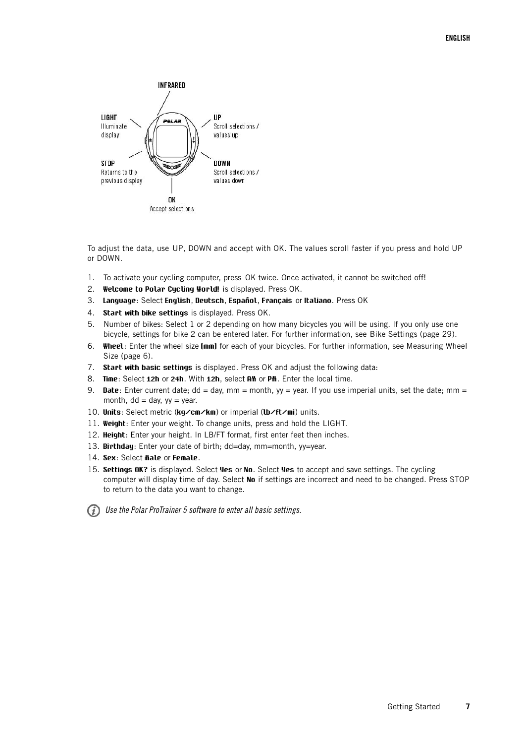INFRARED

LIGHT
Illuminate display

UP
Scroll selections / values up

STOP
Returns to the previous display

DOWN
Scroll selections / values down

OK
Accept selections

To adjust the data, use UP, DOWN and accept with OK. The values scroll faster if you press and hold UP or DOWN.

1. To activate your cycling computer, press OK twice. Once activated, it cannot be switched off!
2. **Welcome to Polar Cycling World!** is displayed. Press OK.
3. **Language**: Select **English**, **Deutsch**, **Español**, **Français** or **Italiano**. Press OK
4. **Start with bike settings** is displayed. Press OK.
5. Number of bikes: Select 1 or 2 depending on how many bicycles you will be using. If you only use one bicycle, settings for bike 2 can be entered later. For further information, see Bike Settings (page 29).
6. **Wheel**: Enter the wheel size **(mm)** for each of your bicycles. For further information, see Measuring Wheel Size (page 6).
7. **Start with basic settings** is displayed. Press OK and adjust the following data:
8. **Time**: Select **12h** or **24h**. With **12h**, select **AM** or **PM**. Enter the local time.
9. **Date**: Enter current date; dd = day, mm = month, yy = year. If you use imperial units, set the date; mm = month, dd = day, yy = year.
10. **Units**: Select metric (**kg/cm/km**) or imperial (**lb/ft/mi**) units.
11. **Weight**: Enter your weight. To change units, press and hold the LIGHT.
12. **Height**: Enter your height. In LB/FT format, first enter feet then inches.
13. **Birthday**: Enter your date of birth; dd=day, mm=month, yy=year.
14. **Sex**: Select **Male** or **Female**.
15. **Settings OK?** is displayed. Select **Yes** or **No**. Select **Yes** to accept and save settings. The cycling computer will display time of day. Select **No** if settings are incorrect and need to be changed. Press STOP to return to the data you want to change.

*Use the Polar ProTrainer 5 software to enter all basic settings.*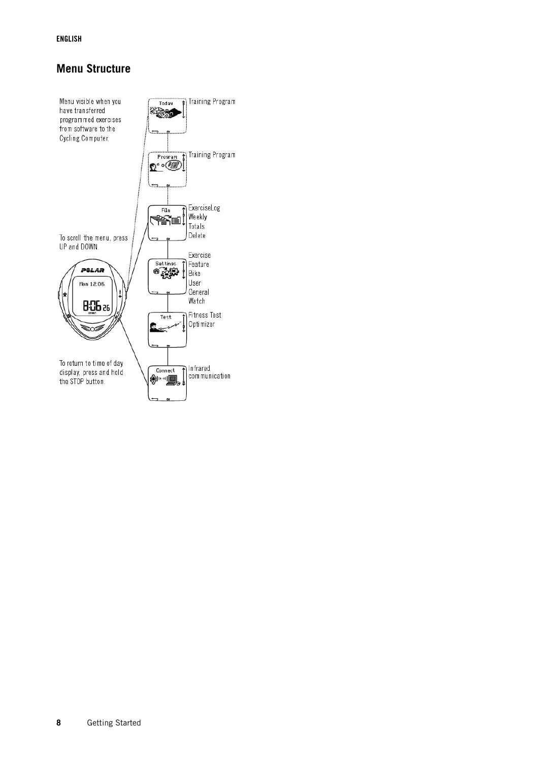## Menu Structure

Menu visible when you have transferred programmed exercises from software to the Cycling Computer.

To scroll the menu, press UP and DOWN.

To return to time of day display, press and hold the STOP button.

- Today — Training Program
- Program — Training Program
- File — ExerciseLog, Weekly, Totals, Delete
- Settings — Exercise, Feature, Bike, User, General, Watch
- Test — Fitness Test, Optimizer
- Connect — Infrared communication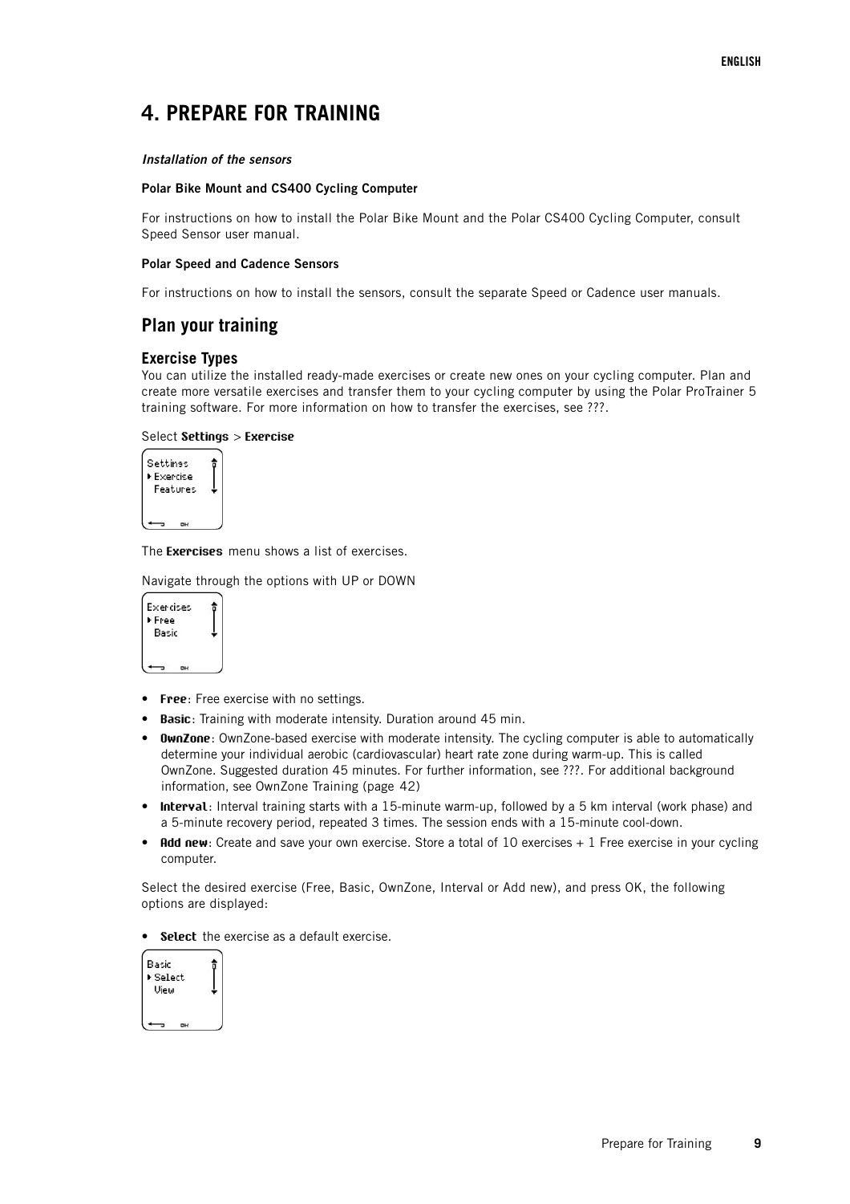# 4. PREPARE FOR TRAINING

*Installation of the sensors*

**Polar Bike Mount and CS400 Cycling Computer**

For instructions on how to install the Polar Bike Mount and the Polar CS400 Cycling Computer, consult Speed Sensor user manual.

**Polar Speed and Cadence Sensors**

For instructions on how to install the sensors, consult the separate Speed or Cadence user manuals.

## Plan your training

### Exercise Types

You can utilize the installed ready-made exercises or create new ones on your cycling computer. Plan and create more versatile exercises and transfer them to your cycling computer by using the Polar ProTrainer 5 training software. For more information on how to transfer the exercises, see ???.

Select **Settings** > **Exercise**

The **Exercises** menu shows a list of exercises.

Navigate through the options with UP or DOWN

- **Free**: Free exercise with no settings.
- **Basic**: Training with moderate intensity. Duration around 45 min.
- **OwnZone**: OwnZone-based exercise with moderate intensity. The cycling computer is able to automatically determine your individual aerobic (cardiovascular) heart rate zone during warm-up. This is called OwnZone. Suggested duration 45 minutes. For further information, see ???. For additional background information, see OwnZone Training (page 42)
- **Interval**: Interval training starts with a 15-minute warm-up, followed by a 5 km interval (work phase) and a 5-minute recovery period, repeated 3 times. The session ends with a 15-minute cool-down.
- **Add new**: Create and save your own exercise. Store a total of 10 exercises + 1 Free exercise in your cycling computer.

Select the desired exercise (Free, Basic, OwnZone, Interval or Add new), and press OK, the following options are displayed:

- **Select** the exercise as a default exercise.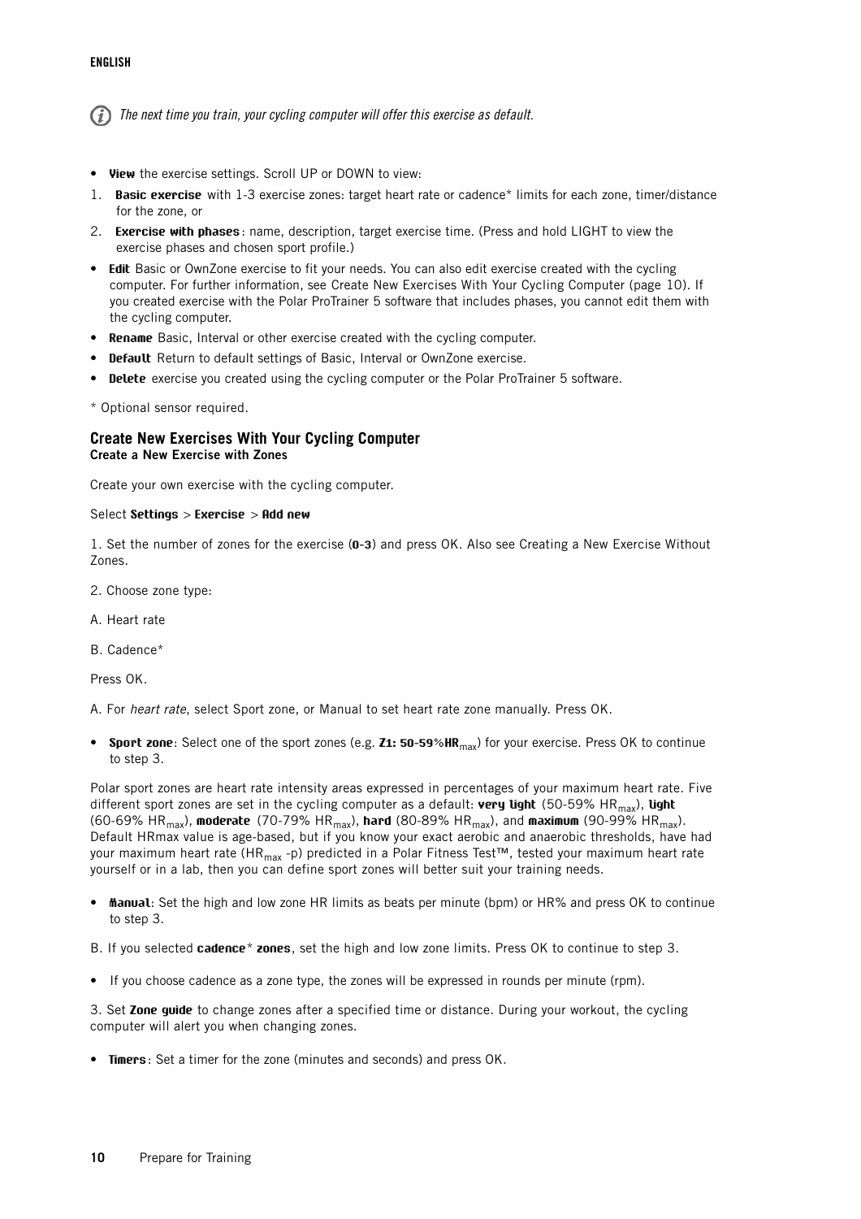*The next time you train, your cycling computer will offer this exercise as default.*

- **View** the exercise settings. Scroll UP or DOWN to view:

1. **Basic exercise** with 1-3 exercise zones: target heart rate or cadence* limits for each zone, timer/distance for the zone, or
2. **Exercise with phases**: name, description, target exercise time. (Press and hold LIGHT to view the exercise phases and chosen sport profile.)

- **Edit** Basic or OwnZone exercise to fit your needs. You can also edit exercise created with the cycling computer. For further information, see Create New Exercises With Your Cycling Computer (page 10). If you created exercise with the Polar ProTrainer 5 software that includes phases, you cannot edit them with the cycling computer.
- **Rename** Basic, Interval or other exercise created with the cycling computer.
- **Default** Return to default settings of Basic, Interval or OwnZone exercise.
- **Delete** exercise you created using the cycling computer or the Polar ProTrainer 5 software.

* Optional sensor required.

## Create New Exercises With Your Cycling Computer

### Create a New Exercise with Zones

Create your own exercise with the cycling computer.

Select **Settings** > **Exercise** > **Add new**

1. Set the number of zones for the exercise (**0-3**) and press OK. Also see Creating a New Exercise Without Zones.

2. Choose zone type:

A. Heart rate

B. Cadence*

Press OK.

A. For *heart rate*, select Sport zone, or Manual to set heart rate zone manually. Press OK.

- **Sport zone**: Select one of the sport zones (e.g. **Z1: 50-59%$HR_{max}$**) for your exercise. Press OK to continue to step 3.

Polar sport zones are heart rate intensity areas expressed in percentages of your maximum heart rate. Five different sport zones are set in the cycling computer as a default: **very light** (50-59% $HR_{max}$), **light** (60-69% $HR_{max}$), **moderate** (70-79% $HR_{max}$), **hard** (80-89% $HR_{max}$), and **maximum** (90-99% $HR_{max}$). Default HRmax value is age-based, but if you know your exact aerobic and anaerobic thresholds, have had your maximum heart rate ($HR_{max}$ -p) predicted in a Polar Fitness Test™, tested your maximum heart rate yourself or in a lab, then you can define sport zones will better suit your training needs.

- **Manual**: Set the high and low zone HR limits as beats per minute (bpm) or HR% and press OK to continue to step 3.

B. If you selected **cadence* zones**, set the high and low zone limits. Press OK to continue to step 3.

- If you choose cadence as a zone type, the zones will be expressed in rounds per minute (rpm).

3. Set **Zone guide** to change zones after a specified time or distance. During your workout, the cycling computer will alert you when changing zones.

- **Timers**: Set a timer for the zone (minutes and seconds) and press OK.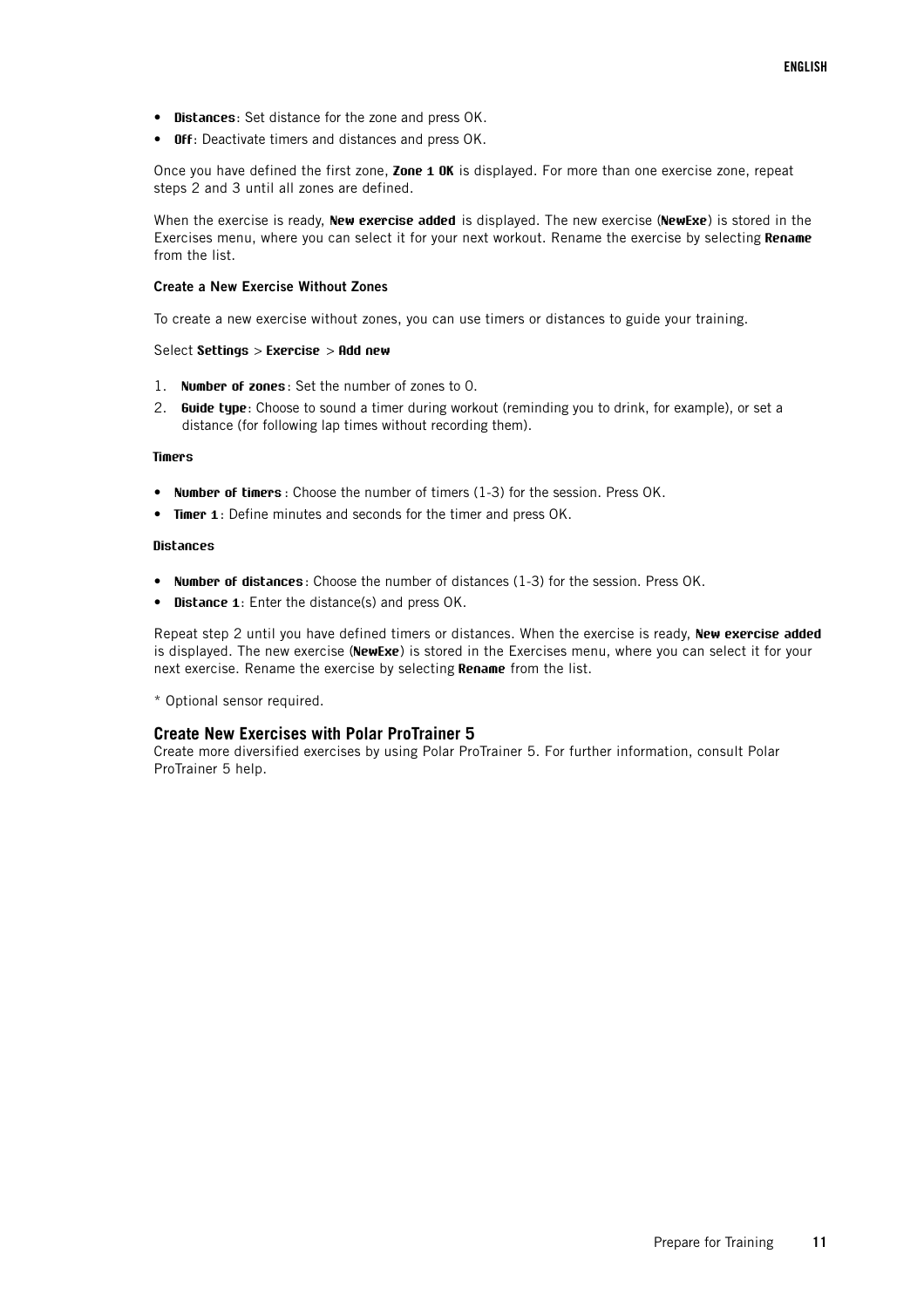- **Distances**: Set distance for the zone and press OK.
- **Off**: Deactivate timers and distances and press OK.

Once you have defined the first zone, **Zone 1 OK** is displayed. For more than one exercise zone, repeat steps 2 and 3 until all zones are defined.

When the exercise is ready, **New exercise added** is displayed. The new exercise (**NewExe**) is stored in the Exercises menu, where you can select it for your next workout. Rename the exercise by selecting **Rename** from the list.

#### Create a New Exercise Without Zones

To create a new exercise without zones, you can use timers or distances to guide your training.

Select **Settings** > **Exercise** > **Add new**

1. **Number of zones**: Set the number of zones to 0.
2. **Guide type**: Choose to sound a timer during workout (reminding you to drink, for example), or set a distance (for following lap times without recording them).

**Timers**

- **Number of timers**: Choose the number of timers (1-3) for the session. Press OK.
- **Timer 1**: Define minutes and seconds for the timer and press OK.

**Distances**

- **Number of distances**: Choose the number of distances (1-3) for the session. Press OK.
- **Distance 1**: Enter the distance(s) and press OK.

Repeat step 2 until you have defined timers or distances. When the exercise is ready, **New exercise added** is displayed. The new exercise (**NewExe**) is stored in the Exercises menu, where you can select it for your next exercise. Rename the exercise by selecting **Rename** from the list.

* Optional sensor required.

### Create New Exercises with Polar ProTrainer 5

Create more diversified exercises by using Polar ProTrainer 5. For further information, consult Polar ProTrainer 5 help.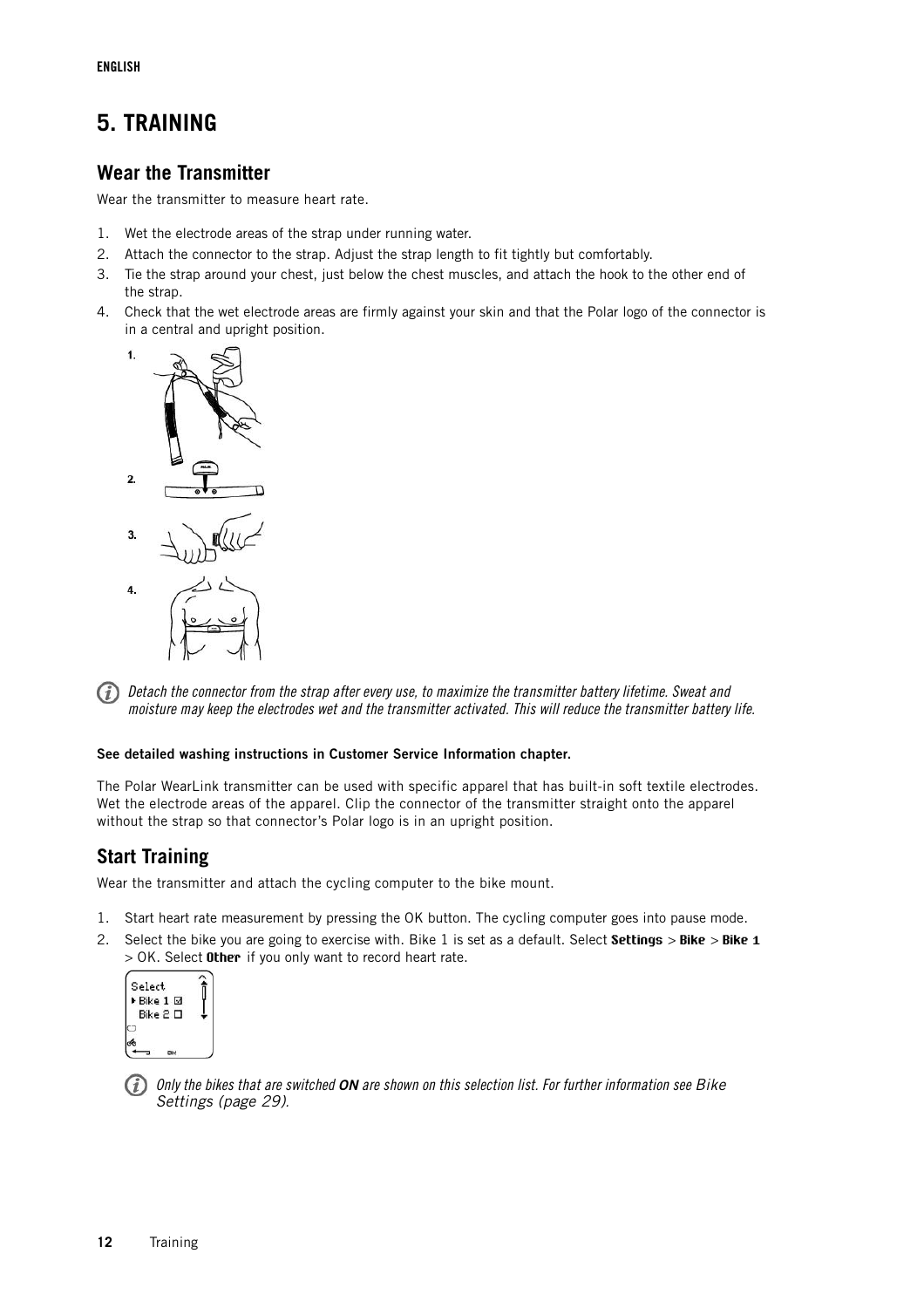# 5. TRAINING

## Wear the Transmitter

Wear the transmitter to measure heart rate.

1. Wet the electrode areas of the strap under running water.
2. Attach the connector to the strap. Adjust the strap length to fit tightly but comfortably.
3. Tie the strap around your chest, just below the chest muscles, and attach the hook to the other end of the strap.
4. Check that the wet electrode areas are firmly against your skin and that the Polar logo of the connector is in a central and upright position.

*Detach the connector from the strap after every use, to maximize the transmitter battery lifetime. Sweat and moisture may keep the electrodes wet and the transmitter activated. This will reduce the transmitter battery life.*

**See detailed washing instructions in Customer Service Information chapter.**

The Polar WearLink transmitter can be used with specific apparel that has built-in soft textile electrodes. Wet the electrode areas of the apparel. Clip the connector of the transmitter straight onto the apparel without the strap so that connector's Polar logo is in an upright position.

## Start Training

Wear the transmitter and attach the cycling computer to the bike mount.

1. Start heart rate measurement by pressing the OK button. The cycling computer goes into pause mode.
2. Select the bike you are going to exercise with. Bike 1 is set as a default. Select **Settings** > **Bike** > **Bike 1** > OK. Select **Other** if you only want to record heart rate.

*Only the bikes that are switched **ON** are shown on this selection list. For further information see Bike Settings (page 29).*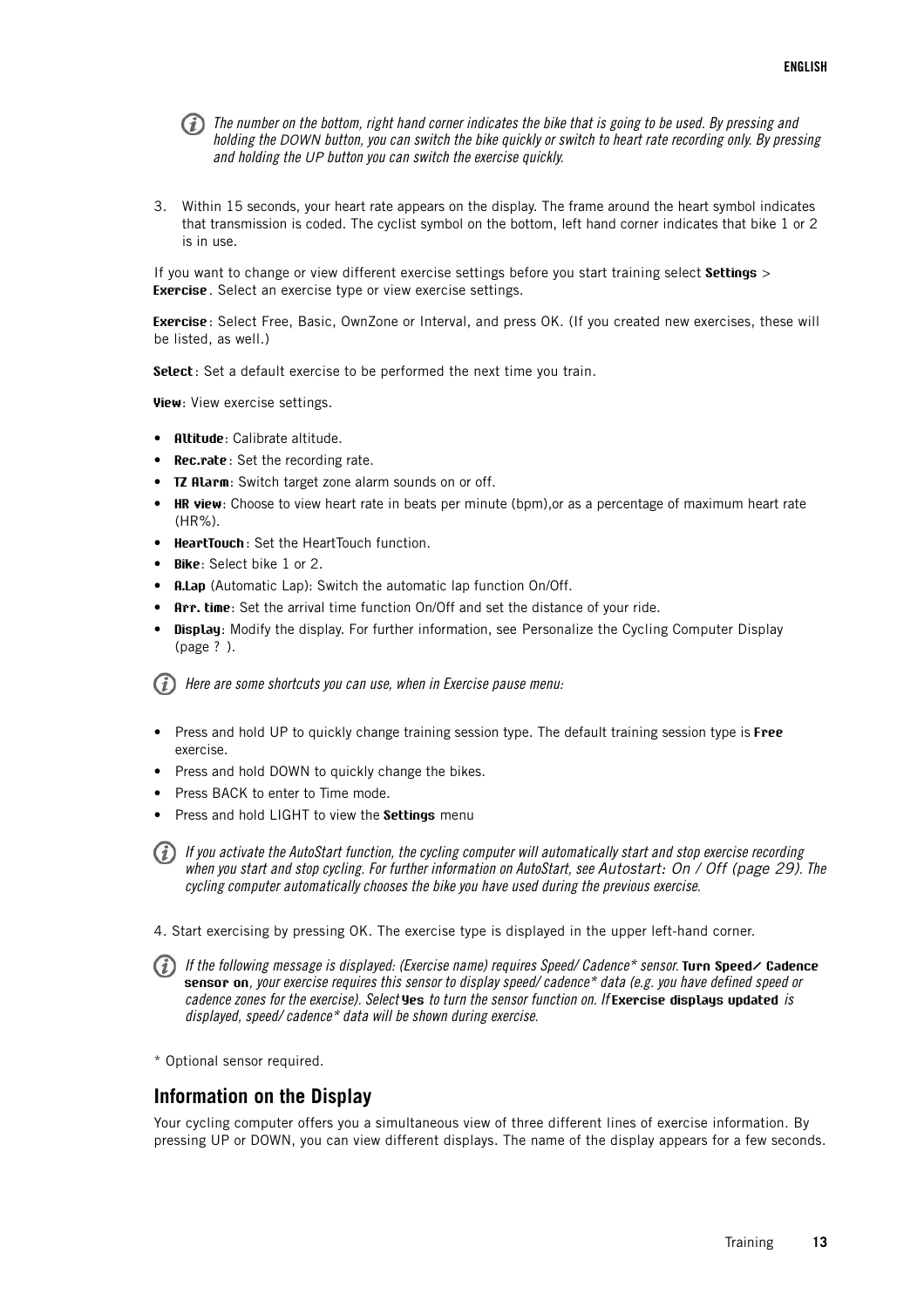*The number on the bottom, right hand corner indicates the bike that is going to be used. By pressing and holding the DOWN button, you can switch the bike quickly or switch to heart rate recording only. By pressing and holding the UP button you can switch the exercise quickly.*

3. Within 15 seconds, your heart rate appears on the display. The frame around the heart symbol indicates that transmission is coded. The cyclist symbol on the bottom, left hand corner indicates that bike 1 or 2 is in use.

If you want to change or view different exercise settings before you start training select **Settings** > **Exercise**. Select an exercise type or view exercise settings.

**Exercise**: Select Free, Basic, OwnZone or Interval, and press OK. (If you created new exercises, these will be listed, as well.)

**Select**: Set a default exercise to be performed the next time you train.

**View**: View exercise settings.

- **Altitude**: Calibrate altitude.
- **Rec.rate**: Set the recording rate.
- **TZ Alarm**: Switch target zone alarm sounds on or off.
- **HR view**: Choose to view heart rate in beats per minute (bpm),or as a percentage of maximum heart rate (HR%).
- **HeartTouch**: Set the HeartTouch function.
- **Bike**: Select bike 1 or 2.
- **A.Lap** (Automatic Lap): Switch the automatic lap function On/Off.
- **Arr. time**: Set the arrival time function On/Off and set the distance of your ride.
- **Display**: Modify the display. For further information, see Personalize the Cycling Computer Display (page ? ).

*Here are some shortcuts you can use, when in Exercise pause menu:*

- Press and hold UP to quickly change training session type. The default training session type is **Free** exercise.
- Press and hold DOWN to quickly change the bikes.
- Press BACK to enter to Time mode.
- Press and hold LIGHT to view the **Settings** menu

*If you activate the AutoStart function, the cycling computer will automatically start and stop exercise recording when you start and stop cycling. For further information on AutoStart, see Autostart: On / Off (page 29). The cycling computer automatically chooses the bike you have used during the previous exercise.*

4. Start exercising by pressing OK. The exercise type is displayed in the upper left-hand corner.

*If the following message is displayed: (Exercise name) requires Speed/ Cadence\* sensor.* **Turn Speed/ Cadence sensor on**, *your exercise requires this sensor to display speed/ cadence\* data (e.g. you have defined speed or cadence zones for the exercise). Select* **Yes** *to turn the sensor function on. If* **Exercise displays updated** *is displayed, speed/ cadence\* data will be shown during exercise.*

\* Optional sensor required.

## Information on the Display

Your cycling computer offers you a simultaneous view of three different lines of exercise information. By pressing UP or DOWN, you can view different displays. The name of the display appears for a few seconds.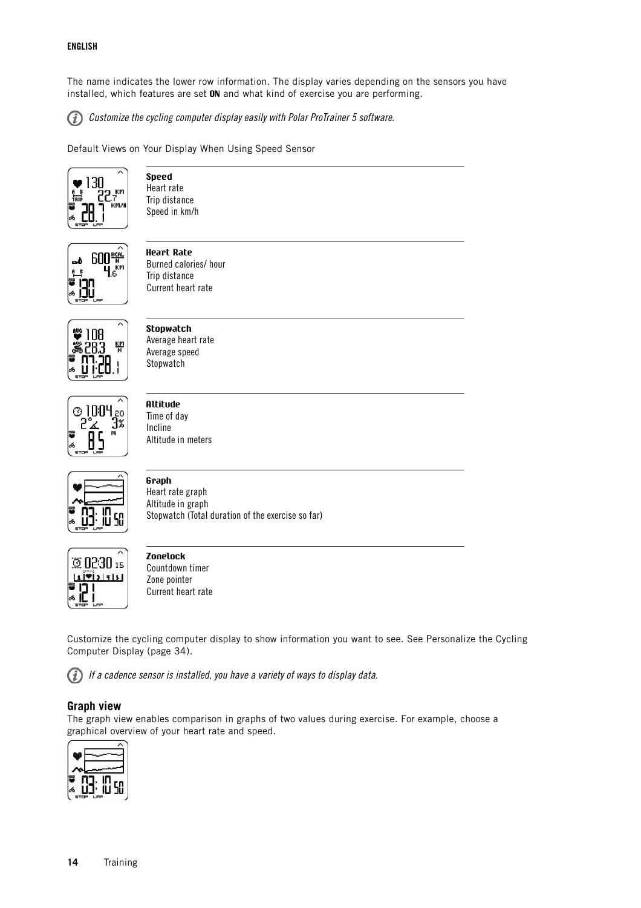The name indicates the lower row information. The display varies depending on the sensors you have installed, which features are set **ON** and what kind of exercise you are performing.

*Customize the cycling computer display easily with Polar ProTrainer 5 software.*

Default Views on Your Display When Using Speed Sensor

**Speed**
Heart rate
Trip distance
Speed in km/h

**Heart Rate**
Burned calories/ hour
Trip distance
Current heart rate

**Stopwatch**
Average heart rate
Average speed
Stopwatch

**Altitude**
Time of day
Incline
Altitude in meters

**Graph**
Heart rate graph
Altitude in graph
Stopwatch (Total duration of the exercise so far)

**Zonelock**
Countdown timer
Zone pointer
Current heart rate

Customize the cycling computer display to show information you want to see. See Personalize the Cycling Computer Display (page 34).

*If a cadence sensor is installed, you have a variety of ways to display data.*

### Graph view

The graph view enables comparison in graphs of two values during exercise. For example, choose a graphical overview of your heart rate and speed.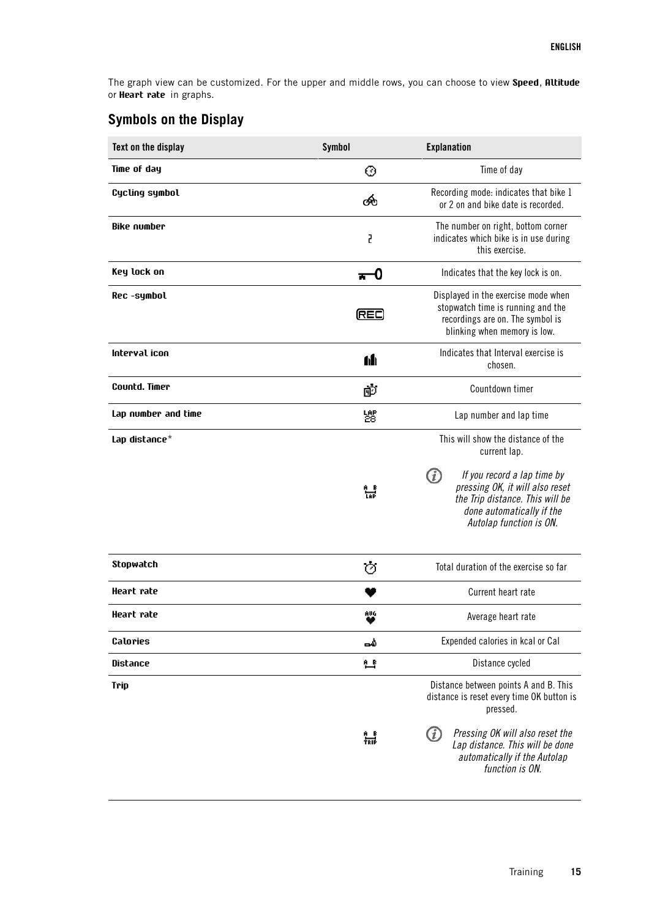The graph view can be customized. For the upper and middle rows, you can choose to view **Speed**, **Altitude** or **Heart rate** in graphs.

## Symbols on the Display

| Text on the display | Symbol | Explanation |
| --- | --- | --- |
| **Time of day** | | Time of day |
| **Cycling symbol** | | Recording mode: indicates that bike 1 or 2 on and bike date is recorded. |
| **Bike number** | 2 | The number on right, bottom corner indicates which bike is in use during this exercise. |
| **Key lock on** | | Indicates that the key lock is on. |
| **Rec -symbol** | REC | Displayed in the exercise mode when stopwatch time is running and the recordings are on. The symbol is blinking when memory is low. |
| **Interval icon** | | Indicates that Interval exercise is chosen. |
| **Countd. Timer** | | Countdown timer |
| **Lap number and time** | LAP 28 | Lap number and lap time |
| **Lap distance*** | A B LAP | This will show the distance of the current lap. *If you record a lap time by pressing OK, it will also reset the Trip distance. This will be done automatically if the Autolap function is ON.* |
| **Stopwatch** | | Total duration of the exercise so far |
| **Heart rate** | | Current heart rate |
| **Heart rate** | AVG | Average heart rate |
| **Calories** | | Expended calories in kcal or Cal |
| **Distance** | A B | Distance cycled |
| **Trip** | A B TRIP | Distance between points A and B. This distance is reset every time OK button is pressed. *Pressing OK will also reset the Lap distance. This will be done automatically if the Autolap function is ON.* |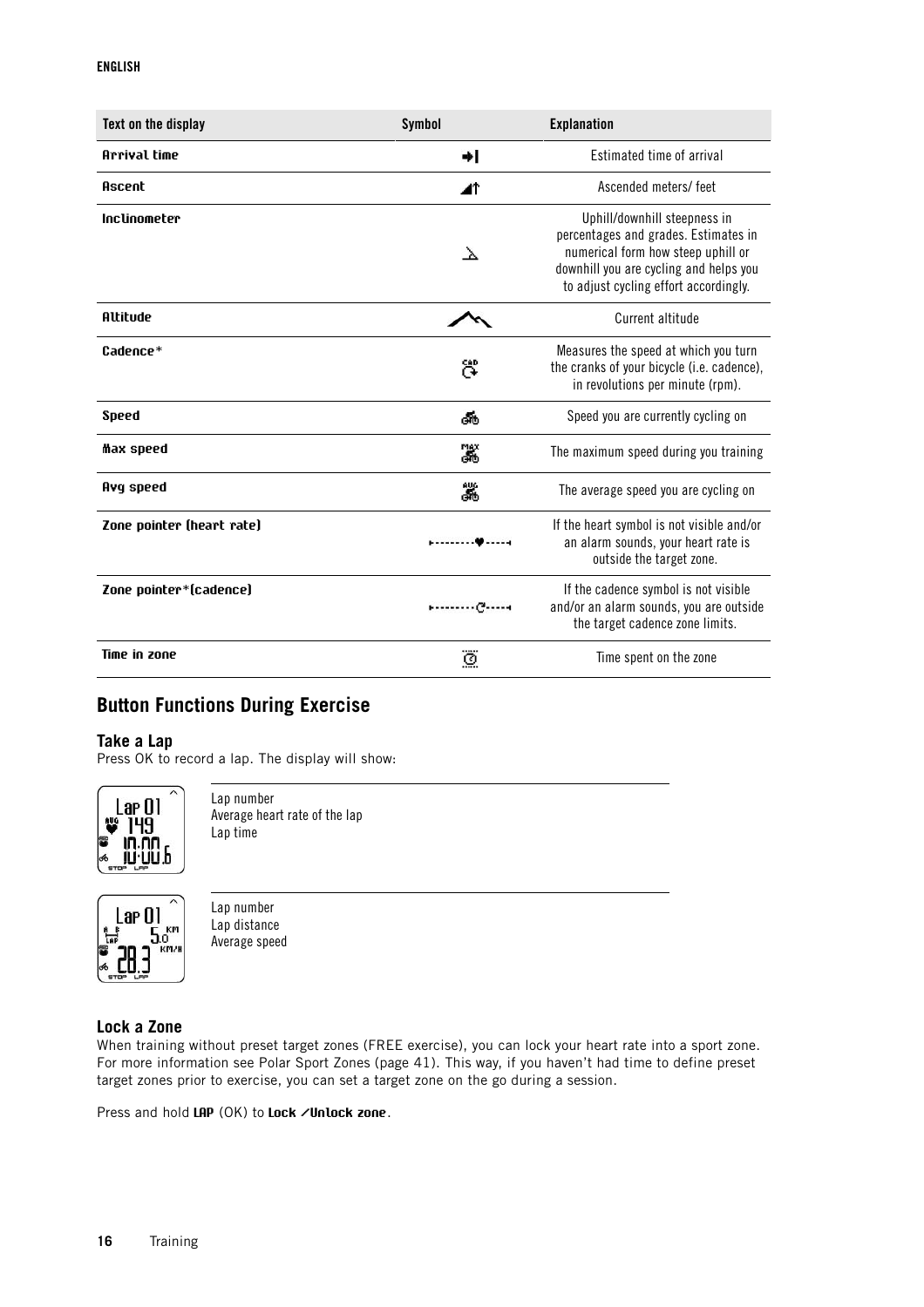| Text on the display | Symbol | Explanation |
|---|---|---|
| **Arrival time** | | Estimated time of arrival |
| **Ascent** | | Ascended meters/ feet |
| **Inclinometer** | | Uphill/downhill steepness in percentages and grades. Estimates in numerical form how steep uphill or downhill you are cycling and helps you to adjust cycling effort accordingly. |
| **Altitude** | | Current altitude |
| **Cadence*** | | Measures the speed at which you turn the cranks of your bicycle (i.e. cadence), in revolutions per minute (rpm). |
| **Speed** | | Speed you are currently cycling on |
| **Max speed** | | The maximum speed during you training |
| **Avg speed** | | The average speed you are cycling on |
| **Zone pointer (heart rate)** | | If the heart symbol is not visible and/or an alarm sounds, your heart rate is outside the target zone. |
| **Zone pointer*(cadence)** | | If the cadence symbol is not visible and/or an alarm sounds, you are outside the target cadence zone limits. |
| **Time in zone** | | Time spent on the zone |

## Button Functions During Exercise

### Take a Lap

Press OK to record a lap. The display will show:

Lap number
Average heart rate of the lap
Lap time

Lap number
Lap distance
Average speed

### Lock a Zone

When training without preset target zones (FREE exercise), you can lock your heart rate into a sport zone. For more information see Polar Sport Zones (page 41). This way, if you haven't had time to define preset target zones prior to exercise, you can set a target zone on the go during a session.

Press and hold **LAP** (OK) to **Lock /Unlock zone**.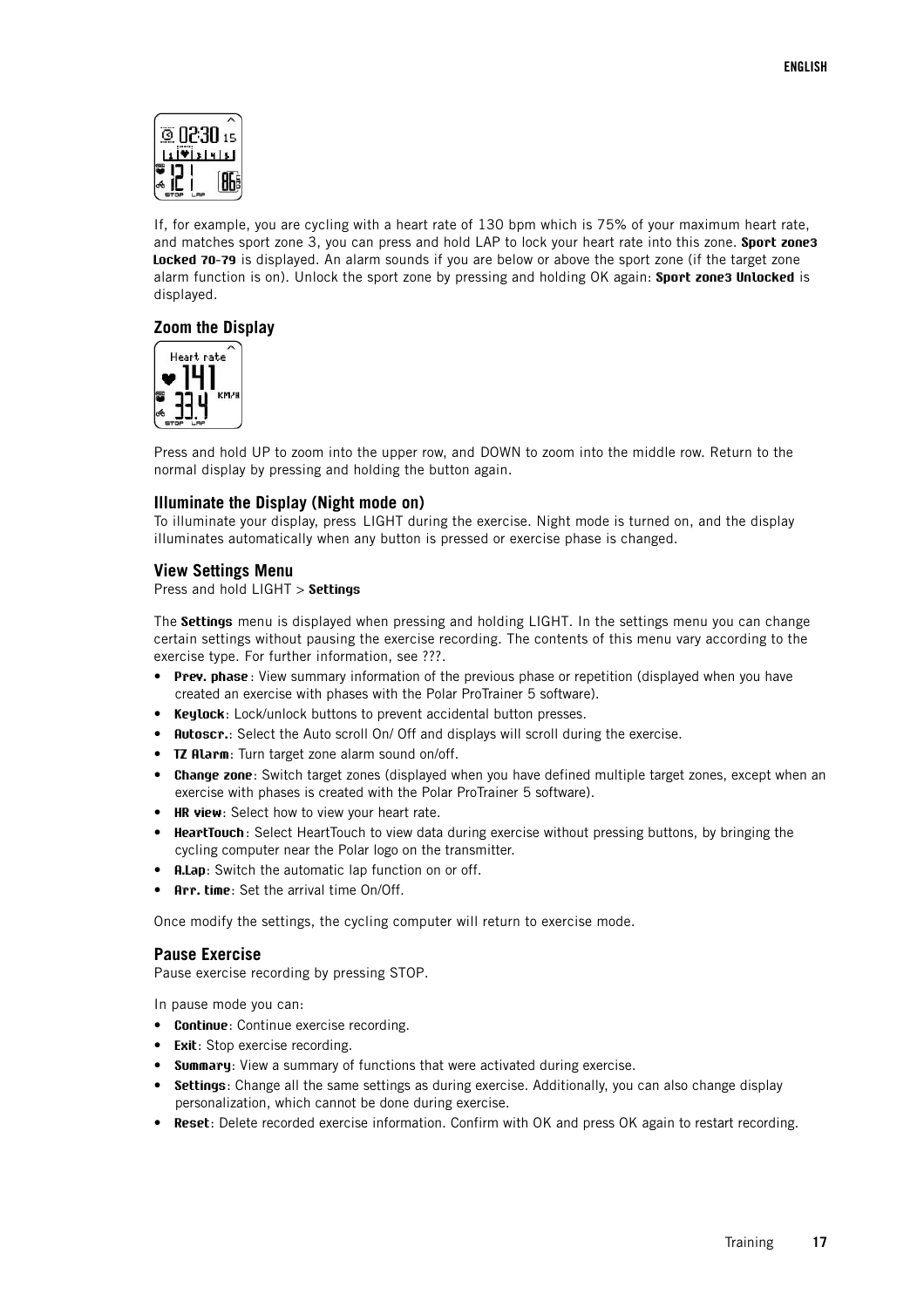If, for example, you are cycling with a heart rate of 130 bpm which is 75% of your maximum heart rate, and matches sport zone 3, you can press and hold LAP to lock your heart rate into this zone. **Sport zone3 Locked 70-79** is displayed. An alarm sounds if you are below or above the sport zone (if the target zone alarm function is on). Unlock the sport zone by pressing and holding OK again: **Sport zone3 Unlocked** is displayed.

### Zoom the Display

Press and hold UP to zoom into the upper row, and DOWN to zoom into the middle row. Return to the normal display by pressing and holding the button again.

### Illuminate the Display (Night mode on)

To illuminate your display, press LIGHT during the exercise. Night mode is turned on, and the display illuminates automatically when any button is pressed or exercise phase is changed.

### View Settings Menu

Press and hold LIGHT > **Settings**

The **Settings** menu is displayed when pressing and holding LIGHT. In the settings menu you can change certain settings without pausing the exercise recording. The contents of this menu vary according to the exercise type. For further information, see ???.

- **Prev. phase**: View summary information of the previous phase or repetition (displayed when you have created an exercise with phases with the Polar ProTrainer 5 software).
- **Keylock**: Lock/unlock buttons to prevent accidental button presses.
- **Autoscr.**: Select the Auto scroll On/ Off and displays will scroll during the exercise.
- **TZ Alarm**: Turn target zone alarm sound on/off.
- **Change zone**: Switch target zones (displayed when you have defined multiple target zones, except when an exercise with phases is created with the Polar ProTrainer 5 software).
- **HR view**: Select how to view your heart rate.
- **HeartTouch**: Select HeartTouch to view data during exercise without pressing buttons, by bringing the cycling computer near the Polar logo on the transmitter.
- **A.Lap**: Switch the automatic lap function on or off.
- **Arr. time**: Set the arrival time On/Off.

Once modify the settings, the cycling computer will return to exercise mode.

### Pause Exercise

Pause exercise recording by pressing STOP.

In pause mode you can:

- **Continue**: Continue exercise recording.
- **Exit**: Stop exercise recording.
- **Summary**: View a summary of functions that were activated during exercise.
- **Settings**: Change all the same settings as during exercise. Additionally, you can also change display personalization, which cannot be done during exercise.
- **Reset**: Delete recorded exercise information. Confirm with OK and press OK again to restart recording.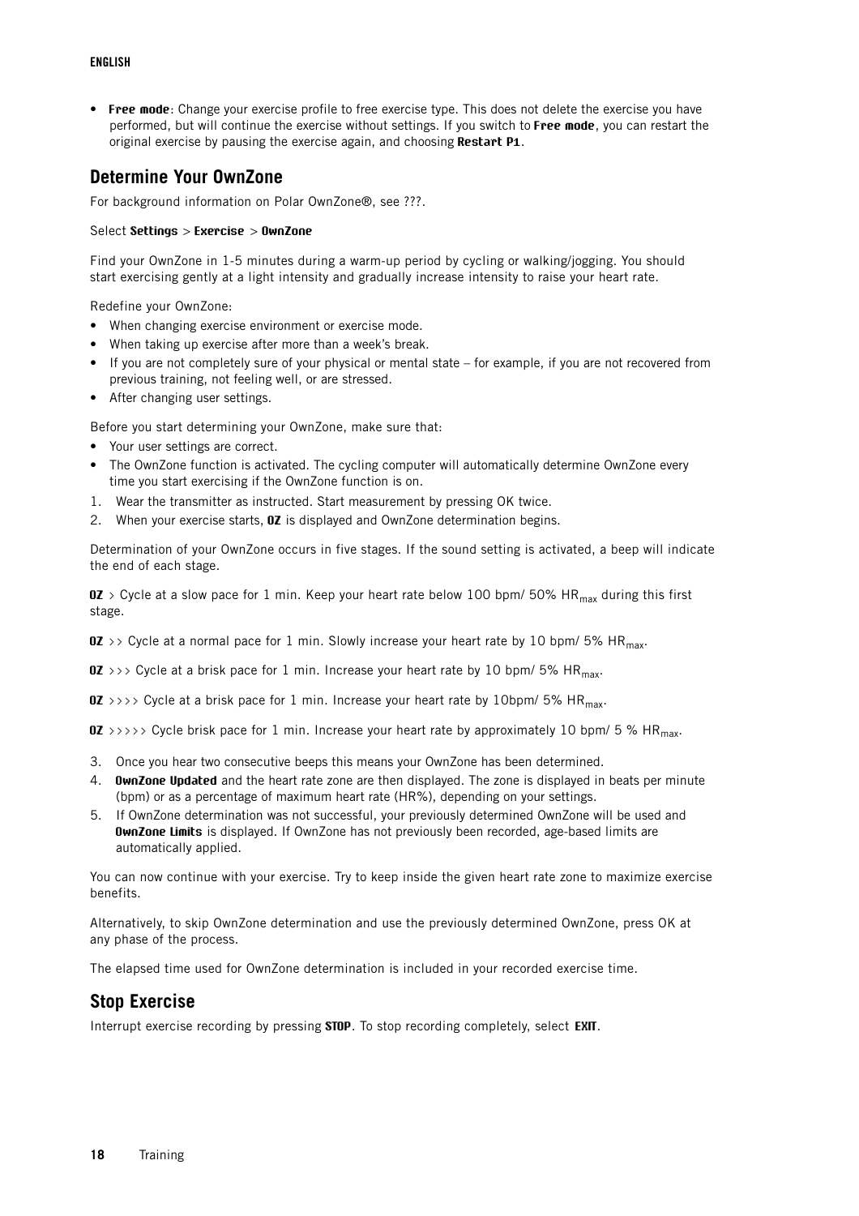- **Free mode**: Change your exercise profile to free exercise type. This does not delete the exercise you have performed, but will continue the exercise without settings. If you switch to **Free mode**, you can restart the original exercise by pausing the exercise again, and choosing **Restart P1**.

## Determine Your OwnZone

For background information on Polar OwnZone®, see ???.

Select **Settings** > **Exercise** > **OwnZone**

Find your OwnZone in 1-5 minutes during a warm-up period by cycling or walking/jogging. You should start exercising gently at a light intensity and gradually increase intensity to raise your heart rate.

Redefine your OwnZone:

- When changing exercise environment or exercise mode.
- When taking up exercise after more than a week's break.
- If you are not completely sure of your physical or mental state – for example, if you are not recovered from previous training, not feeling well, or are stressed.
- After changing user settings.

Before you start determining your OwnZone, make sure that:

- Your user settings are correct.
- The OwnZone function is activated. The cycling computer will automatically determine OwnZone every time you start exercising if the OwnZone function is on.

1. Wear the transmitter as instructed. Start measurement by pressing OK twice.
2. When your exercise starts, **OZ** is displayed and OwnZone determination begins.

Determination of your OwnZone occurs in five stages. If the sound setting is activated, a beep will indicate the end of each stage.

**OZ** > Cycle at a slow pace for 1 min. Keep your heart rate below 100 bpm/ 50% $HR_{max}$ during this first stage.

**OZ** >> Cycle at a normal pace for 1 min. Slowly increase your heart rate by 10 bpm/ 5% $HR_{max}$.

**OZ** >>> Cycle at a brisk pace for 1 min. Increase your heart rate by 10 bpm/ 5% $HR_{max}$.

**OZ** >>>> Cycle at a brisk pace for 1 min. Increase your heart rate by 10bpm/ 5% $HR_{max}$.

**OZ** >>>>> Cycle brisk pace for 1 min. Increase your heart rate by approximately 10 bpm/ 5 % $HR_{max}$.

3. Once you hear two consecutive beeps this means your OwnZone has been determined.
4. **OwnZone Updated** and the heart rate zone are then displayed. The zone is displayed in beats per minute (bpm) or as a percentage of maximum heart rate (HR%), depending on your settings.
5. If OwnZone determination was not successful, your previously determined OwnZone will be used and **OwnZone Limits** is displayed. If OwnZone has not previously been recorded, age-based limits are automatically applied.

You can now continue with your exercise. Try to keep inside the given heart rate zone to maximize exercise benefits.

Alternatively, to skip OwnZone determination and use the previously determined OwnZone, press OK at any phase of the process.

The elapsed time used for OwnZone determination is included in your recorded exercise time.

## Stop Exercise

Interrupt exercise recording by pressing **STOP**. To stop recording completely, select **EXIT**.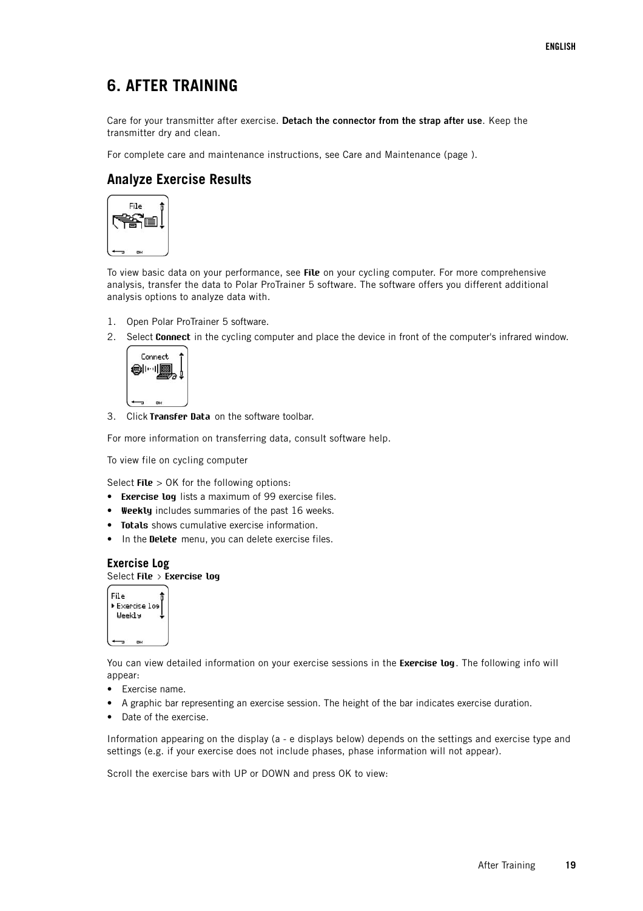# 6. AFTER TRAINING

Care for your transmitter after exercise. **Detach the connector from the strap after use**. Keep the transmitter dry and clean.

For complete care and maintenance instructions, see Care and Maintenance (page ).

## Analyze Exercise Results

To view basic data on your performance, see **File** on your cycling computer. For more comprehensive analysis, transfer the data to Polar ProTrainer 5 software. The software offers you different additional analysis options to analyze data with.

1. Open Polar ProTrainer 5 software.
2. Select **Connect** in the cycling computer and place the device in front of the computer's infrared window.
3. Click **Transfer Data** on the software toolbar.

For more information on transferring data, consult software help.

To view file on cycling computer

Select **File** > OK for the following options:

- **Exercise log** lists a maximum of 99 exercise files.
- **Weekly** includes summaries of the past 16 weeks.
- **Totals** shows cumulative exercise information.
- In the **Delete** menu, you can delete exercise files.

### Exercise Log

Select **File** > **Exercise log**

You can view detailed information on your exercise sessions in the **Exercise log**. The following info will appear:

- Exercise name.
- A graphic bar representing an exercise session. The height of the bar indicates exercise duration.
- Date of the exercise.

Information appearing on the display (a - e displays below) depends on the settings and exercise type and settings (e.g. if your exercise does not include phases, phase information will not appear).

Scroll the exercise bars with UP or DOWN and press OK to view: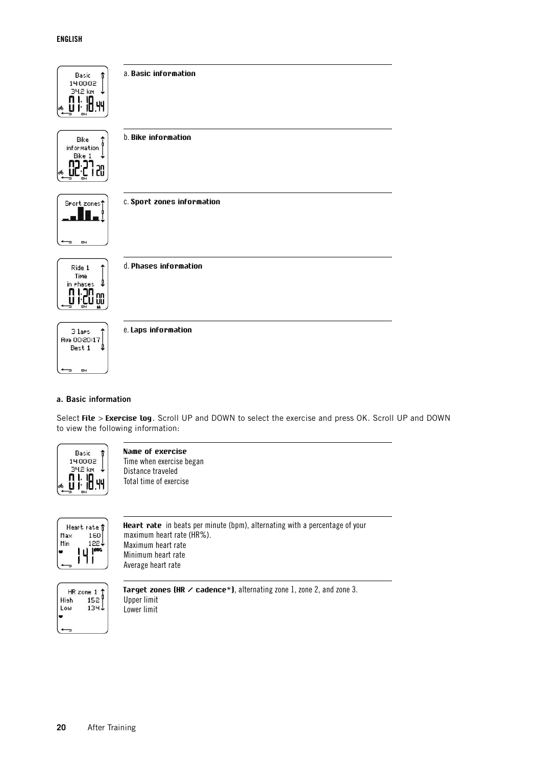a. **Basic information**

b. **Bike information**

c. **Sport zones information**

d. **Phases information**

e. **Laps information**

### a. Basic information

Select **File** > **Exercise log**. Scroll UP and DOWN to select the exercise and press OK. Scroll UP and DOWN to view the following information:

**Name of exercise**
Time when exercise began
Distance traveled
Total time of exercise

**Heart rate** in beats per minute (bpm), alternating with a percentage of your maximum heart rate (HR%).
Maximum heart rate
Minimum heart rate
Average heart rate

**Target zones (HR / cadence*)**, alternating zone 1, zone 2, and zone 3.
Upper limit
Lower limit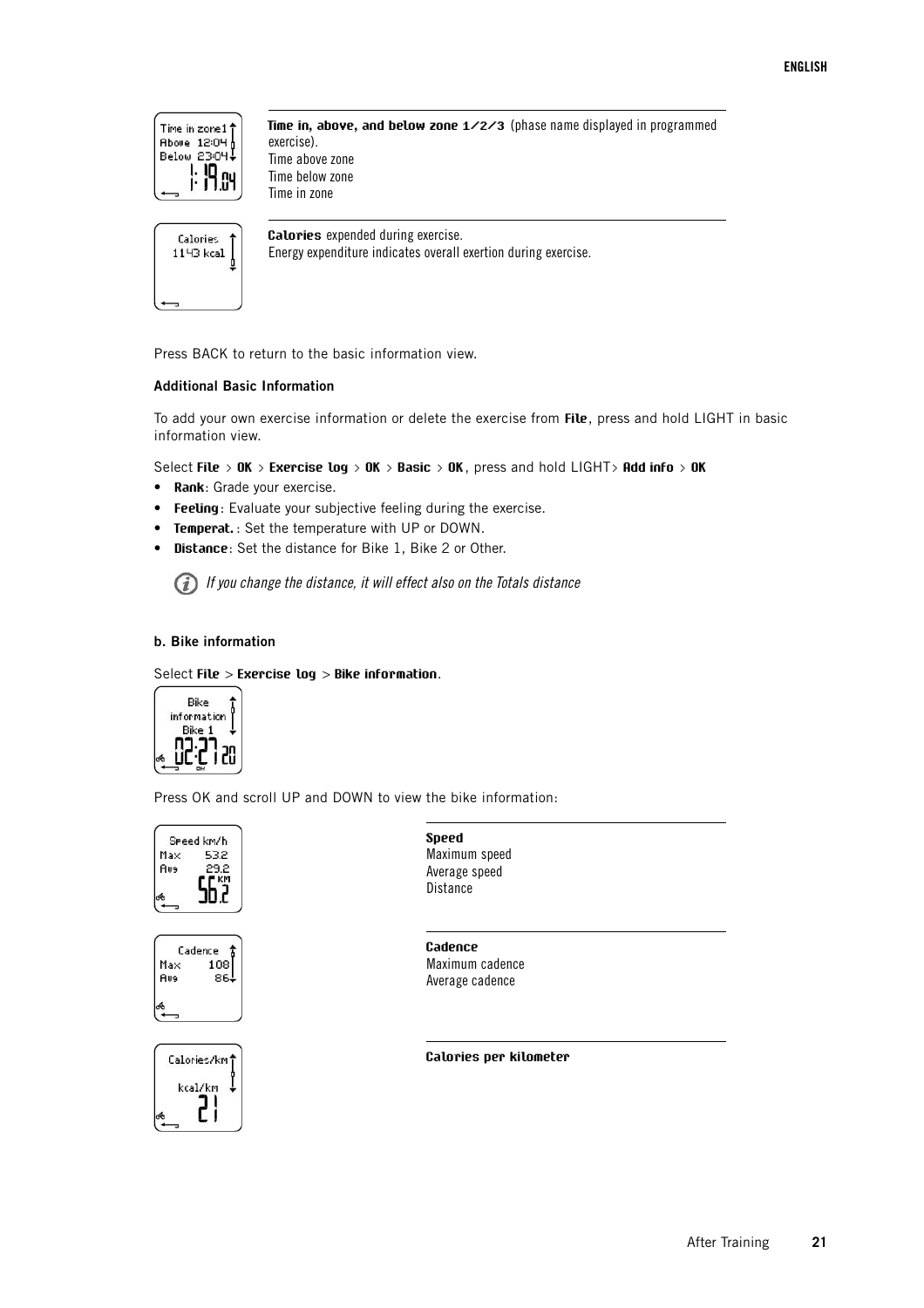**Time in, above, and below zone 1/2/3** (phase name displayed in programmed exercise).
Time above zone
Time below zone
Time in zone

**Calories** expended during exercise.
Energy expenditure indicates overall exertion during exercise.

Press BACK to return to the basic information view.

**Additional Basic Information**

To add your own exercise information or delete the exercise from **File**, press and hold LIGHT in basic information view.

Select **File** > **OK** > **Exercise log** > **OK** > **Basic** > **OK**, press and hold LIGHT> **Add info** > **OK**

- **Rank**: Grade your exercise.
- **Feeling**: Evaluate your subjective feeling during the exercise.
- **Temperat.**: Set the temperature with UP or DOWN.
- **Distance**: Set the distance for Bike 1, Bike 2 or Other.

*If you change the distance, it will effect also on the Totals distance*

**b. Bike information**

Select **File** > **Exercise log** > **Bike information**.

Press OK and scroll UP and DOWN to view the bike information:

**Speed**
Maximum speed
Average speed
Distance

**Cadence**
Maximum cadence
Average cadence

**Calories per kilometer**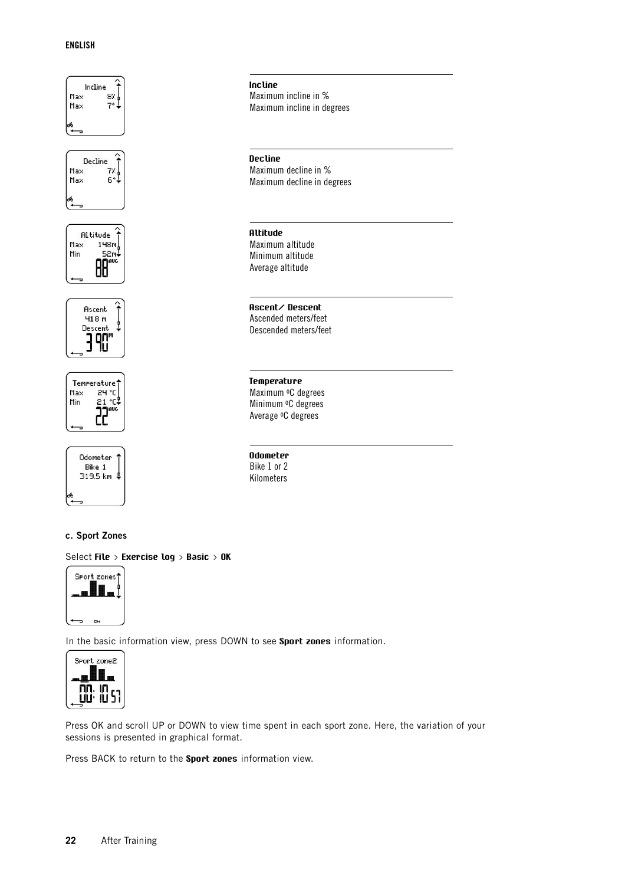**Incline**
Maximum incline in %
Maximum incline in degrees

**Decline**
Maximum decline in %
Maximum decline in degrees

**Altitude**
Maximum altitude
Minimum altitude
Average altitude

**Ascent/ Descent**
Ascended meters/feet
Descended meters/feet

**Temperature**
Maximum ºC degrees
Minimum ºC degrees
Average ºC degrees

**Odometer**
Bike 1 or 2
Kilometers

### c. Sport Zones

Select **File** > **Exercise log** > **Basic** > **OK**

In the basic information view, press DOWN to see **Sport zones** information.

Press OK and scroll UP or DOWN to view time spent in each sport zone. Here, the variation of your sessions is presented in graphical format.

Press BACK to return to the **Sport zones** information view.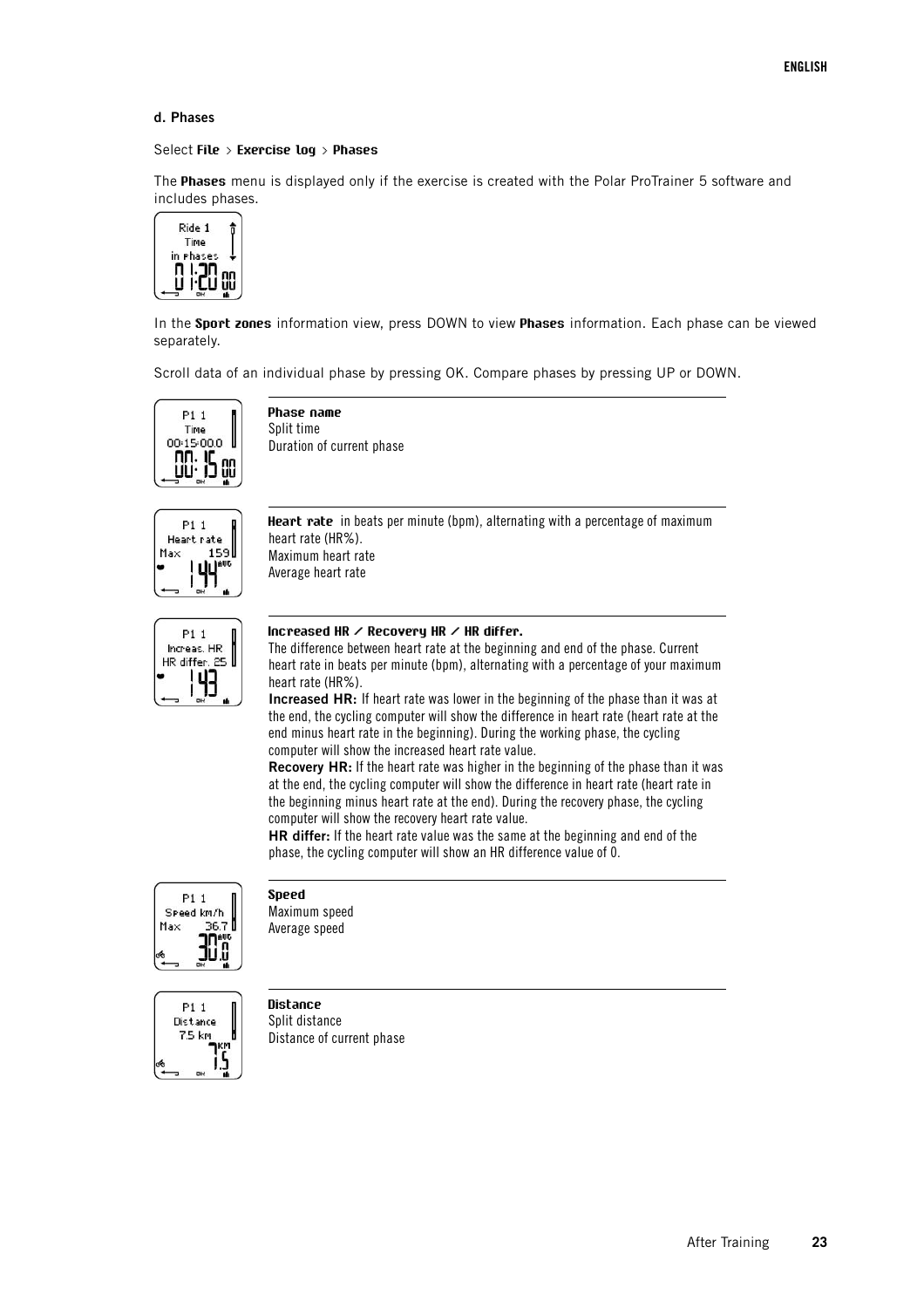### d. Phases

Select **File** > **Exercise log** > **Phases**

The **Phases** menu is displayed only if the exercise is created with the Polar ProTrainer 5 software and includes phases.

In the **Sport zones** information view, press DOWN to view **Phases** information. Each phase can be viewed separately.

Scroll data of an individual phase by pressing OK. Compare phases by pressing UP or DOWN.

**Phase name**
Split time
Duration of current phase

**Heart rate** in beats per minute (bpm), alternating with a percentage of maximum heart rate (HR%).
Maximum heart rate
Average heart rate

**Increased HR / Recovery HR / HR differ.**
The difference between heart rate at the beginning and end of the phase. Current heart rate in beats per minute (bpm), alternating with a percentage of your maximum heart rate (HR%).
**Increased HR:** If heart rate was lower in the beginning of the phase than it was at the end, the cycling computer will show the difference in heart rate (heart rate at the end minus heart rate in the beginning). During the working phase, the cycling computer will show the increased heart rate value.
**Recovery HR:** If the heart rate was higher in the beginning of the phase than it was at the end, the cycling computer will show the difference in heart rate (heart rate in the beginning minus heart rate at the end). During the recovery phase, the cycling computer will show the recovery heart rate value.
**HR differ:** If the heart rate value was the same at the beginning and end of the phase, the cycling computer will show an HR difference value of 0.

**Speed**
Maximum speed
Average speed

**Distance**
Split distance
Distance of current phase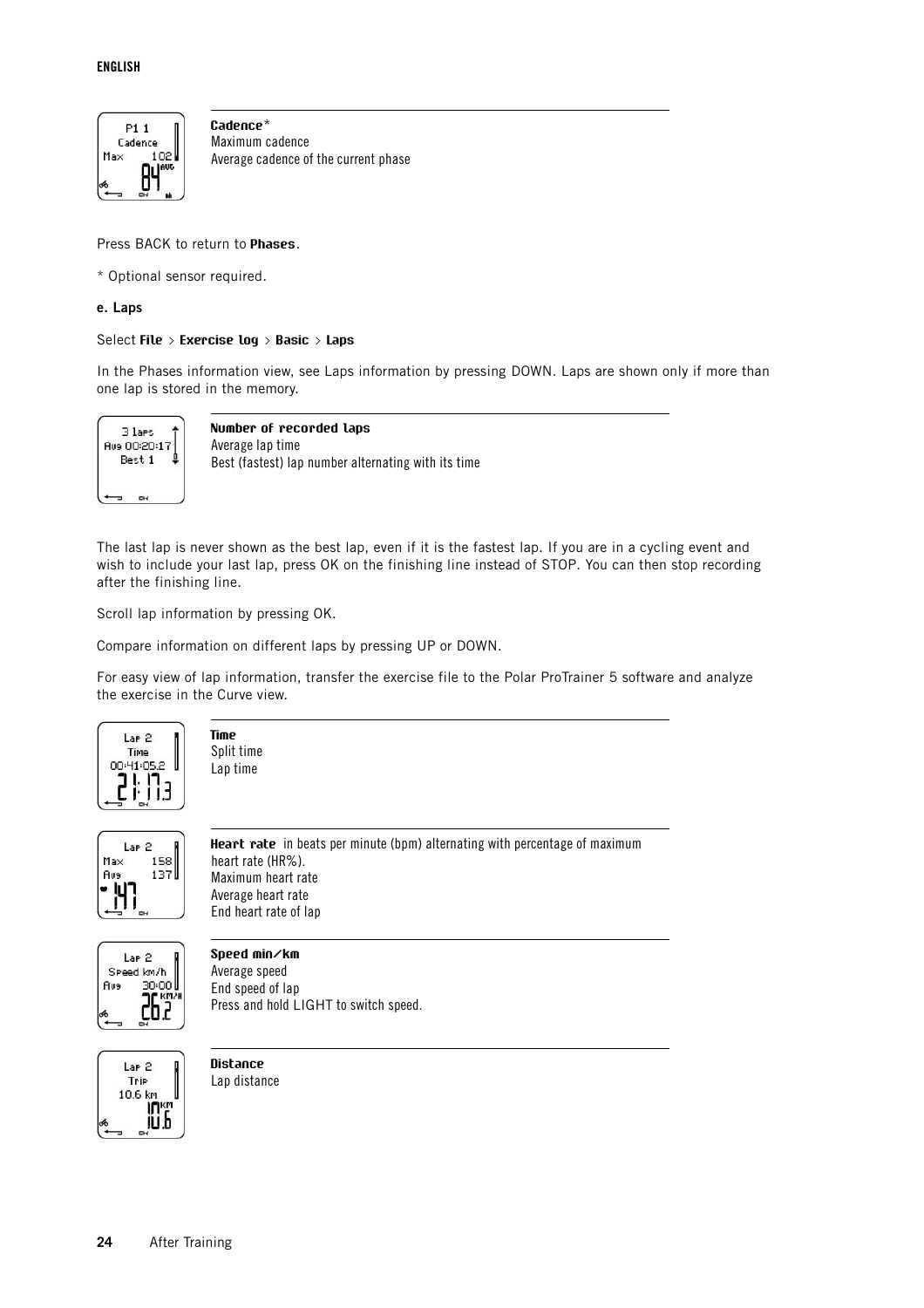**Cadence***
Maximum cadence
Average cadence of the current phase

Press BACK to return to **Phases**.

* Optional sensor required.

**e. Laps**

Select **File** > **Exercise log** > **Basic** > **Laps**

In the Phases information view, see Laps information by pressing DOWN. Laps are shown only if more than one lap is stored in the memory.

**Number of recorded laps**
Average lap time
Best (fastest) lap number alternating with its time

The last lap is never shown as the best lap, even if it is the fastest lap. If you are in a cycling event and wish to include your last lap, press OK on the finishing line instead of STOP. You can then stop recording after the finishing line.

Scroll lap information by pressing OK.

Compare information on different laps by pressing UP or DOWN.

For easy view of lap information, transfer the exercise file to the Polar ProTrainer 5 software and analyze the exercise in the Curve view.

**Time**
Split time
Lap time

**Heart rate** in beats per minute (bpm) alternating with percentage of maximum heart rate (HR%).
Maximum heart rate
Average heart rate
End heart rate of lap

**Speed min/km**
Average speed
End speed of lap
Press and hold LIGHT to switch speed.

**Distance**
Lap distance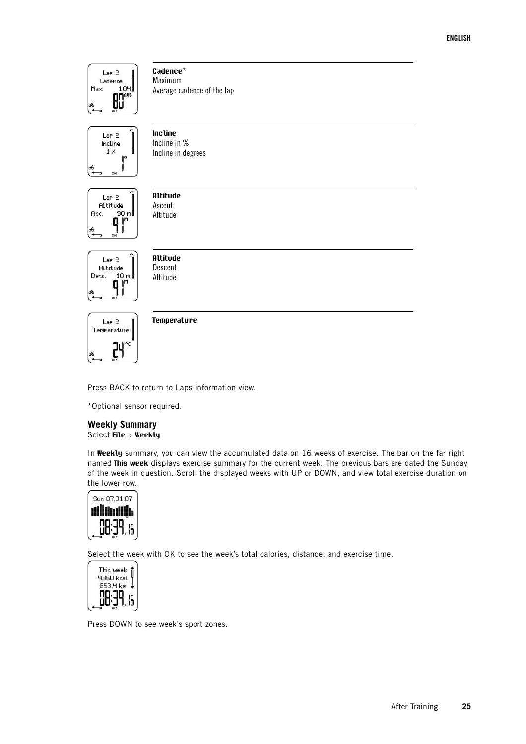**Cadence***
Maximum
Average cadence of the lap

**Incline**
Incline in %
Incline in degrees

**Altitude**
Ascent
Altitude

**Altitude**
Descent
Altitude

**Temperature**

Press BACK to return to Laps information view.

*Optional sensor required.

### Weekly Summary

Select **File** > **Weekly**

In **Weekly** summary, you can view the accumulated data on 16 weeks of exercise. The bar on the far right named **This week** displays exercise summary for the current week. The previous bars are dated the Sunday of the week in question. Scroll the displayed weeks with UP or DOWN, and view total exercise duration on the lower row.

Select the week with OK to see the week's total calories, distance, and exercise time.

Press DOWN to see week's sport zones.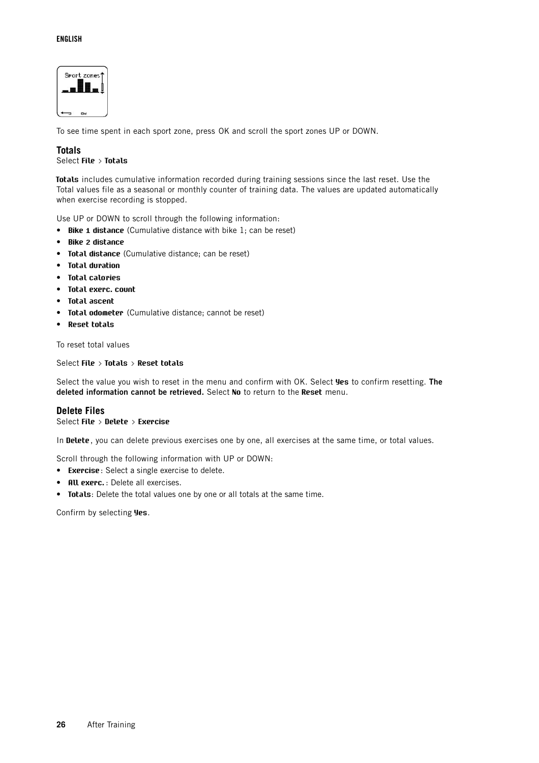To see time spent in each sport zone, press OK and scroll the sport zones UP or DOWN.

## Totals

Select **File** > **Totals**

**Totals** includes cumulative information recorded during training sessions since the last reset. Use the Total values file as a seasonal or monthly counter of training data. The values are updated automatically when exercise recording is stopped.

Use UP or DOWN to scroll through the following information:

- **Bike 1 distance** (Cumulative distance with bike 1; can be reset)
- **Bike 2 distance**
- **Total distance** (Cumulative distance; can be reset)
- **Total duration**
- **Total calories**
- **Total exerc. count**
- **Total ascent**
- **Total odometer** (Cumulative distance; cannot be reset)
- **Reset totals**

To reset total values

Select **File** > **Totals** > **Reset totals**

Select the value you wish to reset in the menu and confirm with OK. Select **Yes** to confirm resetting. **The deleted information cannot be retrieved.** Select **No** to return to the **Reset** menu.

## Delete Files

Select **File** > **Delete** > **Exercise**

In **Delete**, you can delete previous exercises one by one, all exercises at the same time, or total values.

Scroll through the following information with UP or DOWN:

- **Exercise**: Select a single exercise to delete.
- **All exerc.**: Delete all exercises.
- **Totals**: Delete the total values one by one or all totals at the same time.

Confirm by selecting **Yes**.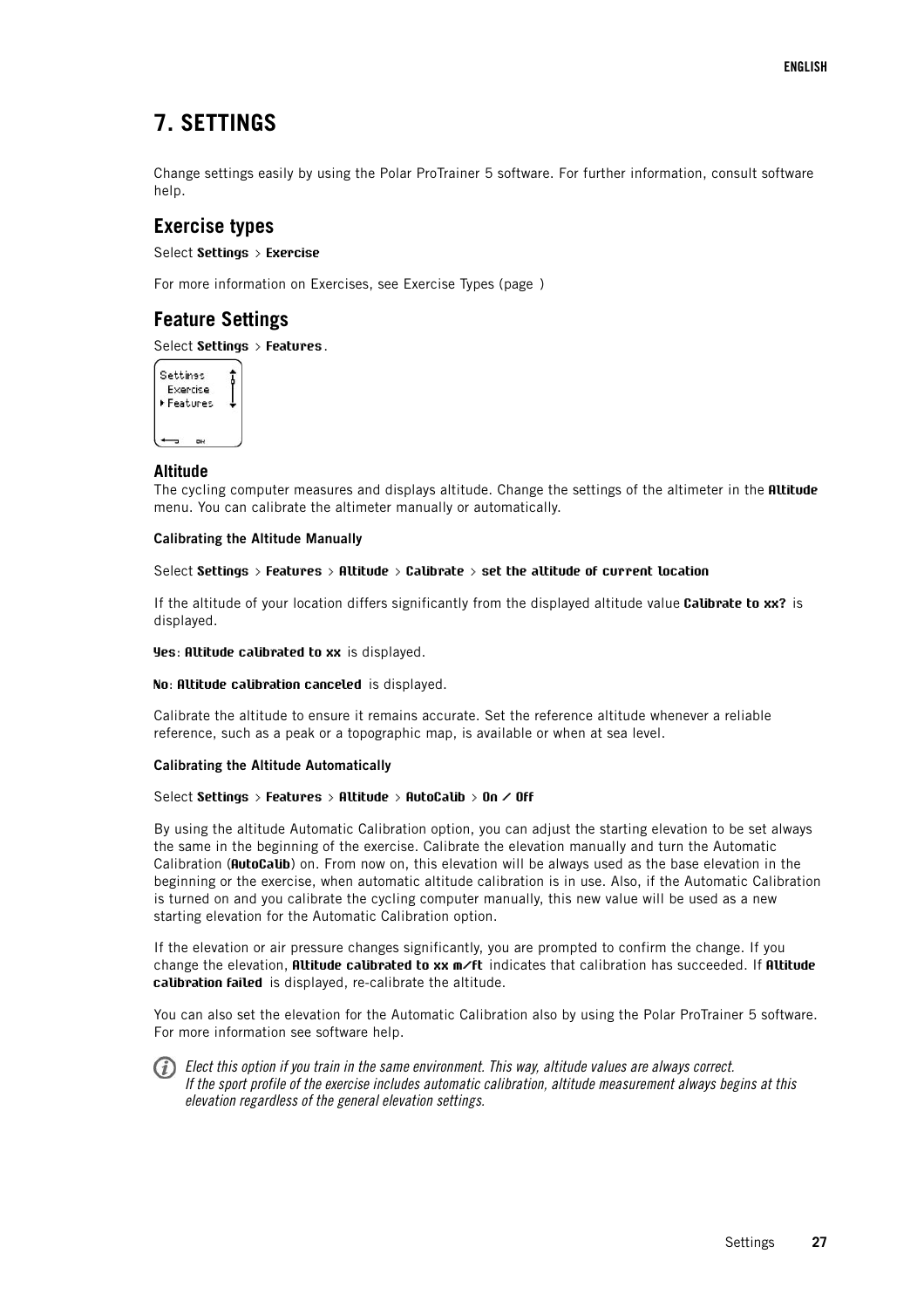# 7. SETTINGS

Change settings easily by using the Polar ProTrainer 5 software. For further information, consult software help.

## Exercise types

Select **Settings** > **Exercise**

For more information on Exercises, see Exercise Types (page )

## Feature Settings

Select **Settings** > **Features**.

### Altitude

The cycling computer measures and displays altitude. Change the settings of the altimeter in the **Altitude** menu. You can calibrate the altimeter manually or automatically.

#### Calibrating the Altitude Manually

Select **Settings** > **Features** > **Altitude** > **Calibrate** > **set the altitude of current location**

If the altitude of your location differs significantly from the displayed altitude value **Calibrate to xx?** is displayed.

**Yes**: **Altitude calibrated to xx** is displayed.

**No**: **Altitude calibration canceled** is displayed.

Calibrate the altitude to ensure it remains accurate. Set the reference altitude whenever a reliable reference, such as a peak or a topographic map, is available or when at sea level.

#### Calibrating the Altitude Automatically

Select **Settings** > **Features** > **Altitude** > **AutoCalib** > **On / Off**

By using the altitude Automatic Calibration option, you can adjust the starting elevation to be set always the same in the beginning of the exercise. Calibrate the elevation manually and turn the Automatic Calibration (**AutoCalib**) on. From now on, this elevation will be always used as the base elevation in the beginning or the exercise, when automatic altitude calibration is in use. Also, if the Automatic Calibration is turned on and you calibrate the cycling computer manually, this new value will be used as a new starting elevation for the Automatic Calibration option.

If the elevation or air pressure changes significantly, you are prompted to confirm the change. If you change the elevation, **Altitude calibrated to xx m/ft** indicates that calibration has succeeded. If **Altitude calibration failed** is displayed, re-calibrate the altitude.

You can also set the elevation for the Automatic Calibration also by using the Polar ProTrainer 5 software. For more information see software help.

*Elect this option if you train in the same environment. This way, altitude values are always correct.*
*If the sport profile of the exercise includes automatic calibration, altitude measurement always begins at this elevation regardless of the general elevation settings.*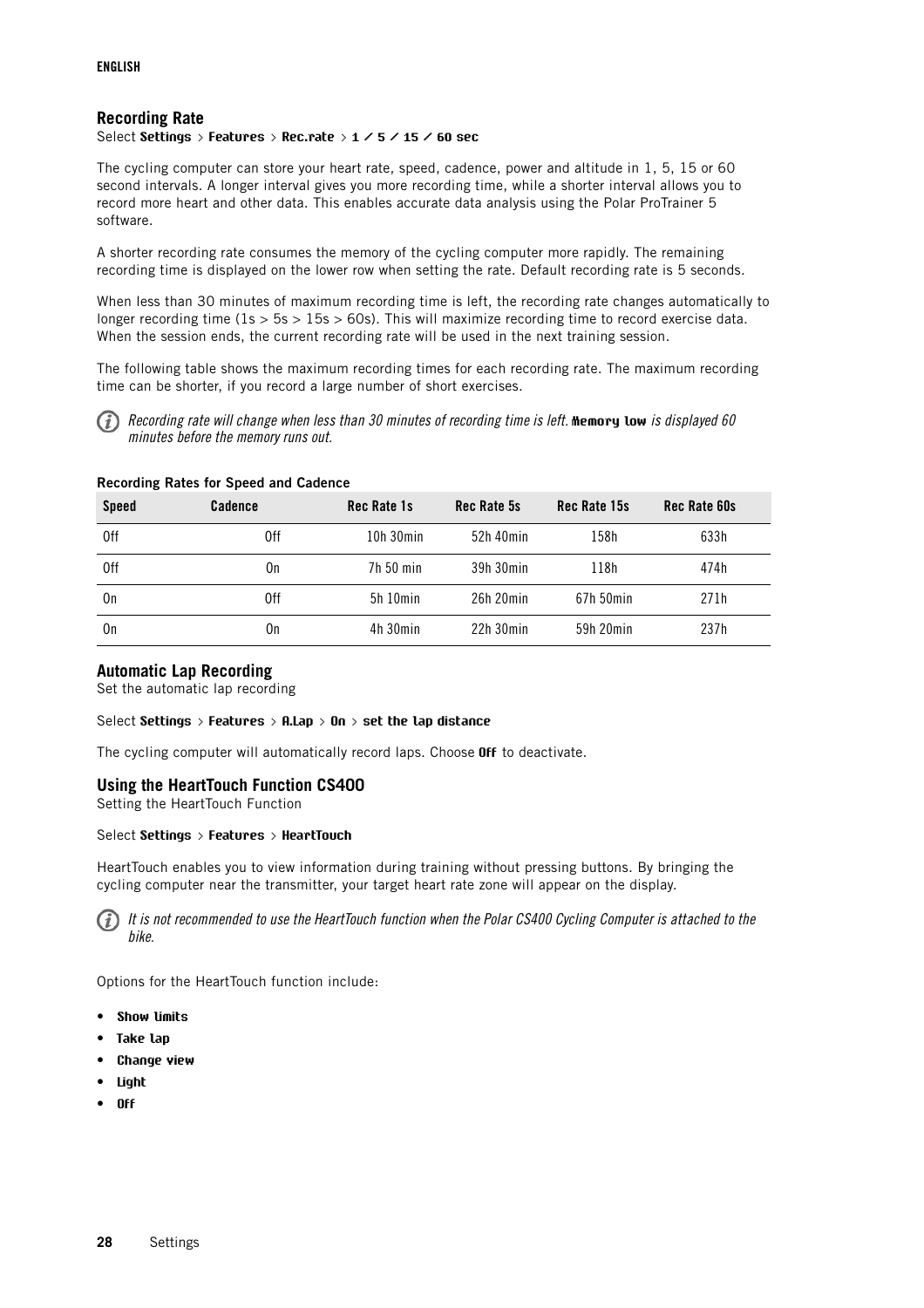## Recording Rate

Select **Settings** > **Features** > **Rec.rate** > **1 / 5 / 15 / 60 sec**

The cycling computer can store your heart rate, speed, cadence, power and altitude in 1, 5, 15 or 60 second intervals. A longer interval gives you more recording time, while a shorter interval allows you to record more heart and other data. This enables accurate data analysis using the Polar ProTrainer 5 software.

A shorter recording rate consumes the memory of the cycling computer more rapidly. The remaining recording time is displayed on the lower row when setting the rate. Default recording rate is 5 seconds.

When less than 30 minutes of maximum recording time is left, the recording rate changes automatically to longer recording time (1s > 5s > 15s > 60s). This will maximize recording time to record exercise data. When the session ends, the current recording rate will be used in the next training session.

The following table shows the maximum recording times for each recording rate. The maximum recording time can be shorter, if you record a large number of short exercises.

*Recording rate will change when less than 30 minutes of recording time is left.* **Memory low** *is displayed 60 minutes before the memory runs out.*

**Recording Rates for Speed and Cadence**

| Speed | Cadence | Rec Rate 1s | Rec Rate 5s | Rec Rate 15s | Rec Rate 60s |
|---|---|---|---|---|---|
| Off | Off | 10h 30min | 52h 40min | 158h | 633h |
| Off | On | 7h 50 min | 39h 30min | 118h | 474h |
| On | Off | 5h 10min | 26h 20min | 67h 50min | 271h |
| On | On | 4h 30min | 22h 30min | 59h 20min | 237h |

## Automatic Lap Recording

Set the automatic lap recording

Select **Settings** > **Features** > **A.Lap** > **On** > **set the lap distance**

The cycling computer will automatically record laps. Choose **Off** to deactivate.

## Using the HeartTouch Function CS400

Setting the HeartTouch Function

Select **Settings** > **Features** > **HeartTouch**

HeartTouch enables you to view information during training without pressing buttons. By bringing the cycling computer near the transmitter, your target heart rate zone will appear on the display.

*It is not recommended to use the HeartTouch function when the Polar CS400 Cycling Computer is attached to the bike.*

Options for the HeartTouch function include:

- **Show limits**
- **Take lap**
- **Change view**
- **Light**
- **Off**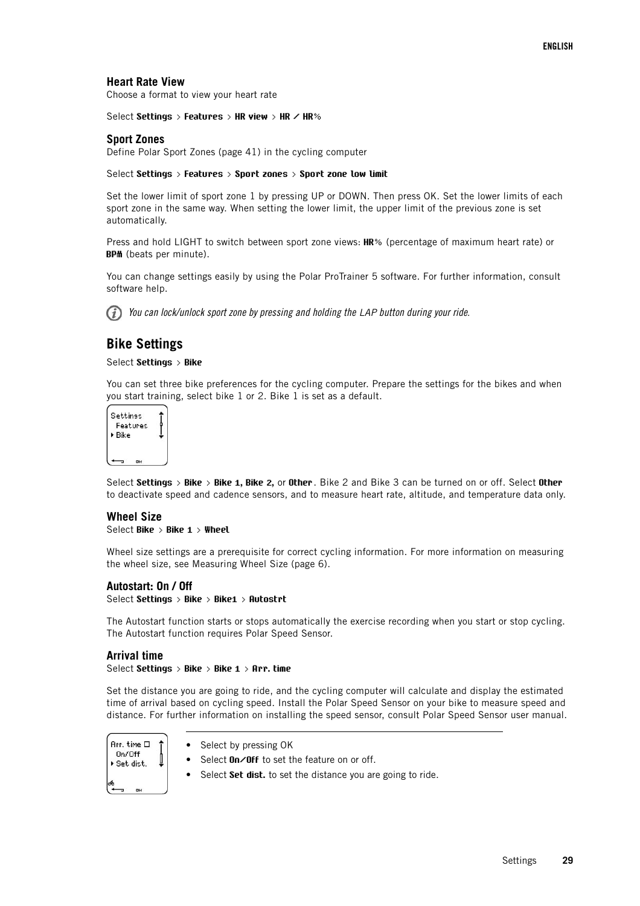## Heart Rate View

Choose a format to view your heart rate

Select **Settings** > **Features** > **HR view** > **HR / HR%**

## Sport Zones

Define Polar Sport Zones (page 41) in the cycling computer

Select **Settings** > **Features** > **Sport zones** > **Sport zone low limit**

Set the lower limit of sport zone 1 by pressing UP or DOWN. Then press OK. Set the lower limits of each sport zone in the same way. When setting the lower limit, the upper limit of the previous zone is set automatically.

Press and hold LIGHT to switch between sport zone views: **HR%** (percentage of maximum heart rate) or **BPM** (beats per minute).

You can change settings easily by using the Polar ProTrainer 5 software. For further information, consult software help.

*You can lock/unlock sport zone by pressing and holding the LAP button during your ride.*

# Bike Settings

Select **Settings** > **Bike**

You can set three bike preferences for the cycling computer. Prepare the settings for the bikes and when you start training, select bike 1 or 2. Bike 1 is set as a default.

Select **Settings** > **Bike** > **Bike 1, Bike 2,** or **Other**. Bike 2 and Bike 3 can be turned on or off. Select **Other** to deactivate speed and cadence sensors, and to measure heart rate, altitude, and temperature data only.

## Wheel Size

Select **Bike** > **Bike 1** > **Wheel**

Wheel size settings are a prerequisite for correct cycling information. For more information on measuring the wheel size, see Measuring Wheel Size (page 6).

## Autostart: On / Off

Select **Settings** > **Bike** > **Bike1** > **Autostrt**

The Autostart function starts or stops automatically the exercise recording when you start or stop cycling. The Autostart function requires Polar Speed Sensor.

## Arrival time

Select **Settings** > **Bike** > **Bike 1** > **Arr. time**

Set the distance you are going to ride, and the cycling computer will calculate and display the estimated time of arrival based on cycling speed. Install the Polar Speed Sensor on your bike to measure speed and distance. For further information on installing the speed sensor, consult Polar Speed Sensor user manual.

- Select by pressing OK
- Select **On/Off** to set the feature on or off.
- Select **Set dist.** to set the distance you are going to ride.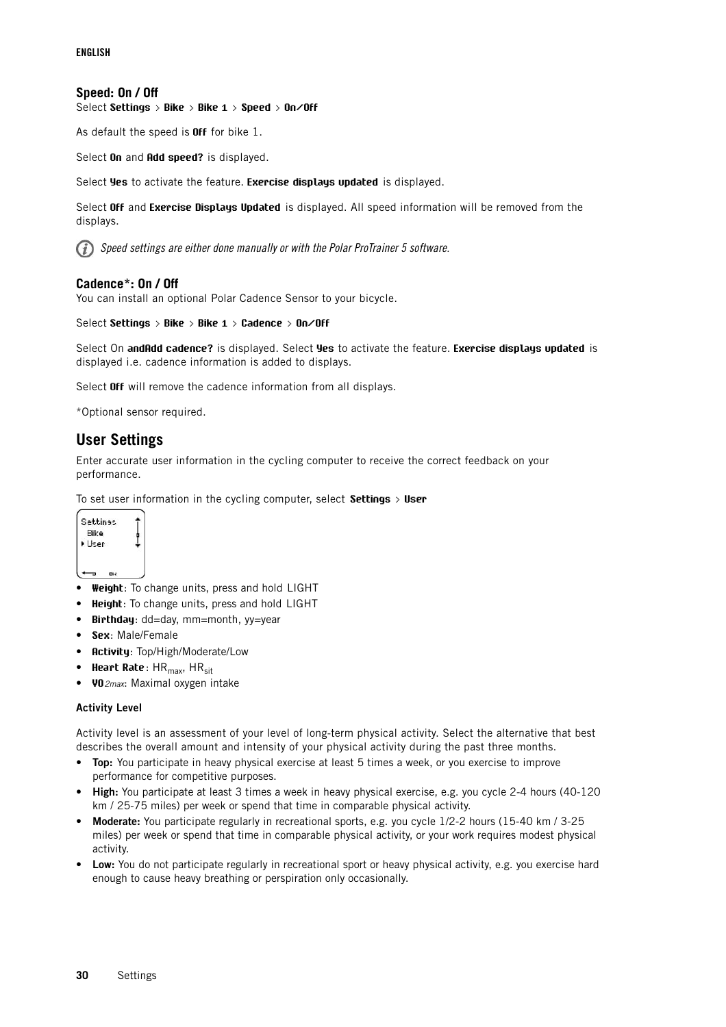### Speed: On / Off

Select **Settings** > **Bike** > **Bike 1** > **Speed** > **On/Off**

As default the speed is **Off** for bike 1.

Select **On** and **Add speed?** is displayed.

Select **Yes** to activate the feature. **Exercise displays updated** is displayed.

Select **Off** and **Exercise Displays Updated** is displayed. All speed information will be removed from the displays.

*Speed settings are either done manually or with the Polar ProTrainer 5 software.*

### Cadence*: On / Off

You can install an optional Polar Cadence Sensor to your bicycle.

Select **Settings** > **Bike** > **Bike 1** > **Cadence** > **On/Off**

Select On **andAdd cadence?** is displayed. Select **Yes** to activate the feature. **Exercise displays updated** is displayed i.e. cadence information is added to displays.

Select **Off** will remove the cadence information from all displays.

*Optional sensor required.

## User Settings

Enter accurate user information in the cycling computer to receive the correct feedback on your performance.

To set user information in the cycling computer, select **Settings** > **User**

- **Weight**: To change units, press and hold LIGHT
- **Height**: To change units, press and hold LIGHT
- **Birthday**: dd=day, mm=month, yy=year
- **Sex**: Male/Female
- **Activity**: Top/High/Moderate/Low
- **Heart Rate**: $HR_{max}$, $HR_{sit}$
- **$VO_{2max}$**: Maximal oxygen intake

#### Activity Level

Activity level is an assessment of your level of long-term physical activity. Select the alternative that best describes the overall amount and intensity of your physical activity during the past three months.

- **Top:** You participate in heavy physical exercise at least 5 times a week, or you exercise to improve performance for competitive purposes.
- **High:** You participate at least 3 times a week in heavy physical exercise, e.g. you cycle 2-4 hours (40-120 km / 25-75 miles) per week or spend that time in comparable physical activity.
- **Moderate:** You participate regularly in recreational sports, e.g. you cycle 1/2-2 hours (15-40 km / 3-25 miles) per week or spend that time in comparable physical activity, or your work requires modest physical activity.
- **Low:** You do not participate regularly in recreational sport or heavy physical activity, e.g. you exercise hard enough to cause heavy breathing or perspiration only occasionally.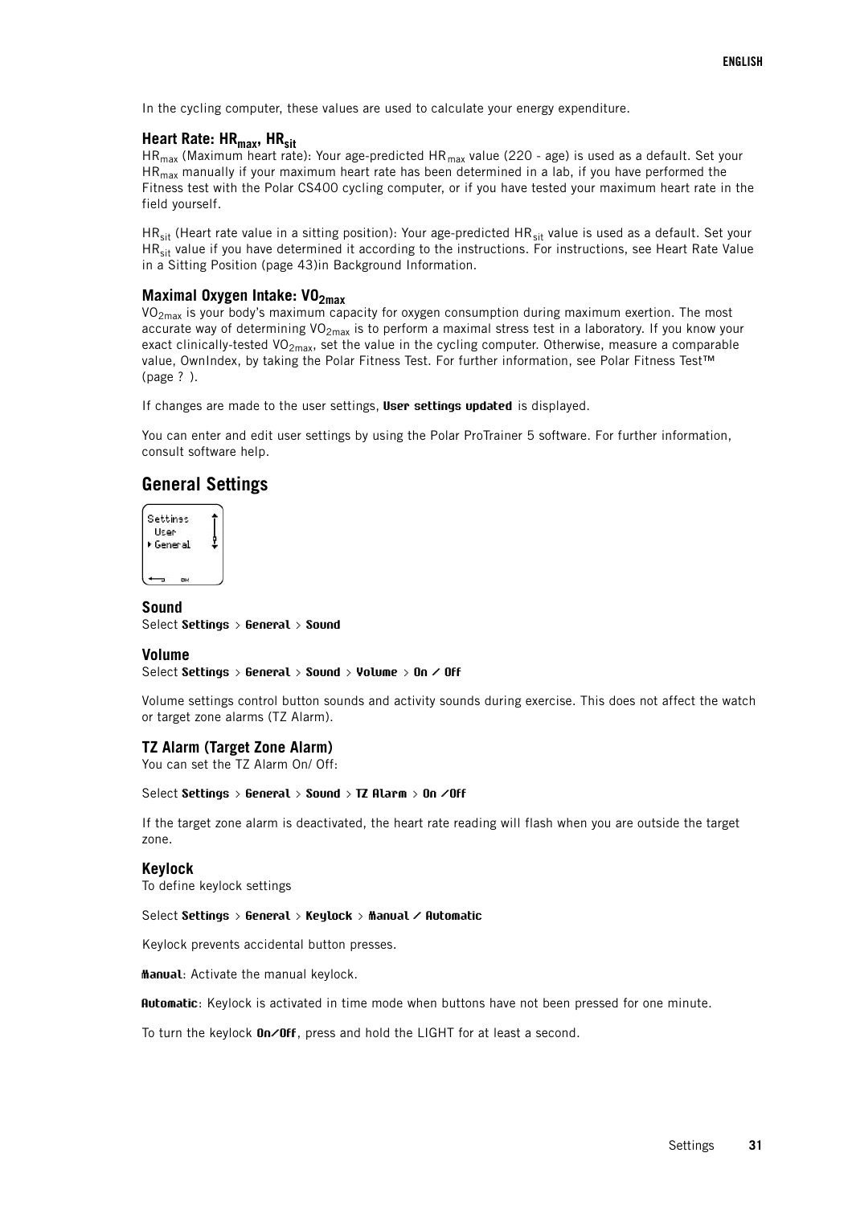In the cycling computer, these values are used to calculate your energy expenditure.

### Heart Rate: $HR_{max}$, $HR_{sit}$

$HR_{max}$ (Maximum heart rate): Your age-predicted $HR_{max}$ value (220 - age) is used as a default. Set your $HR_{max}$ manually if your maximum heart rate has been determined in a lab, if you have performed the Fitness test with the Polar CS400 cycling computer, or if you have tested your maximum heart rate in the field yourself.

$HR_{sit}$ (Heart rate value in a sitting position): Your age-predicted $HR_{sit}$ value is used as a default. Set your $HR_{sit}$ value if you have determined it according to the instructions. For instructions, see Heart Rate Value in a Sitting Position (page 43)in Background Information.

### Maximal Oxygen Intake: $VO_{2max}$

$VO_{2max}$ is your body's maximum capacity for oxygen consumption during maximum exertion. The most accurate way of determining $VO_{2max}$ is to perform a maximal stress test in a laboratory. If you know your exact clinically-tested $VO_{2max}$, set the value in the cycling computer. Otherwise, measure a comparable value, OwnIndex, by taking the Polar Fitness Test. For further information, see Polar Fitness Test™ (page ? ).

If changes are made to the user settings, **User settings updated** is displayed.

You can enter and edit user settings by using the Polar ProTrainer 5 software. For further information, consult software help.

## General Settings

Settings
User
General

### Sound

Select **Settings** > **General** > **Sound**

### Volume

Select **Settings** > **General** > **Sound** > **Volume** > **On / Off**

Volume settings control button sounds and activity sounds during exercise. This does not affect the watch or target zone alarms (TZ Alarm).

### TZ Alarm (Target Zone Alarm)

You can set the TZ Alarm On/ Off:

Select **Settings** > **General** > **Sound** > **TZ Alarm** > **On /Off**

If the target zone alarm is deactivated, the heart rate reading will flash when you are outside the target zone.

### Keylock

To define keylock settings

Select **Settings** > **General** > **Keylock** > **Manual / Automatic**

Keylock prevents accidental button presses.

**Manual**: Activate the manual keylock.

**Automatic**: Keylock is activated in time mode when buttons have not been pressed for one minute.

To turn the keylock **On/Off**, press and hold the LIGHT for at least a second.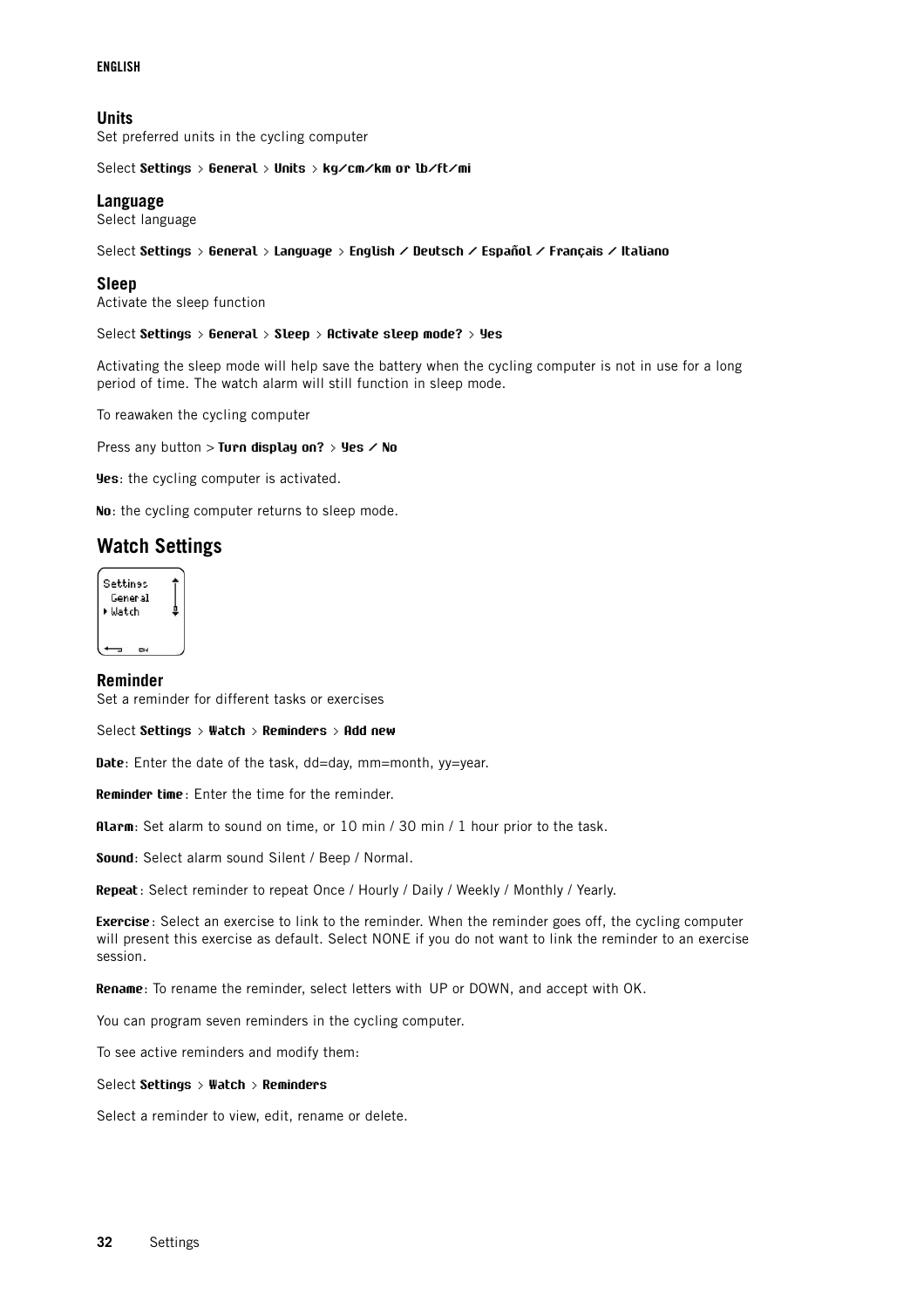## Units

Set preferred units in the cycling computer

Select **Settings** > **General** > **Units** > **kg/cm/km or lb/ft/mi**

## Language

Select language

Select **Settings** > **General** > **Language** > **English / Deutsch / Español / Français / Italiano**

## Sleep

Activate the sleep function

Select **Settings** > **General** > **Sleep** > **Activate sleep mode?** > **Yes**

Activating the sleep mode will help save the battery when the cycling computer is not in use for a long period of time. The watch alarm will still function in sleep mode.

To reawaken the cycling computer

Press any button > **Turn display on?** > **Yes / No**

**Yes**: the cycling computer is activated.

**No**: the cycling computer returns to sleep mode.

# Watch Settings

## Reminder

Set a reminder for different tasks or exercises

Select **Settings** > **Watch** > **Reminders** > **Add new**

**Date**: Enter the date of the task, dd=day, mm=month, yy=year.

**Reminder time**: Enter the time for the reminder.

**Alarm**: Set alarm to sound on time, or 10 min / 30 min / 1 hour prior to the task.

**Sound**: Select alarm sound Silent / Beep / Normal.

**Repeat**: Select reminder to repeat Once / Hourly / Daily / Weekly / Monthly / Yearly.

**Exercise**: Select an exercise to link to the reminder. When the reminder goes off, the cycling computer will present this exercise as default. Select NONE if you do not want to link the reminder to an exercise session.

**Rename**: To rename the reminder, select letters with UP or DOWN, and accept with OK.

You can program seven reminders in the cycling computer.

To see active reminders and modify them:

Select **Settings** > **Watch** > **Reminders**

Select a reminder to view, edit, rename or delete.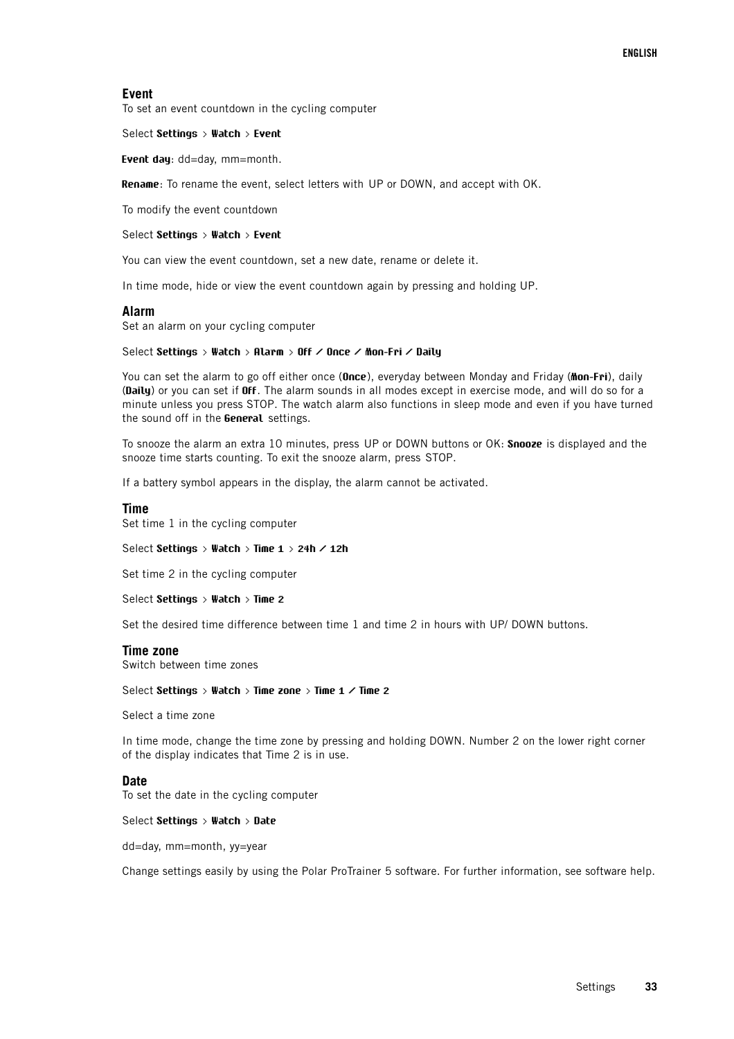## Event

To set an event countdown in the cycling computer

Select **Settings** > **Watch** > **Event**

**Event day**: dd=day, mm=month.

**Rename**: To rename the event, select letters with UP or DOWN, and accept with OK.

To modify the event countdown

Select **Settings** > **Watch** > **Event**

You can view the event countdown, set a new date, rename or delete it.

In time mode, hide or view the event countdown again by pressing and holding UP.

## Alarm

Set an alarm on your cycling computer

Select **Settings** > **Watch** > **Alarm** > **Off / Once / Mon-Fri / Daily**

You can set the alarm to go off either once (**Once**), everyday between Monday and Friday (**Mon-Fri**), daily (**Daily**) or you can set if **Off**. The alarm sounds in all modes except in exercise mode, and will do so for a minute unless you press STOP. The watch alarm also functions in sleep mode and even if you have turned the sound off in the **General** settings.

To snooze the alarm an extra 10 minutes, press UP or DOWN buttons or OK: **Snooze** is displayed and the snooze time starts counting. To exit the snooze alarm, press STOP.

If a battery symbol appears in the display, the alarm cannot be activated.

## Time

Set time 1 in the cycling computer

Select **Settings** > **Watch** > **Time 1** > **24h / 12h**

Set time 2 in the cycling computer

Select **Settings** > **Watch** > **Time 2**

Set the desired time difference between time 1 and time 2 in hours with UP/ DOWN buttons.

## Time zone

Switch between time zones

Select **Settings** > **Watch** > **Time zone** > **Time 1 / Time 2**

Select a time zone

In time mode, change the time zone by pressing and holding DOWN. Number 2 on the lower right corner of the display indicates that Time 2 is in use.

## Date

To set the date in the cycling computer

Select **Settings** > **Watch** > **Date**

dd=day, mm=month, yy=year

Change settings easily by using the Polar ProTrainer 5 software. For further information, see software help.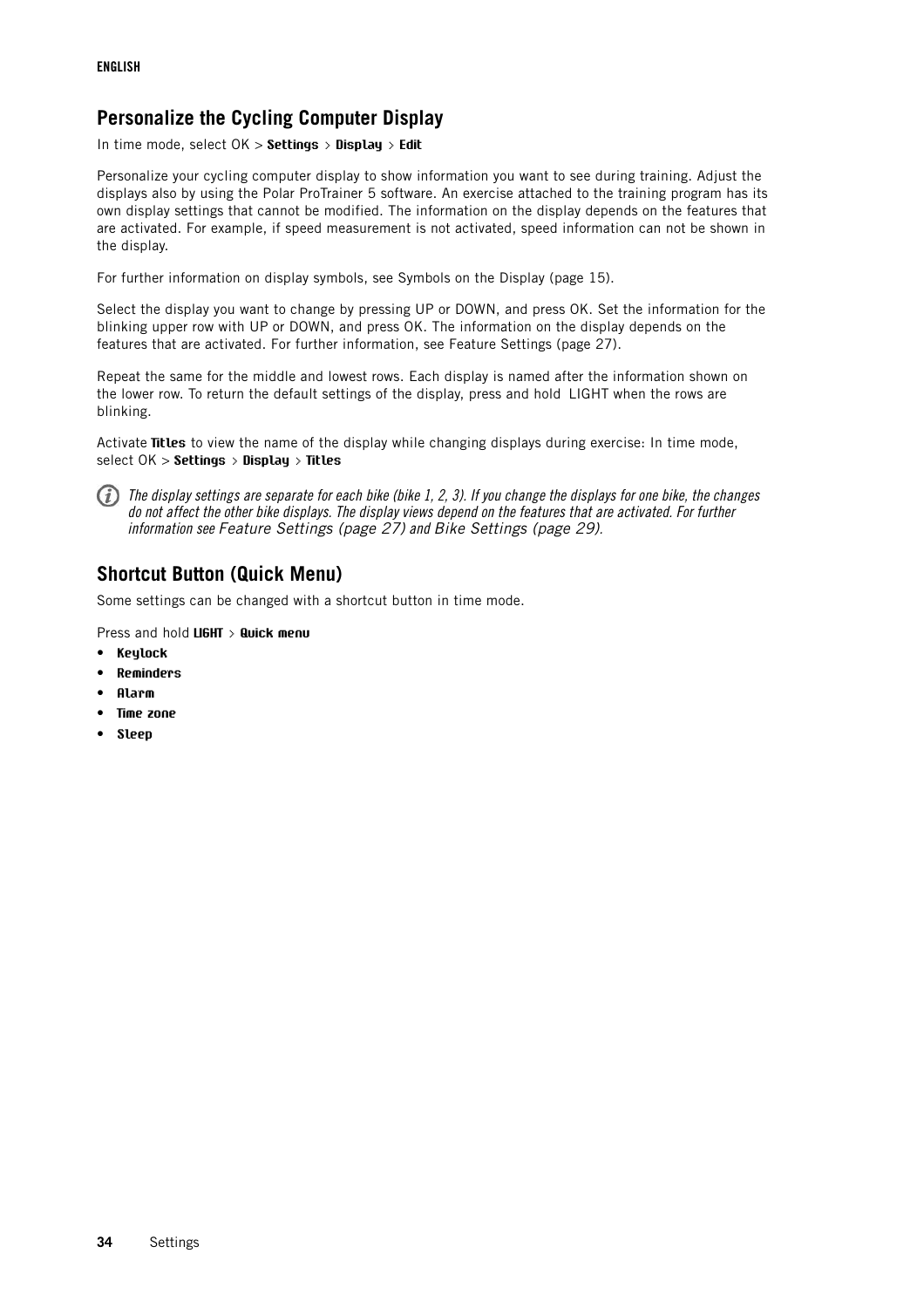## Personalize the Cycling Computer Display

In time mode, select OK > **Settings** > **Display** > **Edit**

Personalize your cycling computer display to show information you want to see during training. Adjust the displays also by using the Polar ProTrainer 5 software. An exercise attached to the training program has its own display settings that cannot be modified. The information on the display depends on the features that are activated. For example, if speed measurement is not activated, speed information can not be shown in the display.

For further information on display symbols, see Symbols on the Display (page 15).

Select the display you want to change by pressing UP or DOWN, and press OK. Set the information for the blinking upper row with UP or DOWN, and press OK. The information on the display depends on the features that are activated. For further information, see Feature Settings (page 27).

Repeat the same for the middle and lowest rows. Each display is named after the information shown on the lower row. To return the default settings of the display, press and hold LIGHT when the rows are blinking.

Activate **Titles** to view the name of the display while changing displays during exercise: In time mode, select OK > **Settings** > **Display** > **Titles**

*The display settings are separate for each bike (bike 1, 2, 3). If you change the displays for one bike, the changes do not affect the other bike displays. The display views depend on the features that are activated. For further information see Feature Settings (page 27) and Bike Settings (page 29).*

## Shortcut Button (Quick Menu)

Some settings can be changed with a shortcut button in time mode.

Press and hold **LIGHT** > **Quick menu**

- **Keylock**
- **Reminders**
- **Alarm**
- **Time zone**
- **Sleep**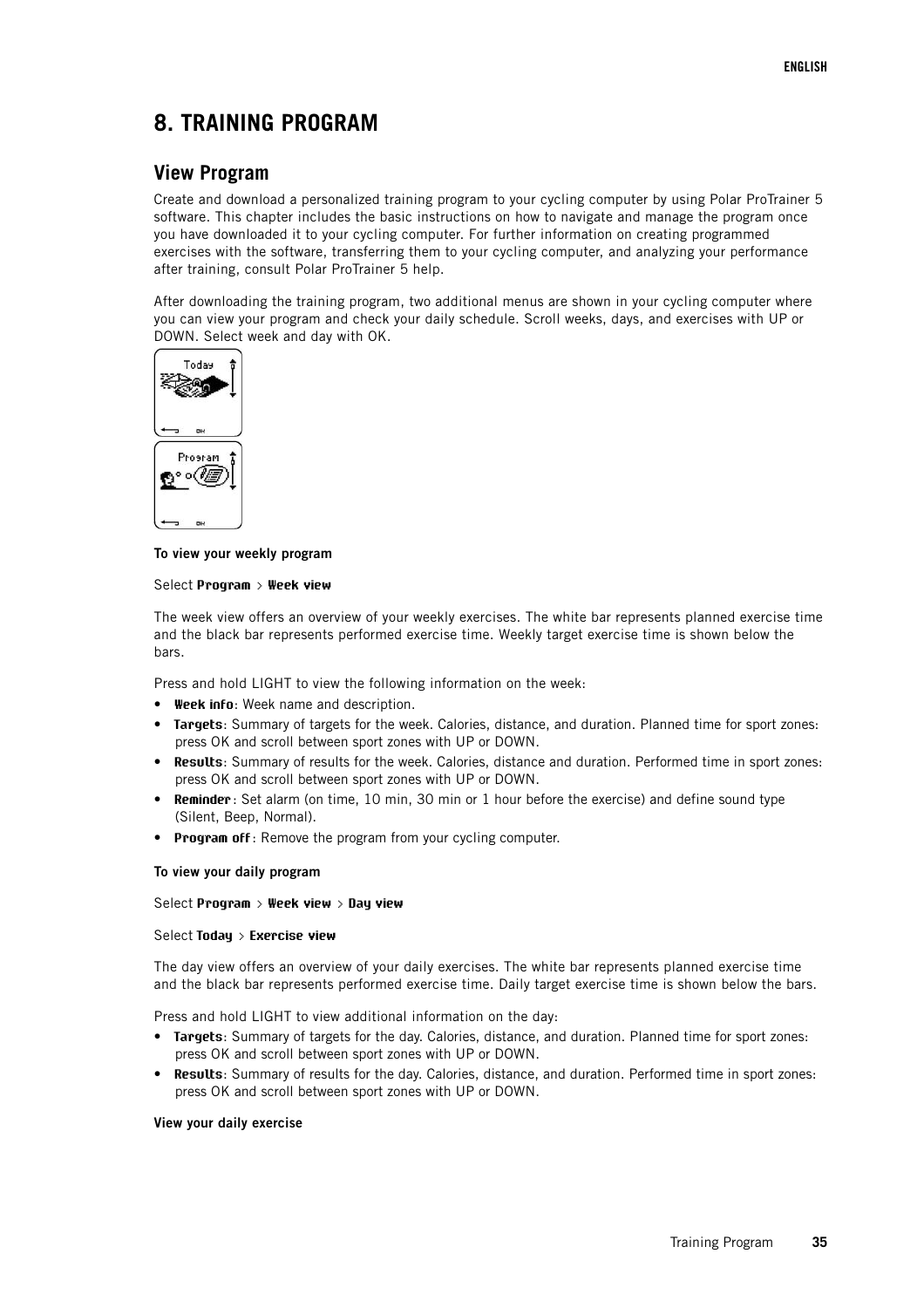# 8. TRAINING PROGRAM

## View Program

Create and download a personalized training program to your cycling computer by using Polar ProTrainer 5 software. This chapter includes the basic instructions on how to navigate and manage the program once you have downloaded it to your cycling computer. For further information on creating programmed exercises with the software, transferring them to your cycling computer, and analyzing your performance after training, consult Polar ProTrainer 5 help.

After downloading the training program, two additional menus are shown in your cycling computer where you can view your program and check your daily schedule. Scroll weeks, days, and exercises with UP or DOWN. Select week and day with OK.

**To view your weekly program**

Select **Program** > **Week view**

The week view offers an overview of your weekly exercises. The white bar represents planned exercise time and the black bar represents performed exercise time. Weekly target exercise time is shown below the bars.

Press and hold LIGHT to view the following information on the week:

- **Week info**: Week name and description.
- **Targets**: Summary of targets for the week. Calories, distance, and duration. Planned time for sport zones: press OK and scroll between sport zones with UP or DOWN.
- **Results**: Summary of results for the week. Calories, distance and duration. Performed time in sport zones: press OK and scroll between sport zones with UP or DOWN.
- **Reminder**: Set alarm (on time, 10 min, 30 min or 1 hour before the exercise) and define sound type (Silent, Beep, Normal).
- **Program off**: Remove the program from your cycling computer.

**To view your daily program**

Select **Program** > **Week view** > **Day view**

Select **Today** > **Exercise view**

The day view offers an overview of your daily exercises. The white bar represents planned exercise time and the black bar represents performed exercise time. Daily target exercise time is shown below the bars.

Press and hold LIGHT to view additional information on the day:

- **Targets**: Summary of targets for the day. Calories, distance, and duration. Planned time for sport zones: press OK and scroll between sport zones with UP or DOWN.
- **Results**: Summary of results for the day. Calories, distance, and duration. Performed time in sport zones: press OK and scroll between sport zones with UP or DOWN.

**View your daily exercise**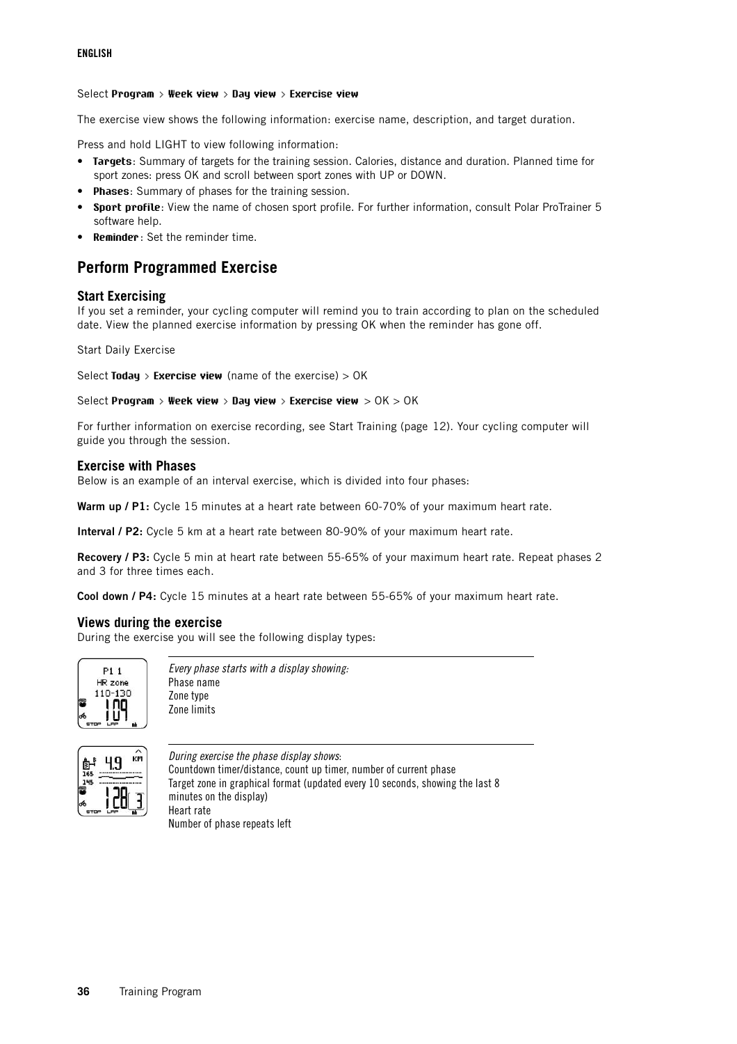Select **Program** > **Week view** > **Day view** > **Exercise view**

The exercise view shows the following information: exercise name, description, and target duration.

Press and hold LIGHT to view following information:

- **Targets**: Summary of targets for the training session. Calories, distance and duration. Planned time for sport zones: press OK and scroll between sport zones with UP or DOWN.
- **Phases**: Summary of phases for the training session.
- **Sport profile**: View the name of chosen sport profile. For further information, consult Polar ProTrainer 5 software help.
- **Reminder**: Set the reminder time.

## Perform Programmed Exercise

### Start Exercising

If you set a reminder, your cycling computer will remind you to train according to plan on the scheduled date. View the planned exercise information by pressing OK when the reminder has gone off.

Start Daily Exercise

Select **Today** > **Exercise view** (name of the exercise) > OK

Select **Program** > **Week view** > **Day view** > **Exercise view** > OK > OK

For further information on exercise recording, see Start Training (page 12). Your cycling computer will guide you through the session.

### Exercise with Phases

Below is an example of an interval exercise, which is divided into four phases:

**Warm up / P1:** Cycle 15 minutes at a heart rate between 60-70% of your maximum heart rate.

**Interval / P2:** Cycle 5 km at a heart rate between 80-90% of your maximum heart rate.

**Recovery / P3:** Cycle 5 min at heart rate between 55-65% of your maximum heart rate. Repeat phases 2 and 3 for three times each.

**Cool down / P4:** Cycle 15 minutes at a heart rate between 55-65% of your maximum heart rate.

### Views during the exercise

During the exercise you will see the following display types:

*Every phase starts with a display showing:*
Phase name
Zone type
Zone limits

*During exercise the phase display shows*:
Countdown timer/distance, count up timer, number of current phase
Target zone in graphical format (updated every 10 seconds, showing the last 8 minutes on the display)
Heart rate
Number of phase repeats left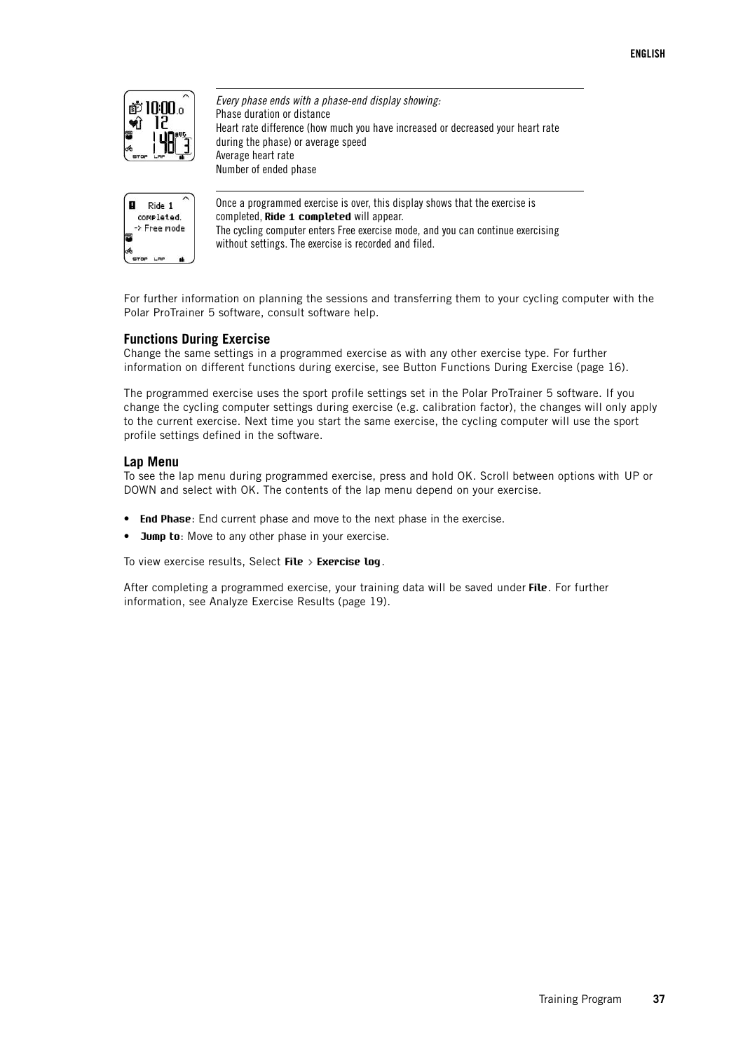*Every phase ends with a phase-end display showing:*
Phase duration or distance
Heart rate difference (how much you have increased or decreased your heart rate during the phase) or average speed
Average heart rate
Number of ended phase

Once a programmed exercise is over, this display shows that the exercise is completed, **Ride 1 completed** will appear.
The cycling computer enters Free exercise mode, and you can continue exercising without settings. The exercise is recorded and filed.

For further information on planning the sessions and transferring them to your cycling computer with the Polar ProTrainer 5 software, consult software help.

### Functions During Exercise

Change the same settings in a programmed exercise as with any other exercise type. For further information on different functions during exercise, see Button Functions During Exercise (page 16).

The programmed exercise uses the sport profile settings set in the Polar ProTrainer 5 software. If you change the cycling computer settings during exercise (e.g. calibration factor), the changes will only apply to the current exercise. Next time you start the same exercise, the cycling computer will use the sport profile settings defined in the software.

### Lap Menu

To see the lap menu during programmed exercise, press and hold OK. Scroll between options with UP or DOWN and select with OK. The contents of the lap menu depend on your exercise.

- **End Phase**: End current phase and move to the next phase in the exercise.
- **Jump to**: Move to any other phase in your exercise.

To view exercise results, Select **File** > **Exercise log**.

After completing a programmed exercise, your training data will be saved under **File**. For further information, see Analyze Exercise Results (page 19).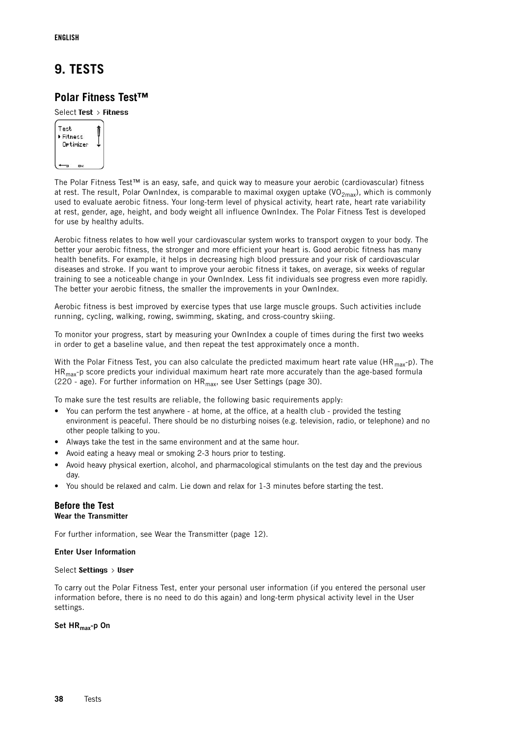# 9. TESTS

## Polar Fitness Test™

Select **Test** > **Fitness**

The Polar Fitness Test™ is an easy, safe, and quick way to measure your aerobic (cardiovascular) fitness at rest. The result, Polar OwnIndex, is comparable to maximal oxygen uptake ($VO_{2max}$), which is commonly used to evaluate aerobic fitness. Your long-term level of physical activity, heart rate, heart rate variability at rest, gender, age, height, and body weight all influence OwnIndex. The Polar Fitness Test is developed for use by healthy adults.

Aerobic fitness relates to how well your cardiovascular system works to transport oxygen to your body. The better your aerobic fitness, the stronger and more efficient your heart is. Good aerobic fitness has many health benefits. For example, it helps in decreasing high blood pressure and your risk of cardiovascular diseases and stroke. If you want to improve your aerobic fitness it takes, on average, six weeks of regular training to see a noticeable change in your OwnIndex. Less fit individuals see progress even more rapidly. The better your aerobic fitness, the smaller the improvements in your OwnIndex.

Aerobic fitness is best improved by exercise types that use large muscle groups. Such activities include running, cycling, walking, rowing, swimming, skating, and cross-country skiing.

To monitor your progress, start by measuring your OwnIndex a couple of times during the first two weeks in order to get a baseline value, and then repeat the test approximately once a month.

With the Polar Fitness Test, you can also calculate the predicted maximum heart rate value ($HR_{max}$-p). The $HR_{max}$-p score predicts your individual maximum heart rate more accurately than the age-based formula (220 - age). For further information on $HR_{max}$, see User Settings (page 30).

To make sure the test results are reliable, the following basic requirements apply:

- You can perform the test anywhere - at home, at the office, at a health club - provided the testing environment is peaceful. There should be no disturbing noises (e.g. television, radio, or telephone) and no other people talking to you.
- Always take the test in the same environment and at the same hour.
- Avoid eating a heavy meal or smoking 2-3 hours prior to testing.
- Avoid heavy physical exertion, alcohol, and pharmacological stimulants on the test day and the previous day.
- You should be relaxed and calm. Lie down and relax for 1-3 minutes before starting the test.

### Before the Test

#### Wear the Transmitter

For further information, see Wear the Transmitter (page 12).

#### Enter User Information

Select **Settings** > **User**

To carry out the Polar Fitness Test, enter your personal user information (if you entered the personal user information before, there is no need to do this again) and long-term physical activity level in the User settings.

#### Set $HR_{max}$-p On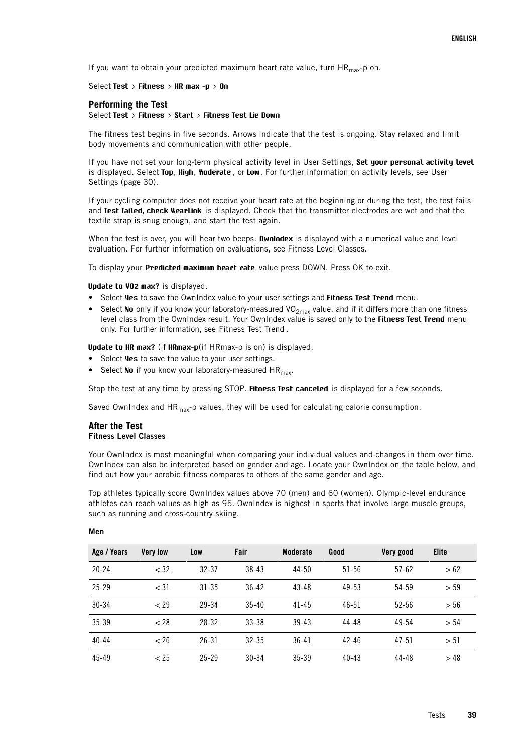If you want to obtain your predicted maximum heart rate value, turn $HR_{max}$-p on.

Select **Test** > **Fitness** > **HR max -p** > **On**

## Performing the Test

Select **Test** > **Fitness** > **Start** > **Fitness Test Lie Down**

The fitness test begins in five seconds. Arrows indicate that the test is ongoing. Stay relaxed and limit body movements and communication with other people.

If you have not set your long-term physical activity level in User Settings, **Set your personal activity level** is displayed. Select **Top**, **High**, **Moderate** , or **Low**. For further information on activity levels, see User Settings (page 30).

If your cycling computer does not receive your heart rate at the beginning or during the test, the test fails and **Test failed, check WearLink** is displayed. Check that the transmitter electrodes are wet and that the textile strap is snug enough, and start the test again.

When the test is over, you will hear two beeps. **OwnIndex** is displayed with a numerical value and level evaluation. For further information on evaluations, see Fitness Level Classes.

To display your **Predicted maximum heart rate** value press DOWN. Press OK to exit.

**Update to VO2 max?** is displayed.

- Select **Yes** to save the OwnIndex value to your user settings and **Fitness Test Trend** menu.
- Select **No** only if you know your laboratory-measured $VO_{2max}$ value, and if it differs more than one fitness level class from the OwnIndex result. Your OwnIndex value is saved only to the **Fitness Test Trend** menu only. For further information, see Fitness Test Trend .

**Update to HR max?** (if **HRmax-p**(if HRmax-p is on) is displayed.

- Select **Yes** to save the value to your user settings.
- Select **No** if you know your laboratory-measured $HR_{max}$.

Stop the test at any time by pressing STOP. **Fitness Test canceled** is displayed for a few seconds.

Saved OwnIndex and $HR_{max}$-p values, they will be used for calculating calorie consumption.

## After the Test

### Fitness Level Classes

Your OwnIndex is most meaningful when comparing your individual values and changes in them over time. OwnIndex can also be interpreted based on gender and age. Locate your OwnIndex on the table below, and find out how your aerobic fitness compares to others of the same gender and age.

Top athletes typically score OwnIndex values above 70 (men) and 60 (women). Olympic-level endurance athletes can reach values as high as 95. OwnIndex is highest in sports that involve large muscle groups, such as running and cross-country skiing.

**Men**

| Age / Years | Very low | Low | Fair | Moderate | Good | Very good | Elite |
|---|---|---|---|---|---|---|---|
| 20-24 | < 32 | 32-37 | 38-43 | 44-50 | 51-56 | 57-62 | > 62 |
| 25-29 | < 31 | 31-35 | 36-42 | 43-48 | 49-53 | 54-59 | > 59 |
| 30-34 | < 29 | 29-34 | 35-40 | 41-45 | 46-51 | 52-56 | > 56 |
| 35-39 | < 28 | 28-32 | 33-38 | 39-43 | 44-48 | 49-54 | > 54 |
| 40-44 | < 26 | 26-31 | 32-35 | 36-41 | 42-46 | 47-51 | > 51 |
| 45-49 | < 25 | 25-29 | 30-34 | 35-39 | 40-43 | 44-48 | > 48 |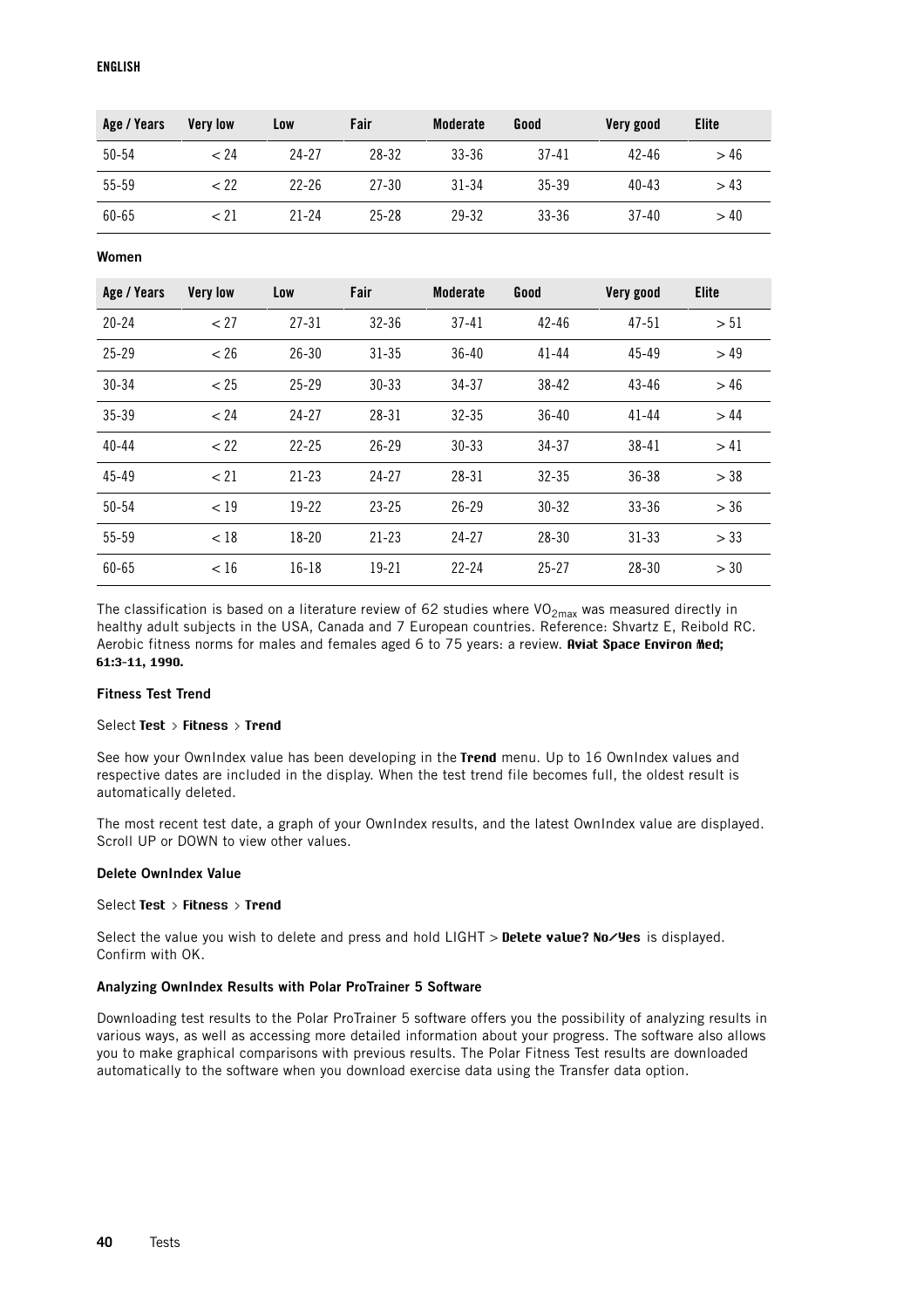| Age / Years | Very low | Low | Fair | Moderate | Good | Very good | Elite |
|---|---|---|---|---|---|---|---|
| 50-54 | < 24 | 24-27 | 28-32 | 33-36 | 37-41 | 42-46 | > 46 |
| 55-59 | < 22 | 22-26 | 27-30 | 31-34 | 35-39 | 40-43 | > 43 |
| 60-65 | < 21 | 21-24 | 25-28 | 29-32 | 33-36 | 37-40 | > 40 |

**Women**

| Age / Years | Very low | Low | Fair | Moderate | Good | Very good | Elite |
|---|---|---|---|---|---|---|---|
| 20-24 | < 27 | 27-31 | 32-36 | 37-41 | 42-46 | 47-51 | > 51 |
| 25-29 | < 26 | 26-30 | 31-35 | 36-40 | 41-44 | 45-49 | > 49 |
| 30-34 | < 25 | 25-29 | 30-33 | 34-37 | 38-42 | 43-46 | > 46 |
| 35-39 | < 24 | 24-27 | 28-31 | 32-35 | 36-40 | 41-44 | > 44 |
| 40-44 | < 22 | 22-25 | 26-29 | 30-33 | 34-37 | 38-41 | > 41 |
| 45-49 | < 21 | 21-23 | 24-27 | 28-31 | 32-35 | 36-38 | > 38 |
| 50-54 | < 19 | 19-22 | 23-25 | 26-29 | 30-32 | 33-36 | > 36 |
| 55-59 | < 18 | 18-20 | 21-23 | 24-27 | 28-30 | 31-33 | > 33 |
| 60-65 | < 16 | 16-18 | 19-21 | 22-24 | 25-27 | 28-30 | > 30 |

The classification is based on a literature review of 62 studies where $VO_{2max}$ was measured directly in healthy adult subjects in the USA, Canada and 7 European countries. Reference: Shvartz E, Reibold RC. Aerobic fitness norms for males and females aged 6 to 75 years: a review. **Aviat Space Environ Med; 61:3-11, 1990.**

**Fitness Test Trend**

Select **Test** > **Fitness** > **Trend**

See how your OwnIndex value has been developing in the **Trend** menu. Up to 16 OwnIndex values and respective dates are included in the display. When the test trend file becomes full, the oldest result is automatically deleted.

The most recent test date, a graph of your OwnIndex results, and the latest OwnIndex value are displayed. Scroll UP or DOWN to view other values.

**Delete OwnIndex Value**

Select **Test** > **Fitness** > **Trend**

Select the value you wish to delete and press and hold LIGHT > **Delete value? No/Yes** is displayed. Confirm with OK.

**Analyzing OwnIndex Results with Polar ProTrainer 5 Software**

Downloading test results to the Polar ProTrainer 5 software offers you the possibility of analyzing results in various ways, as well as accessing more detailed information about your progress. The software also allows you to make graphical comparisons with previous results. The Polar Fitness Test results are downloaded automatically to the software when you download exercise data using the Transfer data option.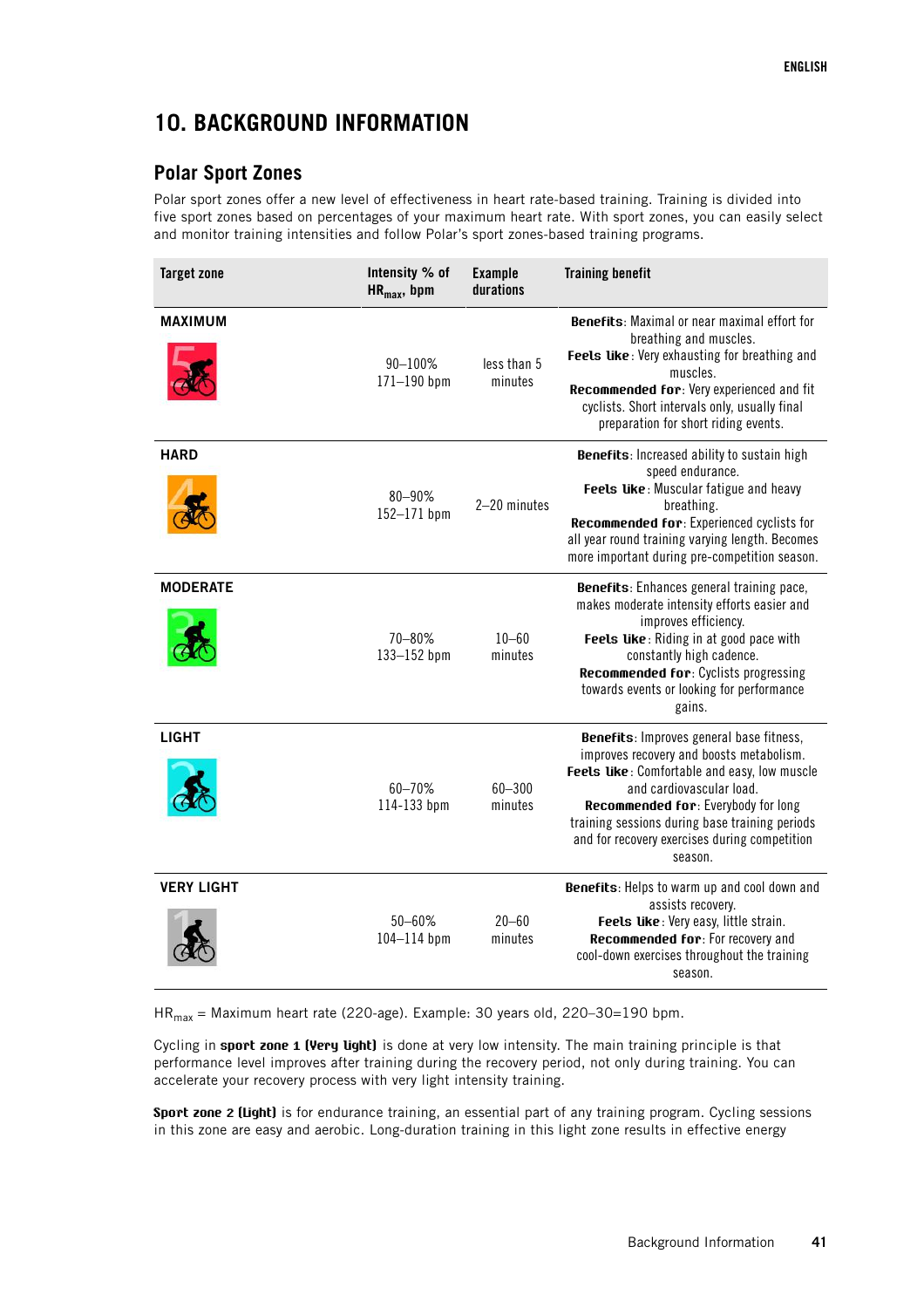# 10. BACKGROUND INFORMATION

## Polar Sport Zones

Polar sport zones offer a new level of effectiveness in heart rate-based training. Training is divided into five sport zones based on percentages of your maximum heart rate. With sport zones, you can easily select and monitor training intensities and follow Polar's sport zones-based training programs.

| Target zone | Intensity % of $HR_{max}$, bpm | Example durations | Training benefit |
|---|---|---|---|
| MAXIMUM | 90–100%<br>171–190 bpm | less than 5 minutes | **Benefits**: Maximal or near maximal effort for breathing and muscles.<br>**Feels like**: Very exhausting for breathing and muscles.<br>**Recommended for**: Very experienced and fit cyclists. Short intervals only, usually final preparation for short riding events. |
| HARD | 80–90%<br>152–171 bpm | 2–20 minutes | **Benefits**: Increased ability to sustain high speed endurance.<br>**Feels like**: Muscular fatigue and heavy breathing.<br>**Recommended for**: Experienced cyclists for all year round training varying length. Becomes more important during pre-competition season. |
| MODERATE | 70–80%<br>133–152 bpm | 10–60 minutes | **Benefits**: Enhances general training pace, makes moderate intensity efforts easier and improves efficiency.<br>**Feels like**: Riding in at good pace with constantly high cadence.<br>**Recommended for**: Cyclists progressing towards events or looking for performance gains. |
| LIGHT | 60–70%<br>114-133 bpm | 60–300 minutes | **Benefits**: Improves general base fitness, improves recovery and boosts metabolism.<br>**Feels like**: Comfortable and easy, low muscle and cardiovascular load.<br>**Recommended for**: Everybody for long training sessions during base training periods and for recovery exercises during competition season. |
| VERY LIGHT | 50–60%<br>104–114 bpm | 20–60 minutes | **Benefits**: Helps to warm up and cool down and assists recovery.<br>**Feels like**: Very easy, little strain.<br>**Recommended for**: For recovery and cool-down exercises throughout the training season. |

$HR_{max}$ = Maximum heart rate (220-age). Example: 30 years old, 220–30=190 bpm.

Cycling in **sport zone 1 (Very light)** is done at very low intensity. The main training principle is that performance level improves after training during the recovery period, not only during training. You can accelerate your recovery process with very light intensity training.

**Sport zone 2 (Light)** is for endurance training, an essential part of any training program. Cycling sessions in this zone are easy and aerobic. Long-duration training in this light zone results in effective energy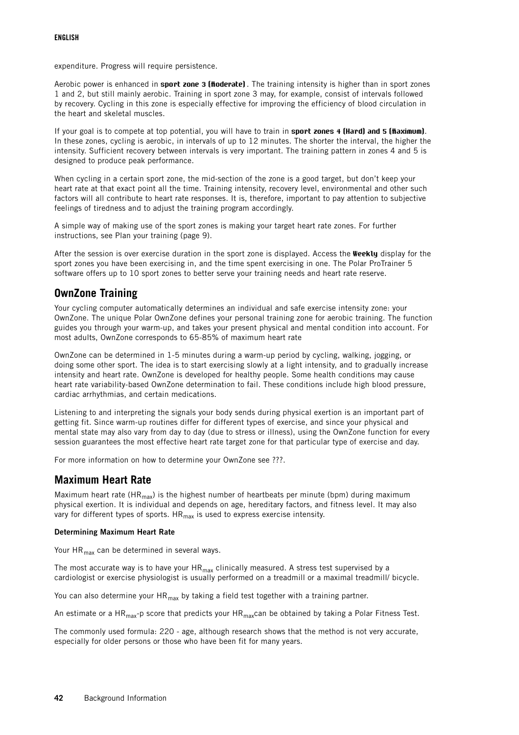expenditure. Progress will require persistence.

Aerobic power is enhanced in **sport zone 3 (Moderate)** . The training intensity is higher than in sport zones 1 and 2, but still mainly aerobic. Training in sport zone 3 may, for example, consist of intervals followed by recovery. Cycling in this zone is especially effective for improving the efficiency of blood circulation in the heart and skeletal muscles.

If your goal is to compete at top potential, you will have to train in **sport zones 4 (Hard) and 5 (Maximum)**. In these zones, cycling is aerobic, in intervals of up to 12 minutes. The shorter the interval, the higher the intensity. Sufficient recovery between intervals is very important. The training pattern in zones 4 and 5 is designed to produce peak performance.

When cycling in a certain sport zone, the mid-section of the zone is a good target, but don't keep your heart rate at that exact point all the time. Training intensity, recovery level, environmental and other such factors will all contribute to heart rate responses. It is, therefore, important to pay attention to subjective feelings of tiredness and to adjust the training program accordingly.

A simple way of making use of the sport zones is making your target heart rate zones. For further instructions, see Plan your training (page 9).

After the session is over exercise duration in the sport zone is displayed. Access the **Weekly** display for the sport zones you have been exercising in, and the time spent exercising in one. The Polar ProTrainer 5 software offers up to 10 sport zones to better serve your training needs and heart rate reserve.

## OwnZone Training

Your cycling computer automatically determines an individual and safe exercise intensity zone: your OwnZone. The unique Polar OwnZone defines your personal training zone for aerobic training. The function guides you through your warm-up, and takes your present physical and mental condition into account. For most adults, OwnZone corresponds to 65-85% of maximum heart rate

OwnZone can be determined in 1-5 minutes during a warm-up period by cycling, walking, jogging, or doing some other sport. The idea is to start exercising slowly at a light intensity, and to gradually increase intensity and heart rate. OwnZone is developed for healthy people. Some health conditions may cause heart rate variability-based OwnZone determination to fail. These conditions include high blood pressure, cardiac arrhythmias, and certain medications.

Listening to and interpreting the signals your body sends during physical exertion is an important part of getting fit. Since warm-up routines differ for different types of exercise, and since your physical and mental state may also vary from day to day (due to stress or illness), using the OwnZone function for every session guarantees the most effective heart rate target zone for that particular type of exercise and day.

For more information on how to determine your OwnZone see ???.

## Maximum Heart Rate

Maximum heart rate ($HR_{max}$) is the highest number of heartbeats per minute (bpm) during maximum physical exertion. It is individual and depends on age, hereditary factors, and fitness level. It may also vary for different types of sports. $HR_{max}$ is used to express exercise intensity.

**Determining Maximum Heart Rate**

Your $HR_{max}$ can be determined in several ways.

The most accurate way is to have your $HR_{max}$ clinically measured. A stress test supervised by a cardiologist or exercise physiologist is usually performed on a treadmill or a maximal treadmill/ bicycle.

You can also determine your $HR_{max}$ by taking a field test together with a training partner.

An estimate or a $HR_{max}$-p score that predicts your $HR_{max}$can be obtained by taking a Polar Fitness Test.

The commonly used formula: 220 - age, although research shows that the method is not very accurate, especially for older persons or those who have been fit for many years.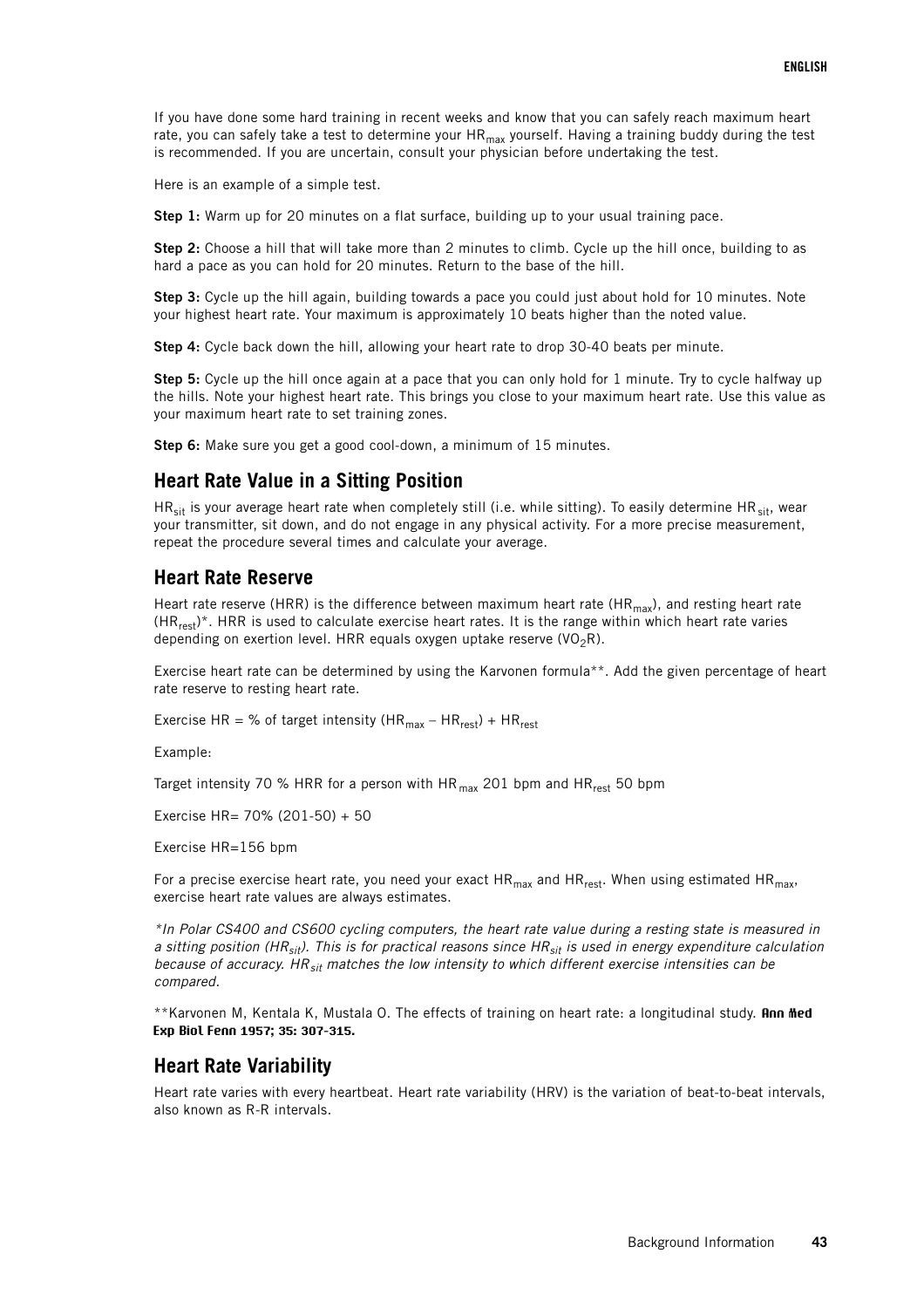If you have done some hard training in recent weeks and know that you can safely reach maximum heart rate, you can safely take a test to determine your $HR_{max}$ yourself. Having a training buddy during the test is recommended. If you are uncertain, consult your physician before undertaking the test.

Here is an example of a simple test.

**Step 1:** Warm up for 20 minutes on a flat surface, building up to your usual training pace.

**Step 2:** Choose a hill that will take more than 2 minutes to climb. Cycle up the hill once, building to as hard a pace as you can hold for 20 minutes. Return to the base of the hill.

**Step 3:** Cycle up the hill again, building towards a pace you could just about hold for 10 minutes. Note your highest heart rate. Your maximum is approximately 10 beats higher than the noted value.

**Step 4:** Cycle back down the hill, allowing your heart rate to drop 30-40 beats per minute.

**Step 5:** Cycle up the hill once again at a pace that you can only hold for 1 minute. Try to cycle halfway up the hills. Note your highest heart rate. This brings you close to your maximum heart rate. Use this value as your maximum heart rate to set training zones.

**Step 6:** Make sure you get a good cool-down, a minimum of 15 minutes.

## Heart Rate Value in a Sitting Position

$HR_{sit}$ is your average heart rate when completely still (i.e. while sitting). To easily determine $HR_{sit}$, wear your transmitter, sit down, and do not engage in any physical activity. For a more precise measurement, repeat the procedure several times and calculate your average.

## Heart Rate Reserve

Heart rate reserve (HRR) is the difference between maximum heart rate ($HR_{max}$), and resting heart rate ($HR_{rest}$)*. HRR is used to calculate exercise heart rates. It is the range within which heart rate varies depending on exertion level. HRR equals oxygen uptake reserve ($VO_2R$).

Exercise heart rate can be determined by using the Karvonen formula**. Add the given percentage of heart rate reserve to resting heart rate.

Exercise HR = % of target intensity ($HR_{max} - HR_{rest}$) + $HR_{rest}$

Example:

Target intensity 70 % HRR for a person with $HR_{max}$ 201 bpm and $HR_{rest}$ 50 bpm

Exercise HR= 70% (201-50) + 50

Exercise HR=156 bpm

For a precise exercise heart rate, you need your exact $HR_{max}$ and $HR_{rest}$. When using estimated $HR_{max}$, exercise heart rate values are always estimates.

*\*In Polar CS400 and CS600 cycling computers, the heart rate value during a resting state is measured in a sitting position ($HR_{sit}$). This is for practical reasons since $HR_{sit}$ is used in energy expenditure calculation because of accuracy. $HR_{sit}$ matches the low intensity to which different exercise intensities can be compared.*

**Karvonen M, Kentala K, Mustala O. The effects of training on heart rate: a longitudinal study. **Ann Med Exp Biol Fenn 1957; 35: 307-315.**

## Heart Rate Variability

Heart rate varies with every heartbeat. Heart rate variability (HRV) is the variation of beat-to-beat intervals, also known as R-R intervals.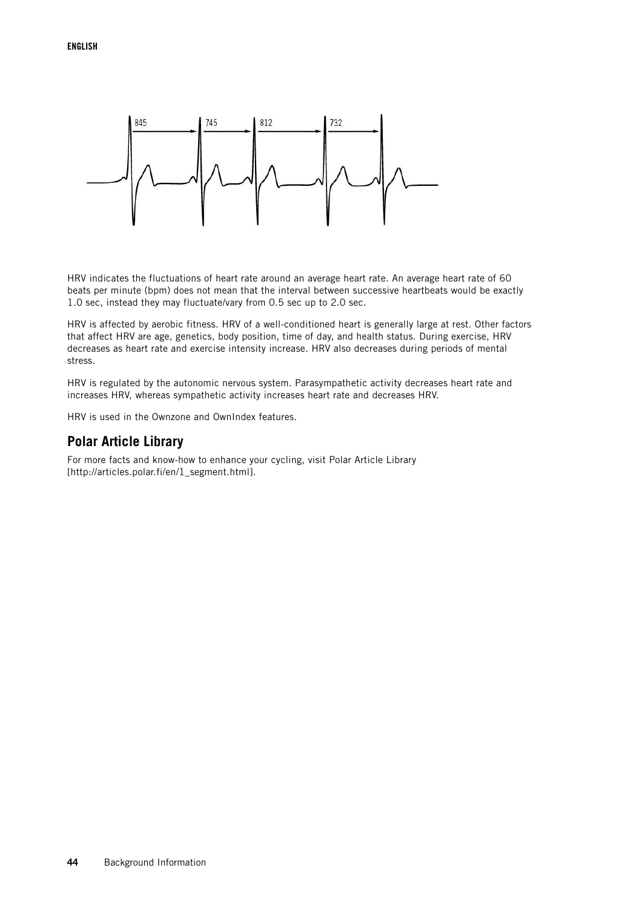HRV indicates the fluctuations of heart rate around an average heart rate. An average heart rate of 60 beats per minute (bpm) does not mean that the interval between successive heartbeats would be exactly 1.0 sec, instead they may fluctuate/vary from 0.5 sec up to 2.0 sec.

HRV is affected by aerobic fitness. HRV of a well-conditioned heart is generally large at rest. Other factors that affect HRV are age, genetics, body position, time of day, and health status. During exercise, HRV decreases as heart rate and exercise intensity increase. HRV also decreases during periods of mental stress.

HRV is regulated by the autonomic nervous system. Parasympathetic activity decreases heart rate and increases HRV, whereas sympathetic activity increases heart rate and decreases HRV.

HRV is used in the Ownzone and OwnIndex features.

## Polar Article Library

For more facts and know-how to enhance your cycling, visit Polar Article Library [http://articles.polar.fi/en/1_segment.html].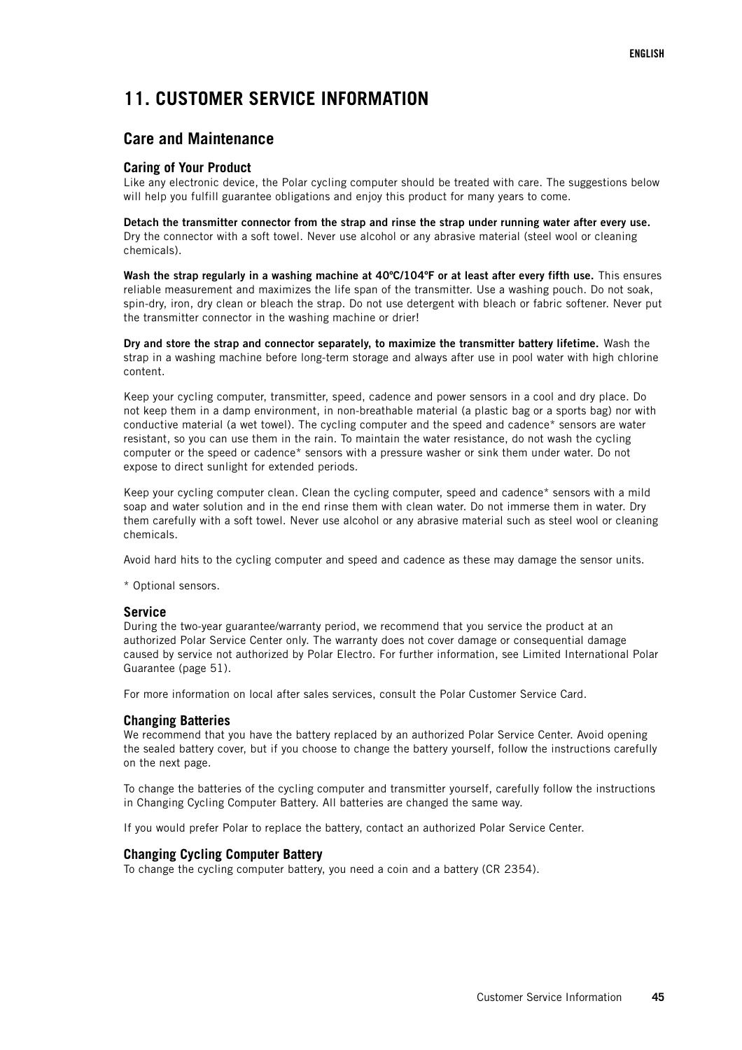# 11. CUSTOMER SERVICE INFORMATION

## Care and Maintenance

### Caring of Your Product

Like any electronic device, the Polar cycling computer should be treated with care. The suggestions below will help you fulfill guarantee obligations and enjoy this product for many years to come.

**Detach the transmitter connector from the strap and rinse the strap under running water after every use.** Dry the connector with a soft towel. Never use alcohol or any abrasive material (steel wool or cleaning chemicals).

**Wash the strap regularly in a washing machine at 40ºC/104ºF or at least after every fifth use.** This ensures reliable measurement and maximizes the life span of the transmitter. Use a washing pouch. Do not soak, spin-dry, iron, dry clean or bleach the strap. Do not use detergent with bleach or fabric softener. Never put the transmitter connector in the washing machine or drier!

**Dry and store the strap and connector separately, to maximize the transmitter battery lifetime.** Wash the strap in a washing machine before long-term storage and always after use in pool water with high chlorine content.

Keep your cycling computer, transmitter, speed, cadence and power sensors in a cool and dry place. Do not keep them in a damp environment, in non-breathable material (a plastic bag or a sports bag) nor with conductive material (a wet towel). The cycling computer and the speed and cadence* sensors are water resistant, so you can use them in the rain. To maintain the water resistance, do not wash the cycling computer or the speed or cadence* sensors with a pressure washer or sink them under water. Do not expose to direct sunlight for extended periods.

Keep your cycling computer clean. Clean the cycling computer, speed and cadence* sensors with a mild soap and water solution and in the end rinse them with clean water. Do not immerse them in water. Dry them carefully with a soft towel. Never use alcohol or any abrasive material such as steel wool or cleaning chemicals.

Avoid hard hits to the cycling computer and speed and cadence as these may damage the sensor units.

* Optional sensors.

### Service

During the two-year guarantee/warranty period, we recommend that you service the product at an authorized Polar Service Center only. The warranty does not cover damage or consequential damage caused by service not authorized by Polar Electro. For further information, see Limited International Polar Guarantee (page 51).

For more information on local after sales services, consult the Polar Customer Service Card.

### Changing Batteries

We recommend that you have the battery replaced by an authorized Polar Service Center. Avoid opening the sealed battery cover, but if you choose to change the battery yourself, follow the instructions carefully on the next page.

To change the batteries of the cycling computer and transmitter yourself, carefully follow the instructions in Changing Cycling Computer Battery. All batteries are changed the same way.

If you would prefer Polar to replace the battery, contact an authorized Polar Service Center.

### Changing Cycling Computer Battery

To change the cycling computer battery, you need a coin and a battery (CR 2354).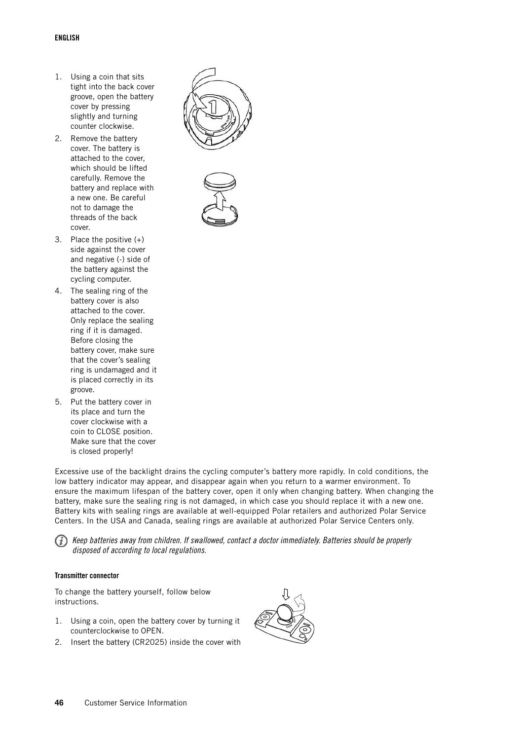1. Using a coin that sits tight into the back cover groove, open the battery cover by pressing slightly and turning counter clockwise.
2. Remove the battery cover. The battery is attached to the cover, which should be lifted carefully. Remove the battery and replace with a new one. Be careful not to damage the threads of the back cover.
3. Place the positive (+) side against the cover and negative (-) side of the battery against the cycling computer.
4. The sealing ring of the battery cover is also attached to the cover. Only replace the sealing ring if it is damaged. Before closing the battery cover, make sure that the cover's sealing ring is undamaged and it is placed correctly in its groove.
5. Put the battery cover in its place and turn the cover clockwise with a coin to CLOSE position. Make sure that the cover is closed properly!

Excessive use of the backlight drains the cycling computer's battery more rapidly. In cold conditions, the low battery indicator may appear, and disappear again when you return to a warmer environment. To ensure the maximum lifespan of the battery cover, open it only when changing battery. When changing the battery, make sure the sealing ring is not damaged, in which case you should replace it with a new one. Battery kits with sealing rings are available at well-equipped Polar retailers and authorized Polar Service Centers. In the USA and Canada, sealing rings are available at authorized Polar Service Centers only.

*Keep batteries away from children. If swallowed, contact a doctor immediately. Batteries should be properly disposed of according to local regulations.*

#### Transmitter connector

To change the battery yourself, follow below instructions.

1. Using a coin, open the battery cover by turning it counterclockwise to OPEN.
2. Insert the battery (CR2025) inside the cover with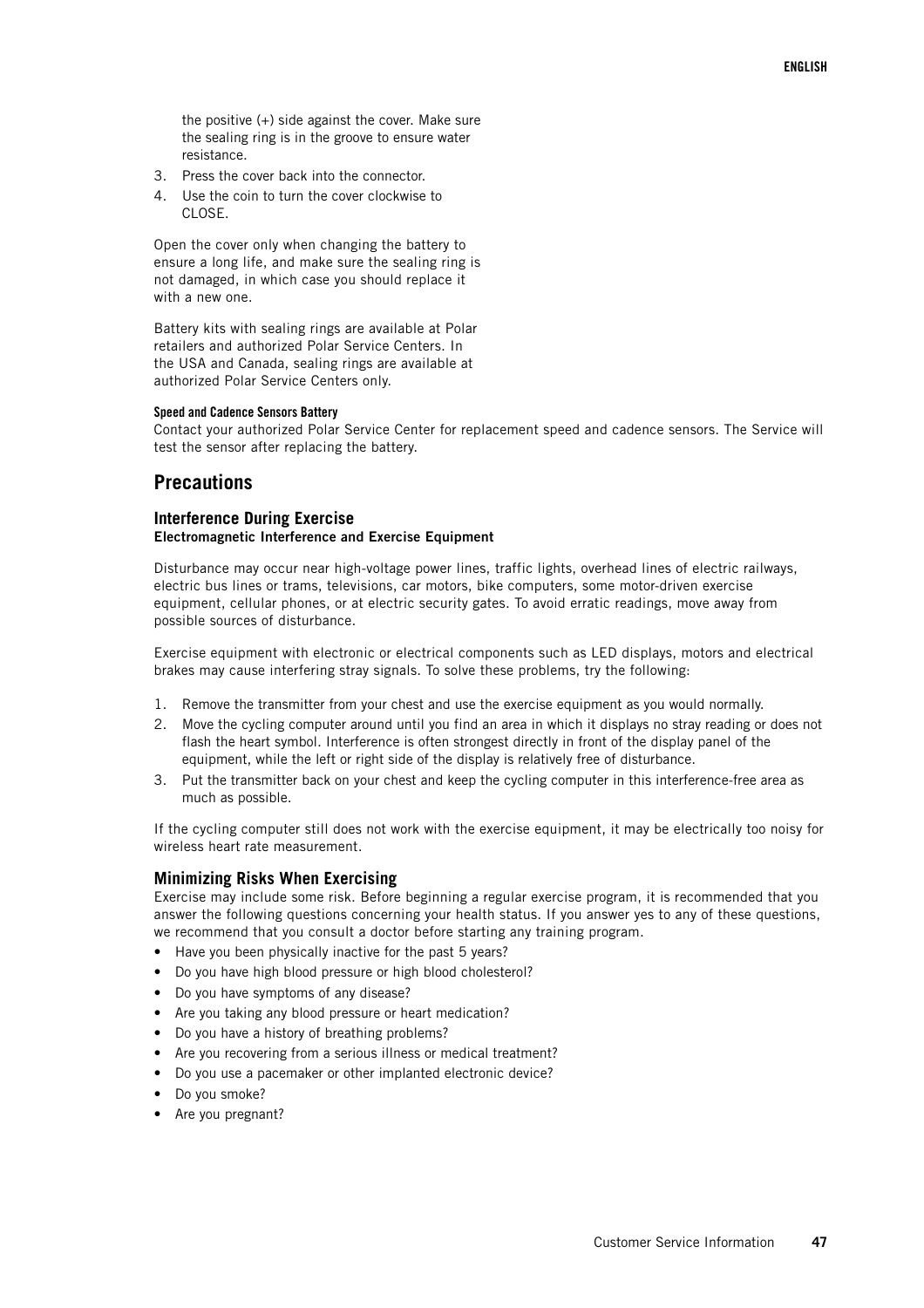the positive (+) side against the cover. Make sure the sealing ring is in the groove to ensure water resistance.

3. Press the cover back into the connector.
4. Use the coin to turn the cover clockwise to CLOSE.

Open the cover only when changing the battery to ensure a long life, and make sure the sealing ring is not damaged, in which case you should replace it with a new one.

Battery kits with sealing rings are available at Polar retailers and authorized Polar Service Centers. In the USA and Canada, sealing rings are available at authorized Polar Service Centers only.

#### Speed and Cadence Sensors Battery

Contact your authorized Polar Service Center for replacement speed and cadence sensors. The Service will test the sensor after replacing the battery.

## Precautions

### Interference During Exercise

**Electromagnetic Interference and Exercise Equipment**

Disturbance may occur near high-voltage power lines, traffic lights, overhead lines of electric railways, electric bus lines or trams, televisions, car motors, bike computers, some motor-driven exercise equipment, cellular phones, or at electric security gates. To avoid erratic readings, move away from possible sources of disturbance.

Exercise equipment with electronic or electrical components such as LED displays, motors and electrical brakes may cause interfering stray signals. To solve these problems, try the following:

1. Remove the transmitter from your chest and use the exercise equipment as you would normally.
2. Move the cycling computer around until you find an area in which it displays no stray reading or does not flash the heart symbol. Interference is often strongest directly in front of the display panel of the equipment, while the left or right side of the display is relatively free of disturbance.
3. Put the transmitter back on your chest and keep the cycling computer in this interference-free area as much as possible.

If the cycling computer still does not work with the exercise equipment, it may be electrically too noisy for wireless heart rate measurement.

### Minimizing Risks When Exercising

Exercise may include some risk. Before beginning a regular exercise program, it is recommended that you answer the following questions concerning your health status. If you answer yes to any of these questions, we recommend that you consult a doctor before starting any training program.

- Have you been physically inactive for the past 5 years?
- Do you have high blood pressure or high blood cholesterol?
- Do you have symptoms of any disease?
- Are you taking any blood pressure or heart medication?
- Do you have a history of breathing problems?
- Are you recovering from a serious illness or medical treatment?
- Do you use a pacemaker or other implanted electronic device?
- Do you smoke?
- Are you pregnant?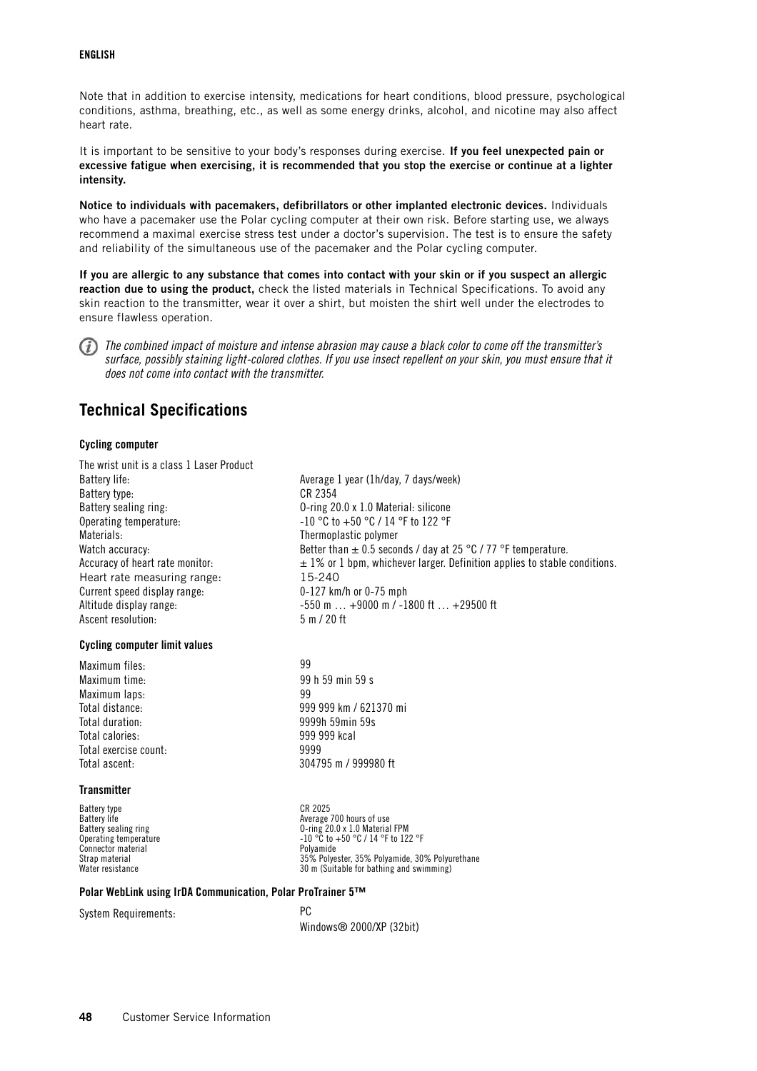Note that in addition to exercise intensity, medications for heart conditions, blood pressure, psychological conditions, asthma, breathing, etc., as well as some energy drinks, alcohol, and nicotine may also affect heart rate.

It is important to be sensitive to your body's responses during exercise. **If you feel unexpected pain or excessive fatigue when exercising, it is recommended that you stop the exercise or continue at a lighter intensity.**

**Notice to individuals with pacemakers, defibrillators or other implanted electronic devices.** Individuals who have a pacemaker use the Polar cycling computer at their own risk. Before starting use, we always recommend a maximal exercise stress test under a doctor's supervision. The test is to ensure the safety and reliability of the simultaneous use of the pacemaker and the Polar cycling computer.

**If you are allergic to any substance that comes into contact with your skin or if you suspect an allergic reaction due to using the product,** check the listed materials in Technical Specifications. To avoid any skin reaction to the transmitter, wear it over a shirt, but moisten the shirt well under the electrodes to ensure flawless operation.

*The combined impact of moisture and intense abrasion may cause a black color to come off the transmitter's surface, possibly staining light-colored clothes. If you use insect repellent on your skin, you must ensure that it does not come into contact with the transmitter.*

## Technical Specifications

### Cycling computer

The wrist unit is a class 1 Laser Product

| | |
|---|---|
| Battery life: | Average 1 year (1h/day, 7 days/week) |
| Battery type: | CR 2354 |
| Battery sealing ring: | O-ring 20.0 x 1.0 Material: silicone |
| Operating temperature: | -10 °C to +50 °C / 14 °F to 122 °F |
| Materials: | Thermoplastic polymer |
| Watch accuracy: | Better than ± 0.5 seconds / day at 25 °C / 77 °F temperature. |
| Accuracy of heart rate monitor: | ± 1% or 1 bpm, whichever larger. Definition applies to stable conditions. |
| Heart rate measuring range: | 15-240 |
| Current speed display range: | 0-127 km/h or 0-75 mph |
| Altitude display range: | -550 m … +9000 m / -1800 ft … +29500 ft |
| Ascent resolution: | 5 m / 20 ft |

### Cycling computer limit values

| | |
|---|---|
| Maximum files: | 99 |
| Maximum time: | 99 h 59 min 59 s |
| Maximum laps: | 99 |
| Total distance: | 999 999 km / 621370 mi |
| Total duration: | 9999h 59min 59s |
| Total calories: | 999 999 kcal |
| Total exercise count: | 9999 |
| Total ascent: | 304795 m / 999980 ft |

### Transmitter

| | |
|---|---|
| Battery type | CR 2025 |
| Battery life | Average 700 hours of use |
| Battery sealing ring | O-ring 20.0 x 1.0 Material FPM |
| Operating temperature | -10 °C to +50 °C / 14 °F to 122 °F |
| Connector material | Polyamide |
| Strap material | 35% Polyester, 35% Polyamide, 30% Polyurethane |
| Water resistance | 30 m (Suitable for bathing and swimming) |

### Polar WebLink using IrDA Communication, Polar ProTrainer 5™

| | |
|---|---|
| System Requirements: | PC<br>Windows® 2000/XP (32bit) |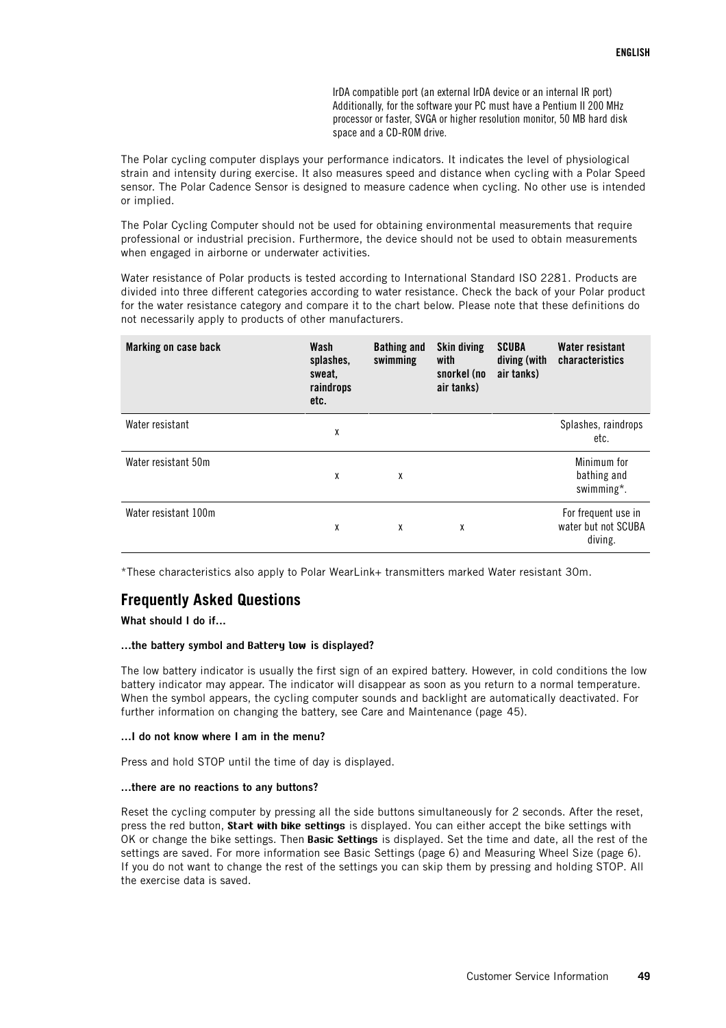IrDA compatible port (an external IrDA device or an internal IR port) Additionally, for the software your PC must have a Pentium II 200 MHz processor or faster, SVGA or higher resolution monitor, 50 MB hard disk space and a CD-ROM drive.

The Polar cycling computer displays your performance indicators. It indicates the level of physiological strain and intensity during exercise. It also measures speed and distance when cycling with a Polar Speed sensor. The Polar Cadence Sensor is designed to measure cadence when cycling. No other use is intended or implied.

The Polar Cycling Computer should not be used for obtaining environmental measurements that require professional or industrial precision. Furthermore, the device should not be used to obtain measurements when engaged in airborne or underwater activities.

Water resistance of Polar products is tested according to International Standard ISO 2281. Products are divided into three different categories according to water resistance. Check the back of your Polar product for the water resistance category and compare it to the chart below. Please note that these definitions do not necessarily apply to products of other manufacturers.

| Marking on case back | Wash splashes, sweat, raindrops etc. | Bathing and swimming | Skin diving with snorkel (no air tanks) | SCUBA diving (with air tanks) | Water resistant characteristics |
|---|---|---|---|---|---|
| Water resistant | x | | | | Splashes, raindrops etc. |
| Water resistant 50m | x | x | | | Minimum for bathing and swimming*. |
| Water resistant 100m | x | x | x | | For frequent use in water but not SCUBA diving. |

*These characteristics also apply to Polar WearLink+ transmitters marked Water resistant 30m.

## Frequently Asked Questions

**What should I do if...**

**...the battery symbol and Battery low is displayed?**

The low battery indicator is usually the first sign of an expired battery. However, in cold conditions the low battery indicator may appear. The indicator will disappear as soon as you return to a normal temperature. When the symbol appears, the cycling computer sounds and backlight are automatically deactivated. For further information on changing the battery, see Care and Maintenance (page 45).

**...I do not know where I am in the menu?**

Press and hold STOP until the time of day is displayed.

**...there are no reactions to any buttons?**

Reset the cycling computer by pressing all the side buttons simultaneously for 2 seconds. After the reset, press the red button, **Start with bike settings** is displayed. You can either accept the bike settings with OK or change the bike settings. Then **Basic Settings** is displayed. Set the time and date, all the rest of the settings are saved. For more information see Basic Settings (page 6) and Measuring Wheel Size (page 6). If you do not want to change the rest of the settings you can skip them by pressing and holding STOP. All the exercise data is saved.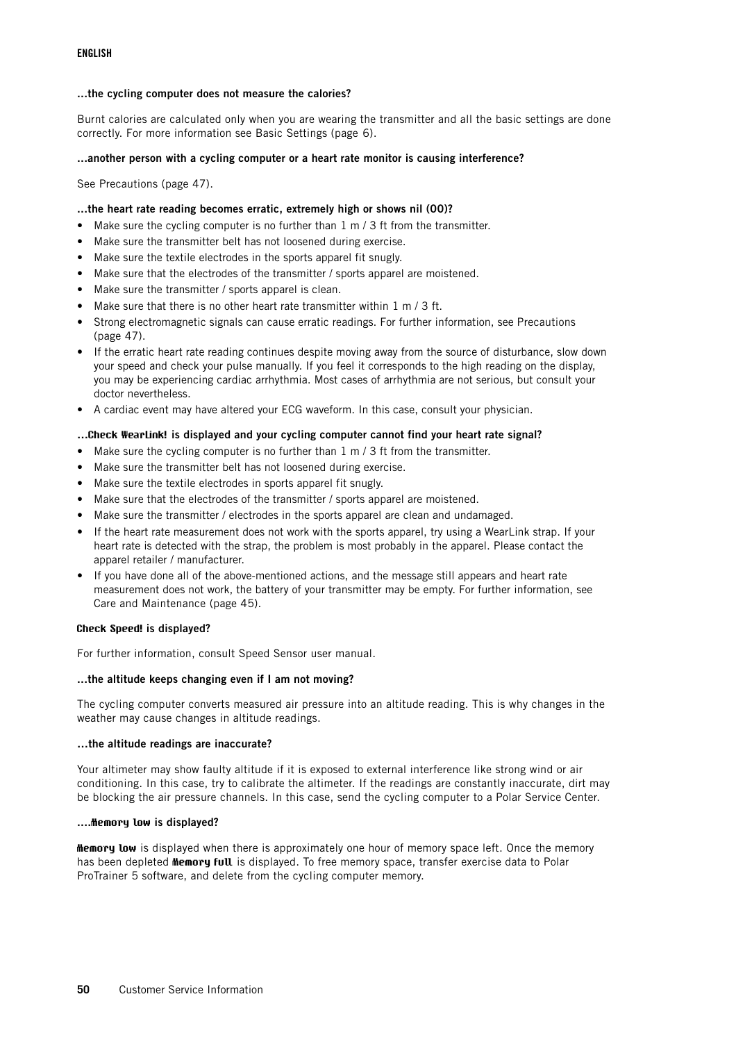**...the cycling computer does not measure the calories?**

Burnt calories are calculated only when you are wearing the transmitter and all the basic settings are done correctly. For more information see Basic Settings (page 6).

**...another person with a cycling computer or a heart rate monitor is causing interference?**

See Precautions (page 47).

**...the heart rate reading becomes erratic, extremely high or shows nil (00)?**

- Make sure the cycling computer is no further than 1 m / 3 ft from the transmitter.
- Make sure the transmitter belt has not loosened during exercise.
- Make sure the textile electrodes in the sports apparel fit snugly.
- Make sure that the electrodes of the transmitter / sports apparel are moistened.
- Make sure the transmitter / sports apparel is clean.
- Make sure that there is no other heart rate transmitter within 1 m / 3 ft.
- Strong electromagnetic signals can cause erratic readings. For further information, see Precautions (page 47).
- If the erratic heart rate reading continues despite moving away from the source of disturbance, slow down your speed and check your pulse manually. If you feel it corresponds to the high reading on the display, you may be experiencing cardiac arrhythmia. Most cases of arrhythmia are not serious, but consult your doctor nevertheless.
- A cardiac event may have altered your ECG waveform. In this case, consult your physician.

**...Check WearLink! is displayed and your cycling computer cannot find your heart rate signal?**

- Make sure the cycling computer is no further than 1 m / 3 ft from the transmitter.
- Make sure the transmitter belt has not loosened during exercise.
- Make sure the textile electrodes in sports apparel fit snugly.
- Make sure that the electrodes of the transmitter / sports apparel are moistened.
- Make sure the transmitter / electrodes in the sports apparel are clean and undamaged.
- If the heart rate measurement does not work with the sports apparel, try using a WearLink strap. If your heart rate is detected with the strap, the problem is most probably in the apparel. Please contact the apparel retailer / manufacturer.
- If you have done all of the above-mentioned actions, and the message still appears and heart rate measurement does not work, the battery of your transmitter may be empty. For further information, see Care and Maintenance (page 45).

**Check Speed! is displayed?**

For further information, consult Speed Sensor user manual.

**...the altitude keeps changing even if I am not moving?**

The cycling computer converts measured air pressure into an altitude reading. This is why changes in the weather may cause changes in altitude readings.

**...the altitude readings are inaccurate?**

Your altimeter may show faulty altitude if it is exposed to external interference like strong wind or air conditioning. In this case, try to calibrate the altimeter. If the readings are constantly inaccurate, dirt may be blocking the air pressure channels. In this case, send the cycling computer to a Polar Service Center.

**....Memory low is displayed?**

**Memory low** is displayed when there is approximately one hour of memory space left. Once the memory has been depleted **Memory full** is displayed. To free memory space, transfer exercise data to Polar ProTrainer 5 software, and delete from the cycling computer memory.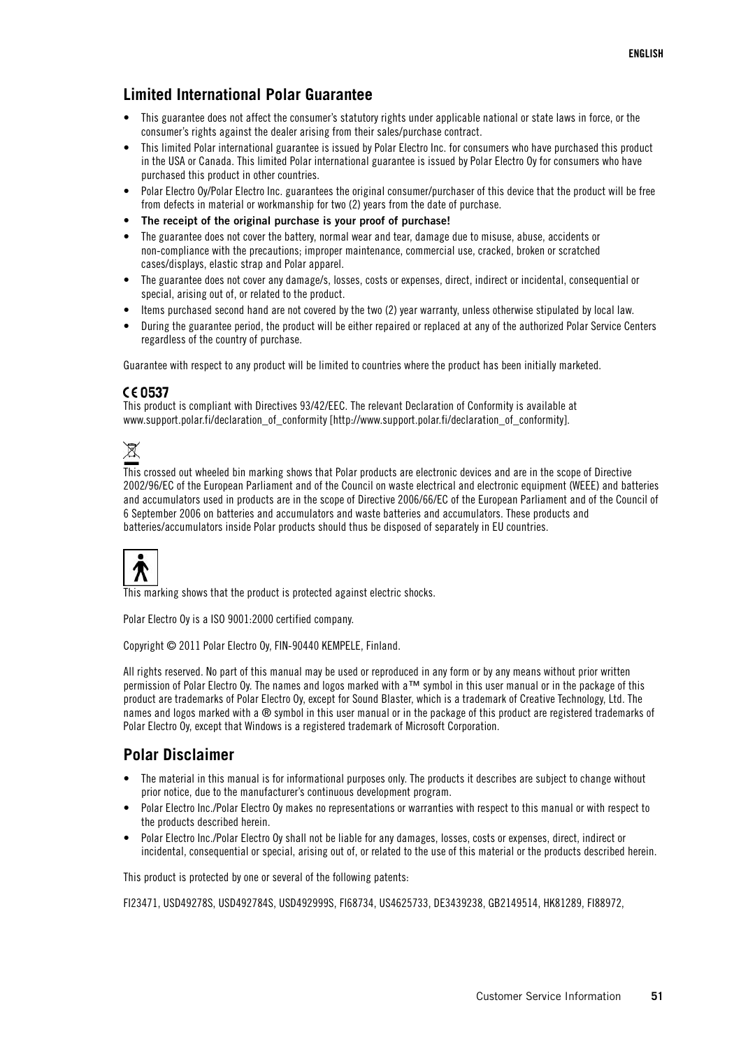## Limited International Polar Guarantee

- This guarantee does not affect the consumer's statutory rights under applicable national or state laws in force, or the consumer's rights against the dealer arising from their sales/purchase contract.
- This limited Polar international guarantee is issued by Polar Electro Inc. for consumers who have purchased this product in the USA or Canada. This limited Polar international guarantee is issued by Polar Electro Oy for consumers who have purchased this product in other countries.
- Polar Electro Oy/Polar Electro Inc. guarantees the original consumer/purchaser of this device that the product will be free from defects in material or workmanship for two (2) years from the date of purchase.
- **The receipt of the original purchase is your proof of purchase!**
- The guarantee does not cover the battery, normal wear and tear, damage due to misuse, abuse, accidents or non-compliance with the precautions; improper maintenance, commercial use, cracked, broken or scratched cases/displays, elastic strap and Polar apparel.
- The guarantee does not cover any damage/s, losses, costs or expenses, direct, indirect or incidental, consequential or special, arising out of, or related to the product.
- Items purchased second hand are not covered by the two (2) year warranty, unless otherwise stipulated by local law.
- During the guarantee period, the product will be either repaired or replaced at any of the authorized Polar Service Centers regardless of the country of purchase.

Guarantee with respect to any product will be limited to countries where the product has been initially marketed.

**CE 0537**

This product is compliant with Directives 93/42/EEC. The relevant Declaration of Conformity is available at www.support.polar.fi/declaration_of_conformity [http://www.support.polar.fi/declaration_of_conformity].

This crossed out wheeled bin marking shows that Polar products are electronic devices and are in the scope of Directive 2002/96/EC of the European Parliament and of the Council on waste electrical and electronic equipment (WEEE) and batteries and accumulators used in products are in the scope of Directive 2006/66/EC of the European Parliament and of the Council of 6 September 2006 on batteries and accumulators and waste batteries and accumulators. These products and batteries/accumulators inside Polar products should thus be disposed of separately in EU countries.

This marking shows that the product is protected against electric shocks.

Polar Electro Oy is a ISO 9001:2000 certified company.

Copyright © 2011 Polar Electro Oy, FIN-90440 KEMPELE, Finland.

All rights reserved. No part of this manual may be used or reproduced in any form or by any means without prior written permission of Polar Electro Oy. The names and logos marked with a™ symbol in this user manual or in the package of this product are trademarks of Polar Electro Oy, except for Sound Blaster, which is a trademark of Creative Technology, Ltd. The names and logos marked with a ® symbol in this user manual or in the package of this product are registered trademarks of Polar Electro Oy, except that Windows is a registered trademark of Microsoft Corporation.

## Polar Disclaimer

- The material in this manual is for informational purposes only. The products it describes are subject to change without prior notice, due to the manufacturer's continuous development program.
- Polar Electro Inc./Polar Electro Oy makes no representations or warranties with respect to this manual or with respect to the products described herein.
- Polar Electro Inc./Polar Electro Oy shall not be liable for any damages, losses, costs or expenses, direct, indirect or incidental, consequential or special, arising out of, or related to the use of this material or the products described herein.

This product is protected by one or several of the following patents:

FI23471, USD49278S, USD492784S, USD492999S, FI68734, US4625733, DE3439238, GB2149514, HK81289, FI88972,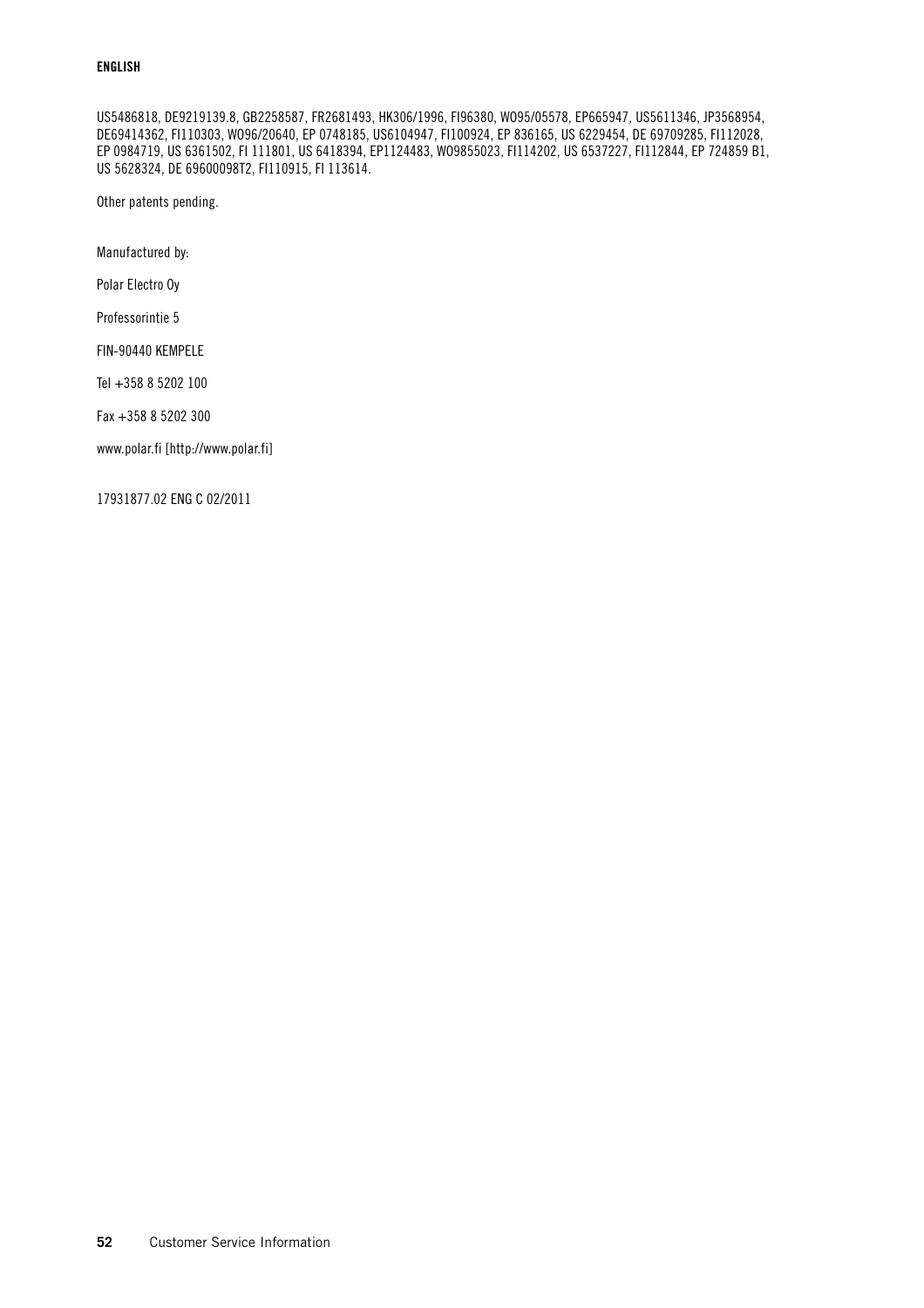**ENGLISH**

US5486818, DE9219139.8, GB2258587, FR2681493, HK306/1996, FI96380, WO95/05578, EP665947, US5611346, JP3568954, DE69414362, FI110303, WO96/20640, EP 0748185, US6104947, FI100924, EP 836165, US 6229454, DE 69709285, FI112028, EP 0984719, US 6361502, FI 111801, US 6418394, EP1124483, WO9855023, FI114202, US 6537227, FI112844, EP 724859 B1, US 5628324, DE 69600098T2, FI110915, FI 113614.

Other patents pending.

Manufactured by:

Polar Electro Oy

Professorintie 5

FIN-90440 KEMPELE

Tel +358 8 5202 100

Fax +358 8 5202 300

www.polar.fi [http://www.polar.fi]

17931877.02 ENG C 02/2011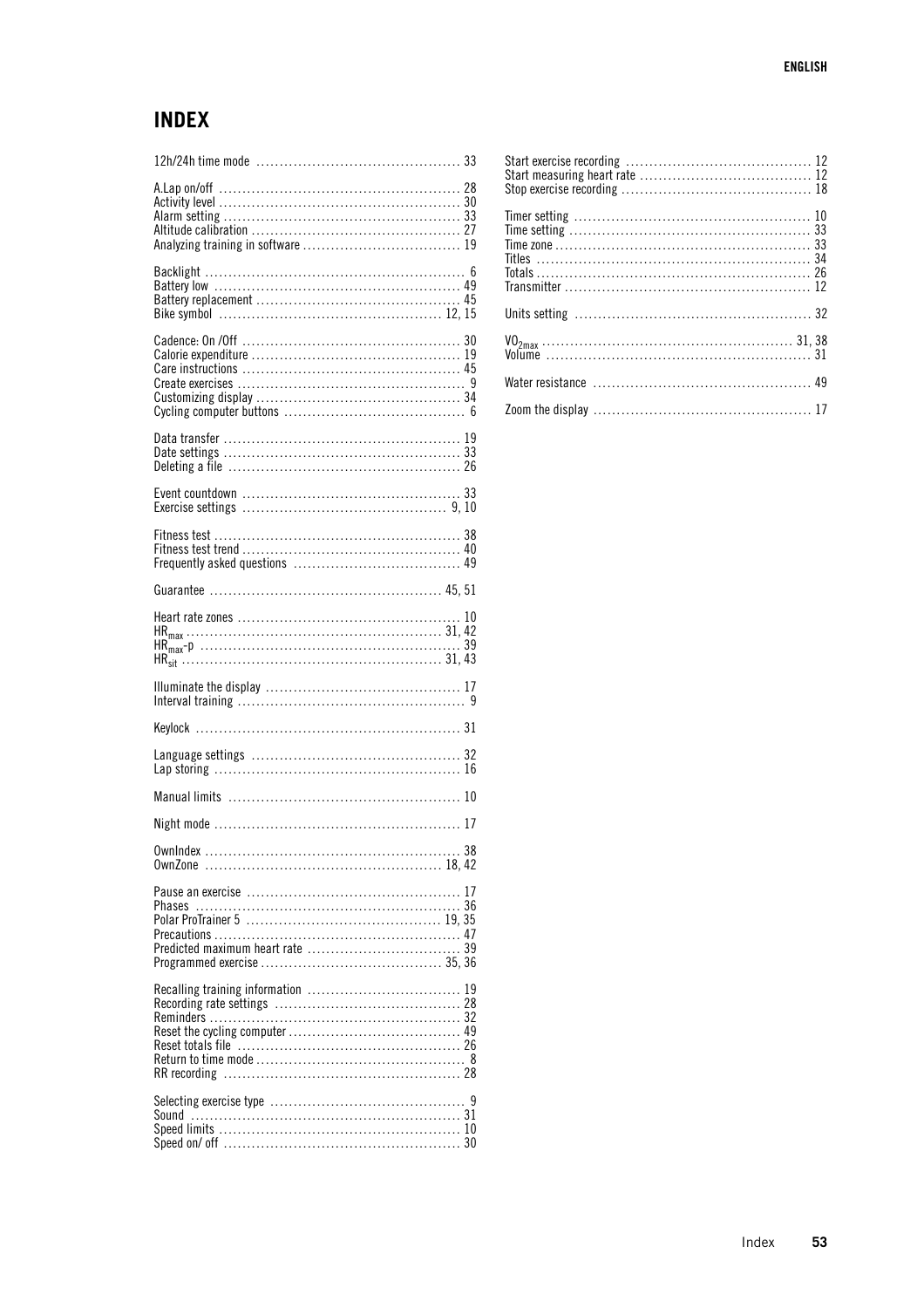# INDEX

12h/24h time mode ........................................... 33

A.Lap on/off ................................................... 28
Activity level .................................................... 30
Alarm setting .................................................. 33
Altitude calibration ............................................ 27
Analyzing training in software .................................. 19

Backlight ........................................................ 6
Battery low ..................................................... 49
Battery replacement ............................................ 45
Bike symbol ................................................ 12, 15

Cadence: On /Off .............................................. 30
Calorie expenditure ............................................ 19
Care instructions ............................................... 45
Create exercises ................................................ 9
Customizing display ............................................ 34
Cycling computer buttons ...................................... 6

Data transfer ................................................... 19
Date settings ................................................... 33
Deleting a file .................................................. 26

Event countdown ............................................... 33
Exercise settings ............................................ 9, 10

Fitness test ..................................................... 38
Fitness test trend .............................................. 40
Frequently asked questions .................................... 49

Guarantee .................................................. 45, 51

Heart rate zones ............................................... 10
$HR_{max}$ ................................................. 31, 42
$HR_{max}$-p ...................................................... 39
$HR_{sit}$ ..................................................... 31, 43

Illuminate the display ......................................... 17
Interval training ................................................ 9

Keylock ......................................................... 31

Language settings ............................................. 32
Lap storing ..................................................... 16

Manual limits ................................................... 10

Night mode ..................................................... 17

OwnIndex ....................................................... 38
OwnZone .................................................. 18, 42

Pause an exercise ............................................. 17
Phases .......................................................... 36
Polar ProTrainer 5 ........................................ 19, 35
Precautions ..................................................... 47
Predicted maximum heart rate ................................ 39
Programmed exercise ..................................... 35, 36

Recalling training information ................................ 19
Recording rate settings ....................................... 28
Reminders ...................................................... 32
Reset the cycling computer .................................... 49
Reset totals file ................................................ 26
Return to time mode ........................................... 8
RR recording ................................................... 28

Selecting exercise type ........................................ 9
Sound ........................................................... 31
Speed limits .................................................... 10
Speed on/ off ................................................... 30

Start exercise recording ....................................... 12
Start measuring heart rate .................................... 12
Stop exercise recording ....................................... 18

Timer setting ................................................... 10
Time setting .................................................... 33
Time zone ...................................................... 33
Titles ........................................................... 34
Totals ........................................................... 26
Transmitter ..................................................... 12

Units setting ................................................... 32

$VO_{2max}$ ................................................. 31, 38
Volume .......................................................... 31

Water resistance .............................................. 49

Zoom the display ............................................. 17